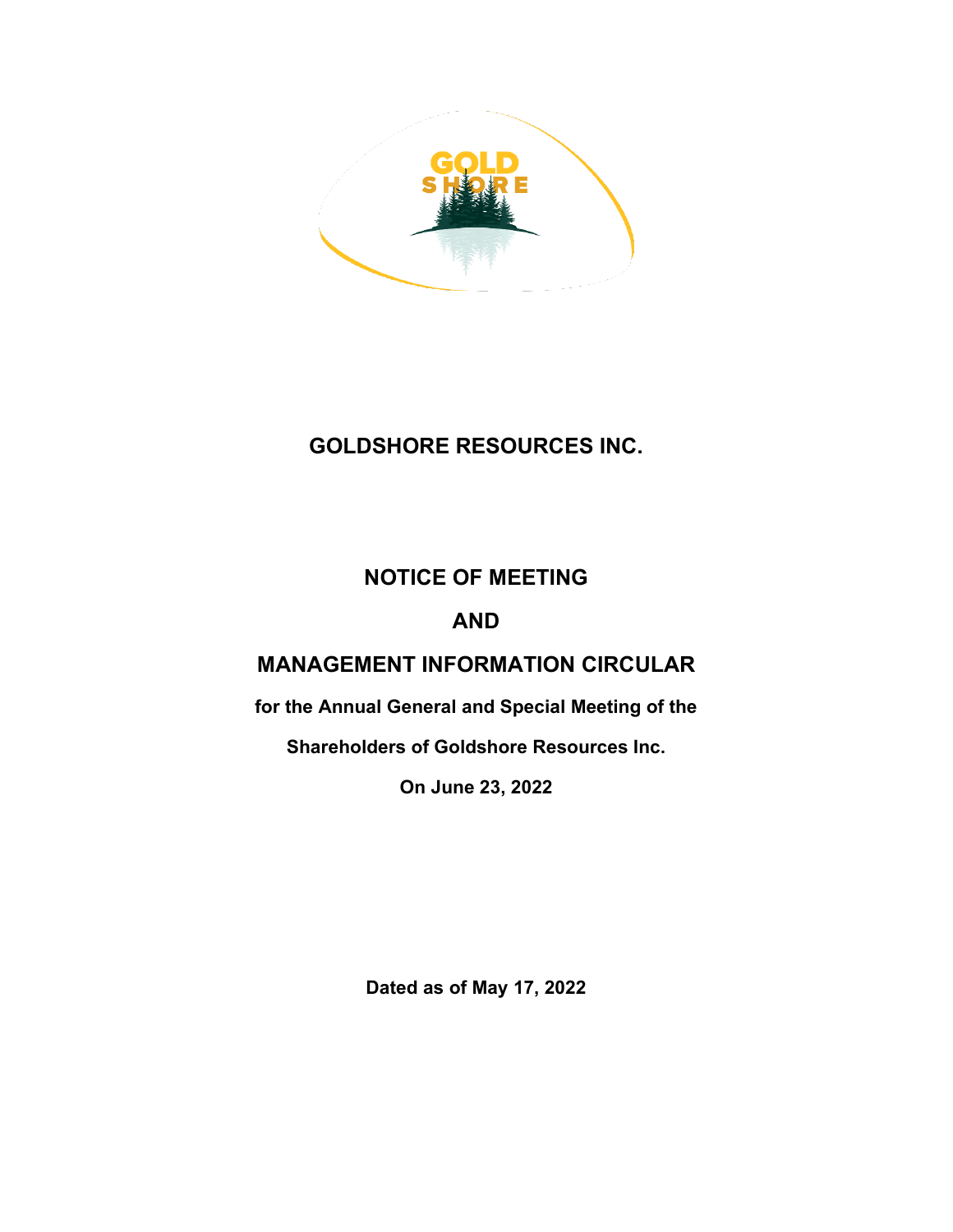# GOLDSHORE RESOURCES INC.

## NOTICE OF MEETING

## AND

## MANAGEMENT INFORMATION CIRCULAR

**for the Annual General and Special Meeting of the**

**Shareholders of Goldshore Resources Inc.**

**On June 23, 2022**

**Dated as of May 17, 2022**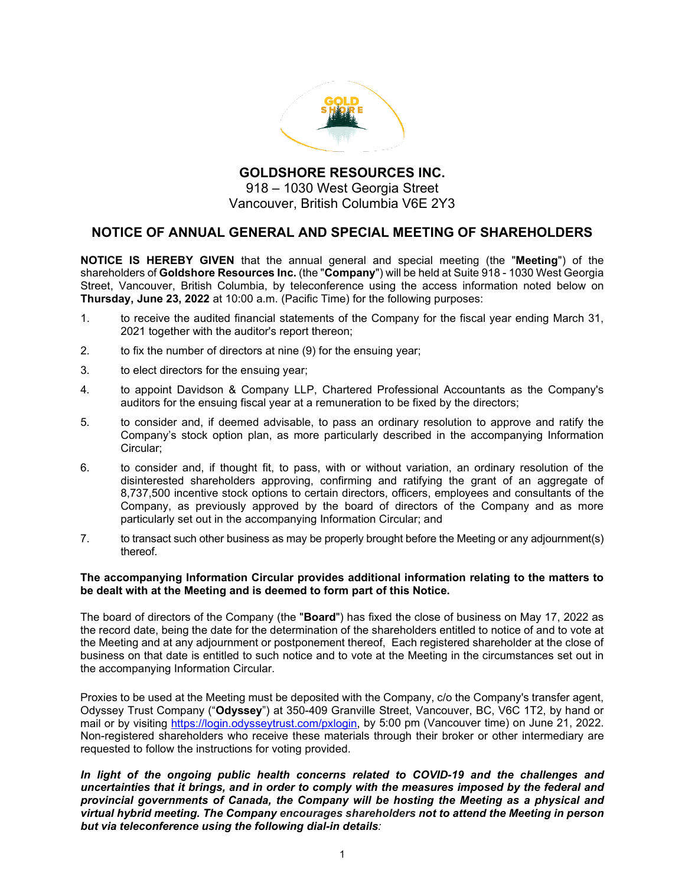# GOLDSHORE RESOURCES INC.

918 – 1030 West Georgia Street
Vancouver, British Columbia V6E 2Y3

## NOTICE OF ANNUAL GENERAL AND SPECIAL MEETING OF SHAREHOLDERS

**NOTICE IS HEREBY GIVEN** that the annual general and special meeting (the "**Meeting**") of the shareholders of **Goldshore Resources Inc.** (the "**Company**") will be held at Suite 918 - 1030 West Georgia Street, Vancouver, British Columbia, by teleconference using the access information noted below on **Thursday, June 23, 2022** at 10:00 a.m. (Pacific Time) for the following purposes:

1. to receive the audited financial statements of the Company for the fiscal year ending March 31, 2021 together with the auditor's report thereon;
2. to fix the number of directors at nine (9) for the ensuing year;
3. to elect directors for the ensuing year;
4. to appoint Davidson & Company LLP, Chartered Professional Accountants as the Company's auditors for the ensuing fiscal year at a remuneration to be fixed by the directors;
5. to consider and, if deemed advisable, to pass an ordinary resolution to approve and ratify the Company's stock option plan, as more particularly described in the accompanying Information Circular;
6. to consider and, if thought fit, to pass, with or without variation, an ordinary resolution of the disinterested shareholders approving, confirming and ratifying the grant of an aggregate of 8,737,500 incentive stock options to certain directors, officers, employees and consultants of the Company, as previously approved by the board of directors of the Company and as more particularly set out in the accompanying Information Circular; and
7. to transact such other business as may be properly brought before the Meeting or any adjournment(s) thereof.

**The accompanying Information Circular provides additional information relating to the matters to be dealt with at the Meeting and is deemed to form part of this Notice.**

The board of directors of the Company (the "**Board**") has fixed the close of business on May 17, 2022 as the record date, being the date for the determination of the shareholders entitled to notice of and to vote at the Meeting and at any adjournment or postponement thereof, Each registered shareholder at the close of business on that date is entitled to such notice and to vote at the Meeting in the circumstances set out in the accompanying Information Circular.

Proxies to be used at the Meeting must be deposited with the Company, c/o the Company's transfer agent, Odyssey Trust Company ("**Odyssey**") at 350-409 Granville Street, Vancouver, BC, V6C 1T2, by hand or mail or by visiting https://login.odysseytrust.com/pxlogin, by 5:00 pm (Vancouver time) on June 21, 2022. Non-registered shareholders who receive these materials through their broker or other intermediary are requested to follow the instructions for voting provided.

***In light of the ongoing public health concerns related to COVID-19 and the challenges and uncertainties that it brings, and in order to comply with the measures imposed by the federal and provincial governments of Canada, the Company will be hosting the Meeting as a physical and virtual hybrid meeting. The Company encourages shareholders not to attend the Meeting in person but via teleconference using the following dial-in details:***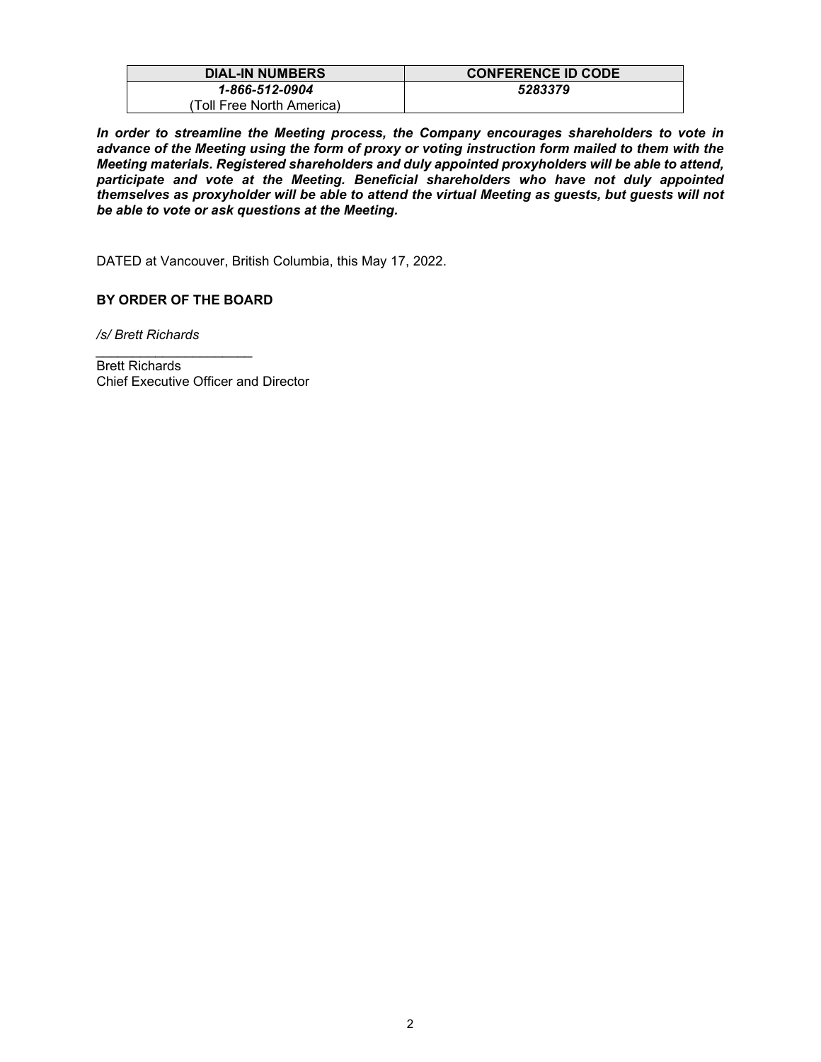| DIAL-IN NUMBERS | CONFERENCE ID CODE |
| --- | --- |
| ***1-866-512-0904***<br>(Toll Free North America) | ***5283379*** |

***In order to streamline the Meeting process, the Company encourages shareholders to vote in advance of the Meeting using the form of proxy or voting instruction form mailed to them with the Meeting materials. Registered shareholders and duly appointed proxyholders will be able to attend, participate and vote at the Meeting. Beneficial shareholders who have not duly appointed themselves as proxyholder will be able to attend the virtual Meeting as guests, but guests will not be able to vote or ask questions at the Meeting.***

DATED at Vancouver, British Columbia, this May 17, 2022.

**BY ORDER OF THE BOARD**

*/s/ Brett Richards*

Brett Richards
Chief Executive Officer and Director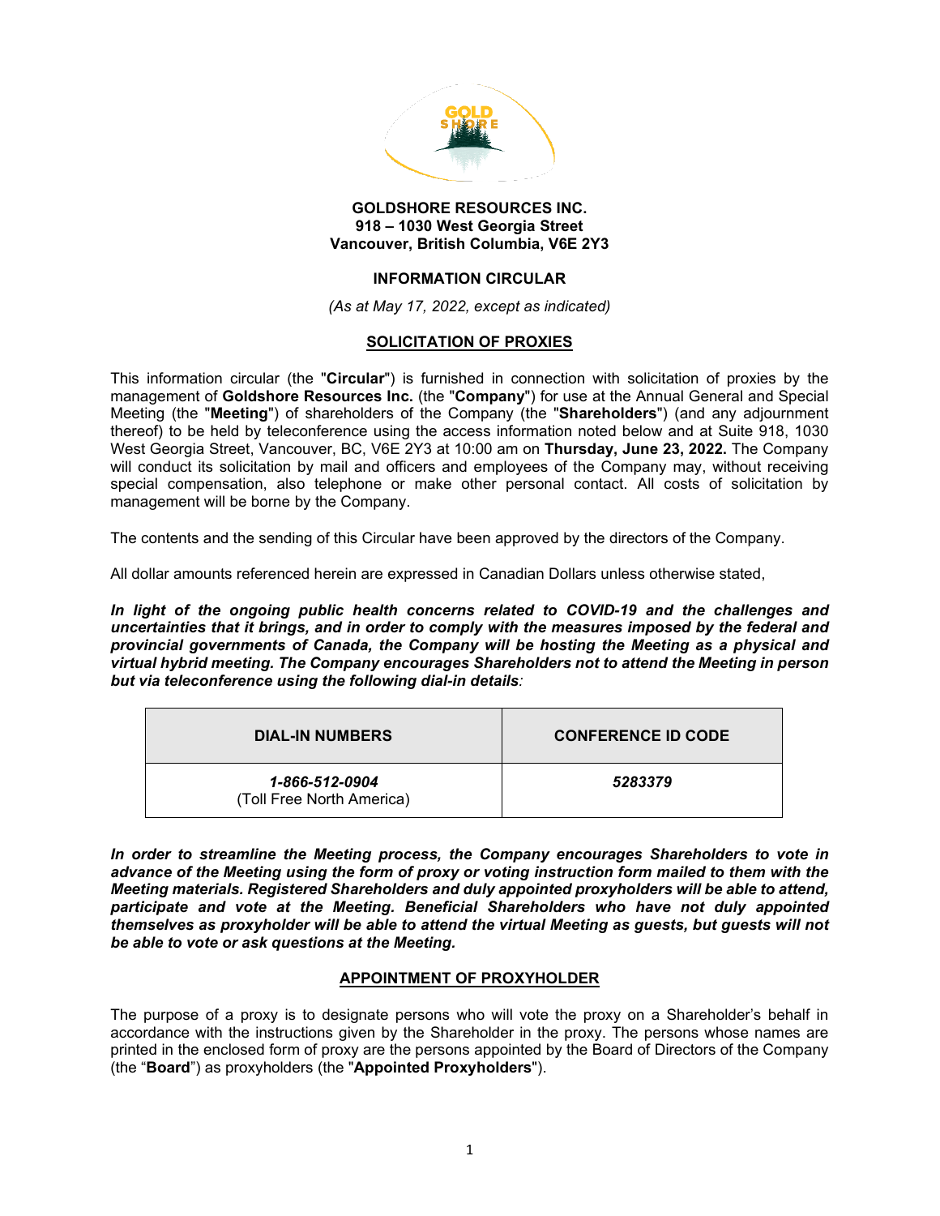**GOLDSHORE RESOURCES INC.**
**918 – 1030 West Georgia Street**
**Vancouver, British Columbia, V6E 2Y3**

**INFORMATION CIRCULAR**

*(As at May 17, 2022, except as indicated)*

## SOLICITATION OF PROXIES

This information circular (the "**Circular**") is furnished in connection with solicitation of proxies by the management of **Goldshore Resources Inc.** (the "**Company**") for use at the Annual General and Special Meeting (the "**Meeting**") of shareholders of the Company (the "**Shareholders**") (and any adjournment thereof) to be held by teleconference using the access information noted below and at Suite 918, 1030 West Georgia Street, Vancouver, BC, V6E 2Y3 at 10:00 am on **Thursday, June 23, 2022.** The Company will conduct its solicitation by mail and officers and employees of the Company may, without receiving special compensation, also telephone or make other personal contact. All costs of solicitation by management will be borne by the Company.

The contents and the sending of this Circular have been approved by the directors of the Company.

All dollar amounts referenced herein are expressed in Canadian Dollars unless otherwise stated,

***In light of the ongoing public health concerns related to COVID-19 and the challenges and uncertainties that it brings, and in order to comply with the measures imposed by the federal and provincial governments of Canada, the Company will be hosting the Meeting as a physical and virtual hybrid meeting. The Company encourages Shareholders not to attend the Meeting in person but via teleconference using the following dial-in details****:*

| DIAL-IN NUMBERS | CONFERENCE ID CODE |
|---|---|
| ***1-866-512-0904*** (Toll Free North America) | ***5283379*** |

***In order to streamline the Meeting process, the Company encourages Shareholders to vote in advance of the Meeting using the form of proxy or voting instruction form mailed to them with the Meeting materials. Registered Shareholders and duly appointed proxyholders will be able to attend, participate and vote at the Meeting. Beneficial Shareholders who have not duly appointed themselves as proxyholder will be able to attend the virtual Meeting as guests, but guests will not be able to vote or ask questions at the Meeting.***

## APPOINTMENT OF PROXYHOLDER

The purpose of a proxy is to designate persons who will vote the proxy on a Shareholder's behalf in accordance with the instructions given by the Shareholder in the proxy. The persons whose names are printed in the enclosed form of proxy are the persons appointed by the Board of Directors of the Company (the "**Board**") as proxyholders (the "**Appointed Proxyholders**").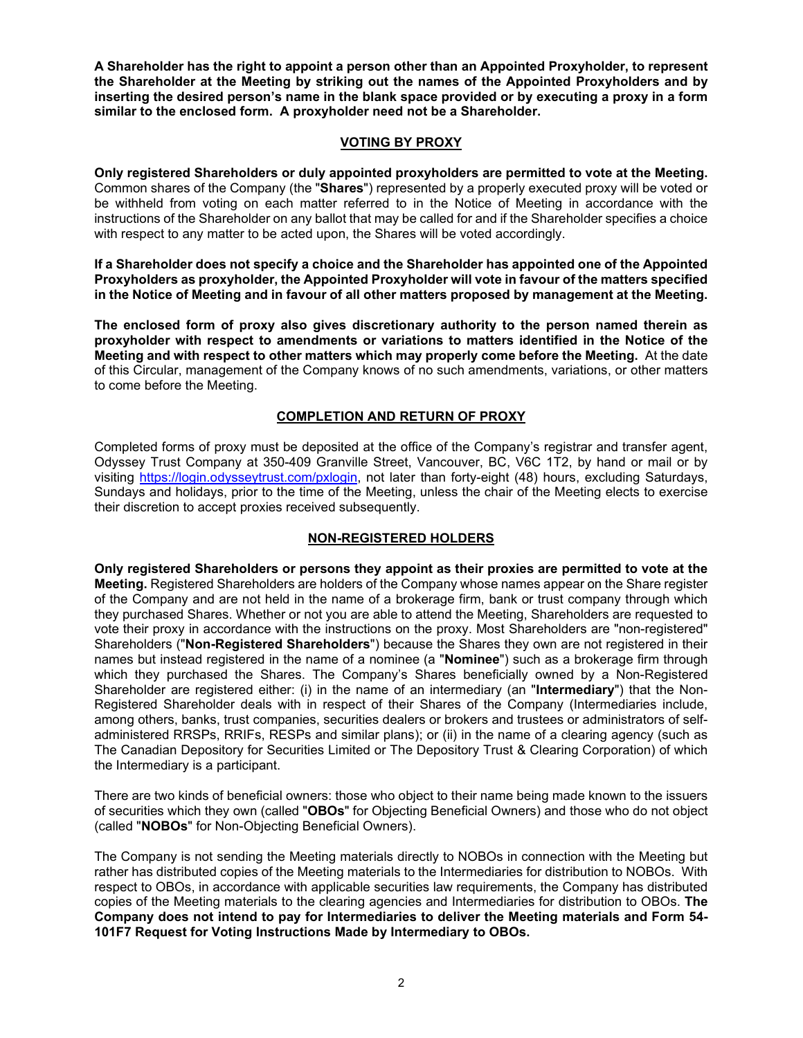**A Shareholder has the right to appoint a person other than an Appointed Proxyholder, to represent the Shareholder at the Meeting by striking out the names of the Appointed Proxyholders and by inserting the desired person's name in the blank space provided or by executing a proxy in a form similar to the enclosed form. A proxyholder need not be a Shareholder.**

## VOTING BY PROXY

**Only registered Shareholders or duly appointed proxyholders are permitted to vote at the Meeting.** Common shares of the Company (the "**Shares**") represented by a properly executed proxy will be voted or be withheld from voting on each matter referred to in the Notice of Meeting in accordance with the instructions of the Shareholder on any ballot that may be called for and if the Shareholder specifies a choice with respect to any matter to be acted upon, the Shares will be voted accordingly.

**If a Shareholder does not specify a choice and the Shareholder has appointed one of the Appointed Proxyholders as proxyholder, the Appointed Proxyholder will vote in favour of the matters specified in the Notice of Meeting and in favour of all other matters proposed by management at the Meeting.**

**The enclosed form of proxy also gives discretionary authority to the person named therein as proxyholder with respect to amendments or variations to matters identified in the Notice of the Meeting and with respect to other matters which may properly come before the Meeting.** At the date of this Circular, management of the Company knows of no such amendments, variations, or other matters to come before the Meeting.

## COMPLETION AND RETURN OF PROXY

Completed forms of proxy must be deposited at the office of the Company's registrar and transfer agent, Odyssey Trust Company at 350-409 Granville Street, Vancouver, BC, V6C 1T2, by hand or mail or by visiting https://login.odysseytrust.com/pxlogin, not later than forty-eight (48) hours, excluding Saturdays, Sundays and holidays, prior to the time of the Meeting, unless the chair of the Meeting elects to exercise their discretion to accept proxies received subsequently.

## NON-REGISTERED HOLDERS

**Only registered Shareholders or persons they appoint as their proxies are permitted to vote at the Meeting.** Registered Shareholders are holders of the Company whose names appear on the Share register of the Company and are not held in the name of a brokerage firm, bank or trust company through which they purchased Shares. Whether or not you are able to attend the Meeting, Shareholders are requested to vote their proxy in accordance with the instructions on the proxy. Most Shareholders are "non-registered" Shareholders ("**Non-Registered Shareholders**") because the Shares they own are not registered in their names but instead registered in the name of a nominee (a "**Nominee**") such as a brokerage firm through which they purchased the Shares. The Company's Shares beneficially owned by a Non-Registered Shareholder are registered either: (i) in the name of an intermediary (an "**Intermediary**") that the Non-Registered Shareholder deals with in respect of their Shares of the Company (Intermediaries include, among others, banks, trust companies, securities dealers or brokers and trustees or administrators of self-administered RRSPs, RRIFs, RESPs and similar plans); or (ii) in the name of a clearing agency (such as The Canadian Depository for Securities Limited or The Depository Trust & Clearing Corporation) of which the Intermediary is a participant.

There are two kinds of beneficial owners: those who object to their name being made known to the issuers of securities which they own (called "**OBOs**" for Objecting Beneficial Owners) and those who do not object (called "**NOBOs**" for Non-Objecting Beneficial Owners).

The Company is not sending the Meeting materials directly to NOBOs in connection with the Meeting but rather has distributed copies of the Meeting materials to the Intermediaries for distribution to NOBOs. With respect to OBOs, in accordance with applicable securities law requirements, the Company has distributed copies of the Meeting materials to the clearing agencies and Intermediaries for distribution to OBOs. **The Company does not intend to pay for Intermediaries to deliver the Meeting materials and Form 54-101F7 Request for Voting Instructions Made by Intermediary to OBOs.**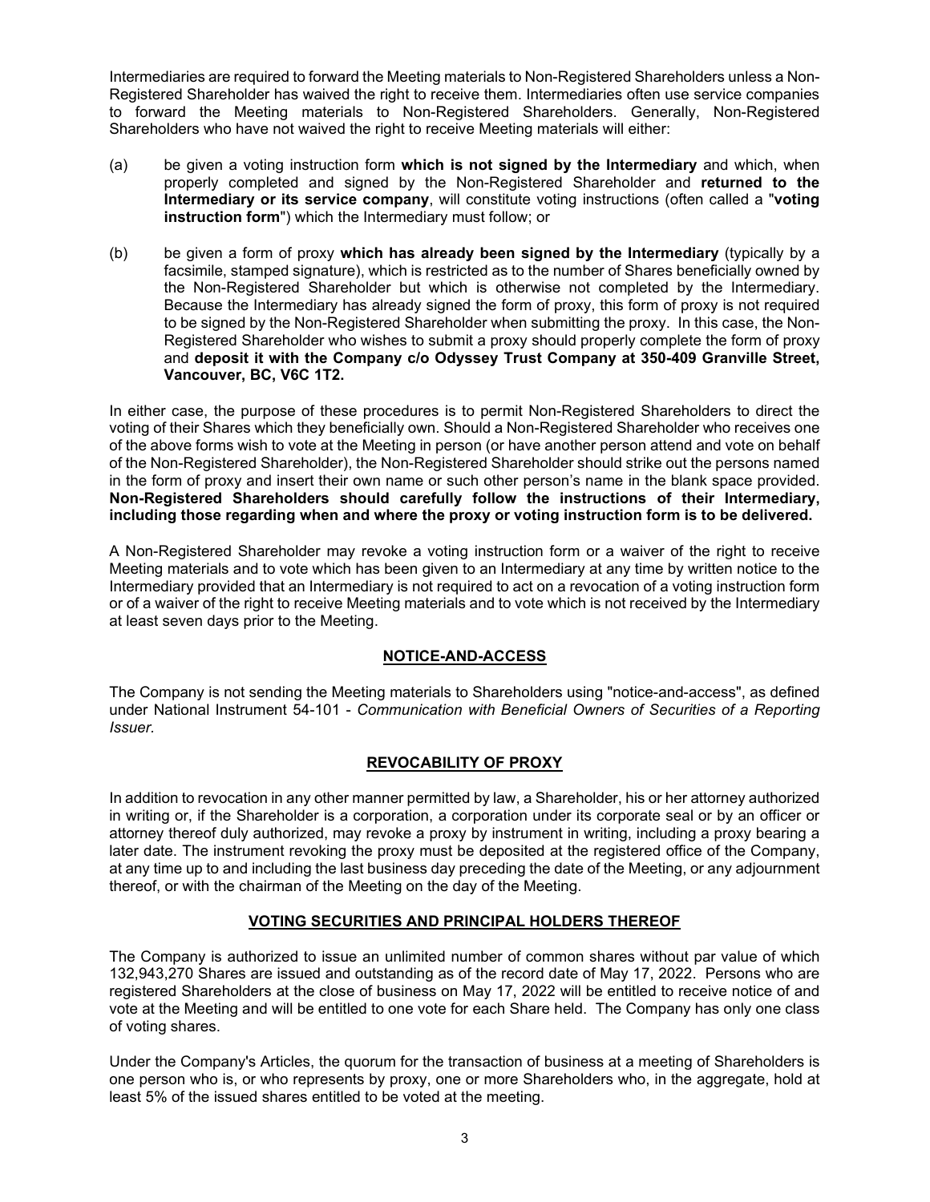Intermediaries are required to forward the Meeting materials to Non-Registered Shareholders unless a Non-Registered Shareholder has waived the right to receive them. Intermediaries often use service companies to forward the Meeting materials to Non-Registered Shareholders. Generally, Non-Registered Shareholders who have not waived the right to receive Meeting materials will either:

(a) be given a voting instruction form **which is not signed by the Intermediary** and which, when properly completed and signed by the Non-Registered Shareholder and **returned to the Intermediary or its service company**, will constitute voting instructions (often called a "**voting instruction form**") which the Intermediary must follow; or

(b) be given a form of proxy **which has already been signed by the Intermediary** (typically by a facsimile, stamped signature), which is restricted as to the number of Shares beneficially owned by the Non-Registered Shareholder but which is otherwise not completed by the Intermediary. Because the Intermediary has already signed the form of proxy, this form of proxy is not required to be signed by the Non-Registered Shareholder when submitting the proxy. In this case, the Non-Registered Shareholder who wishes to submit a proxy should properly complete the form of proxy and **deposit it with the Company c/o Odyssey Trust Company at 350-409 Granville Street, Vancouver, BC, V6C 1T2.**

In either case, the purpose of these procedures is to permit Non-Registered Shareholders to direct the voting of their Shares which they beneficially own. Should a Non-Registered Shareholder who receives one of the above forms wish to vote at the Meeting in person (or have another person attend and vote on behalf of the Non-Registered Shareholder), the Non-Registered Shareholder should strike out the persons named in the form of proxy and insert their own name or such other person's name in the blank space provided. **Non-Registered Shareholders should carefully follow the instructions of their Intermediary, including those regarding when and where the proxy or voting instruction form is to be delivered.**

A Non-Registered Shareholder may revoke a voting instruction form or a waiver of the right to receive Meeting materials and to vote which has been given to an Intermediary at any time by written notice to the Intermediary provided that an Intermediary is not required to act on a revocation of a voting instruction form or of a waiver of the right to receive Meeting materials and to vote which is not received by the Intermediary at least seven days prior to the Meeting.

## NOTICE-AND-ACCESS

The Company is not sending the Meeting materials to Shareholders using "notice-and-access", as defined under National Instrument 54-101 - *Communication with Beneficial Owners of Securities of a Reporting Issuer*.

## REVOCABILITY OF PROXY

In addition to revocation in any other manner permitted by law, a Shareholder, his or her attorney authorized in writing or, if the Shareholder is a corporation, a corporation under its corporate seal or by an officer or attorney thereof duly authorized, may revoke a proxy by instrument in writing, including a proxy bearing a later date. The instrument revoking the proxy must be deposited at the registered office of the Company, at any time up to and including the last business day preceding the date of the Meeting, or any adjournment thereof, or with the chairman of the Meeting on the day of the Meeting.

## VOTING SECURITIES AND PRINCIPAL HOLDERS THEREOF

The Company is authorized to issue an unlimited number of common shares without par value of which 132,943,270 Shares are issued and outstanding as of the record date of May 17, 2022. Persons who are registered Shareholders at the close of business on May 17, 2022 will be entitled to receive notice of and vote at the Meeting and will be entitled to one vote for each Share held. The Company has only one class of voting shares.

Under the Company's Articles, the quorum for the transaction of business at a meeting of Shareholders is one person who is, or who represents by proxy, one or more Shareholders who, in the aggregate, hold at least 5% of the issued shares entitled to be voted at the meeting.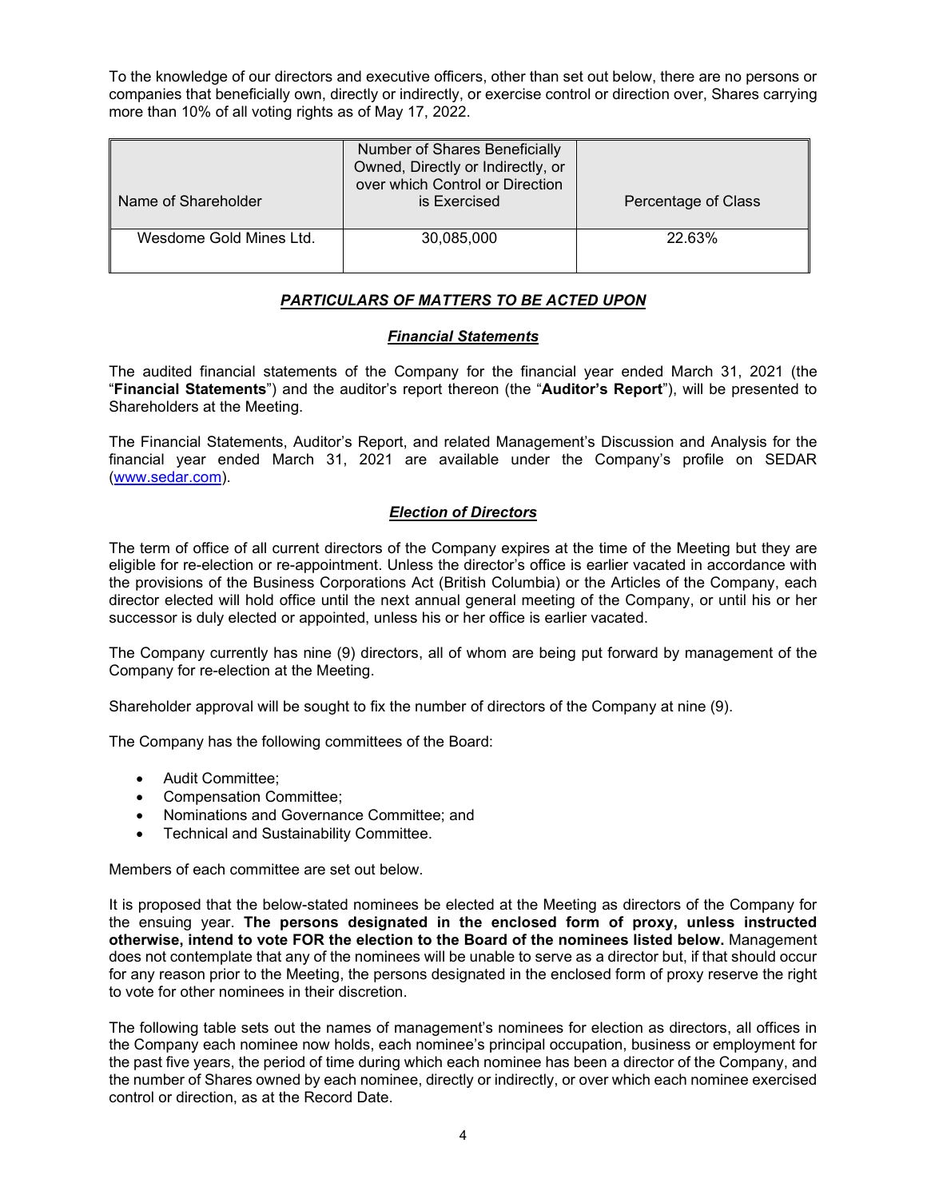To the knowledge of our directors and executive officers, other than set out below, there are no persons or companies that beneficially own, directly or indirectly, or exercise control or direction over, Shares carrying more than 10% of all voting rights as of May 17, 2022.

| Name of Shareholder | Number of Shares Beneficially Owned, Directly or Indirectly, or over which Control or Direction is Exercised | Percentage of Class |
|---|---|---|
| Wesdome Gold Mines Ltd. | 30,085,000 | 22.63% |

## ***PARTICULARS OF MATTERS TO BE ACTED UPON***

### ***Financial Statements***

The audited financial statements of the Company for the financial year ended March 31, 2021 (the "**Financial Statements**") and the auditor's report thereon (the "**Auditor's Report**"), will be presented to Shareholders at the Meeting.

The Financial Statements, Auditor's Report, and related Management's Discussion and Analysis for the financial year ended March 31, 2021 are available under the Company's profile on SEDAR (www.sedar.com).

### ***Election of Directors***

The term of office of all current directors of the Company expires at the time of the Meeting but they are eligible for re-election or re-appointment. Unless the director's office is earlier vacated in accordance with the provisions of the Business Corporations Act (British Columbia) or the Articles of the Company, each director elected will hold office until the next annual general meeting of the Company, or until his or her successor is duly elected or appointed, unless his or her office is earlier vacated.

The Company currently has nine (9) directors, all of whom are being put forward by management of the Company for re-election at the Meeting.

Shareholder approval will be sought to fix the number of directors of the Company at nine (9).

The Company has the following committees of the Board:

- Audit Committee;
- Compensation Committee;
- Nominations and Governance Committee; and
- Technical and Sustainability Committee.

Members of each committee are set out below.

It is proposed that the below-stated nominees be elected at the Meeting as directors of the Company for the ensuing year. **The persons designated in the enclosed form of proxy, unless instructed otherwise, intend to vote FOR the election to the Board of the nominees listed below.** Management does not contemplate that any of the nominees will be unable to serve as a director but, if that should occur for any reason prior to the Meeting, the persons designated in the enclosed form of proxy reserve the right to vote for other nominees in their discretion.

The following table sets out the names of management's nominees for election as directors, all offices in the Company each nominee now holds, each nominee's principal occupation, business or employment for the past five years, the period of time during which each nominee has been a director of the Company, and the number of Shares owned by each nominee, directly or indirectly, or over which each nominee exercised control or direction, as at the Record Date.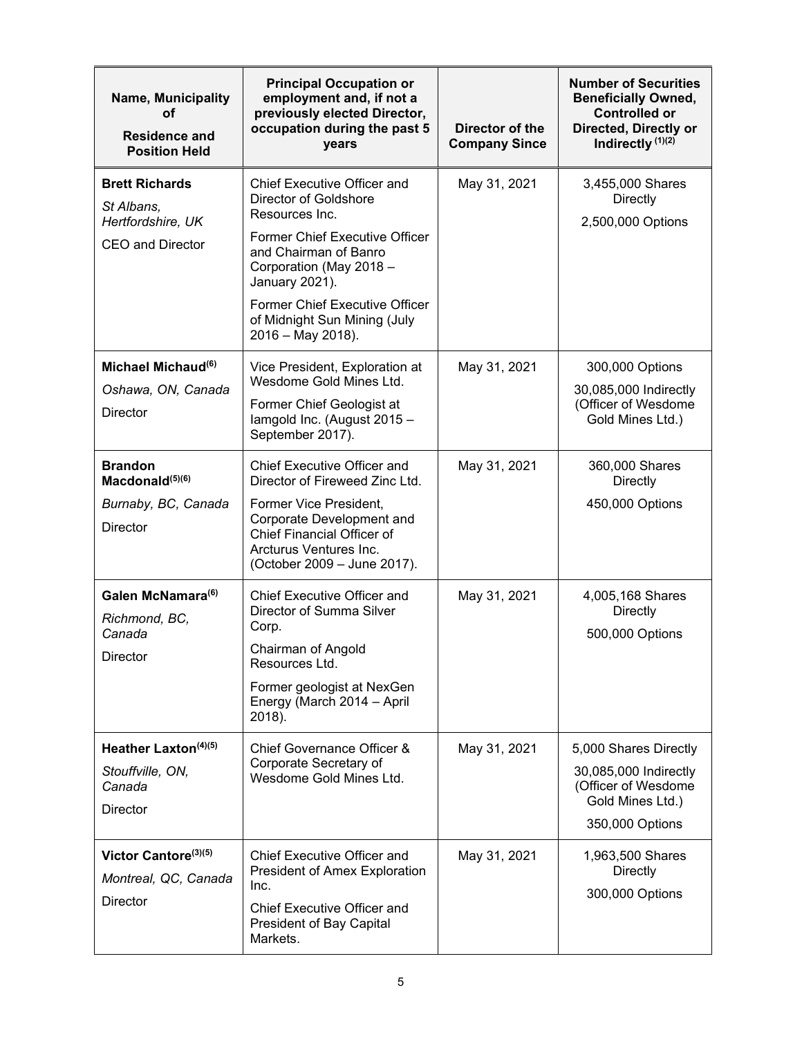| Name, Municipality of Residence and Position Held | Principal Occupation or employment and, if not a previously elected Director, occupation during the past 5 years | Director of the Company Since | Number of Securities Beneficially Owned, Controlled or Directed, Directly or Indirectly [(1)(2)] |
|---|---|---|---|
| **Brett Richards**<br>*St Albans, Hertfordshire, UK*<br>CEO and Director | Chief Executive Officer and Director of Goldshore Resources Inc.<br>Former Chief Executive Officer and Chairman of Banro Corporation (May 2018 – January 2021).<br>Former Chief Executive Officer of Midnight Sun Mining (July 2016 – May 2018). | May 31, 2021 | 3,455,000 Shares Directly<br>2,500,000 Options |
| **Michael Michaud**[(6)]<br>*Oshawa, ON, Canada*<br>Director | Vice President, Exploration at Wesdome Gold Mines Ltd.<br>Former Chief Geologist at Iamgold Inc. (August 2015 – September 2017). | May 31, 2021 | 300,000 Options<br>30,085,000 Indirectly (Officer of Wesdome Gold Mines Ltd.) |
| **Brandon Macdonald**[(5)(6)]<br>*Burnaby, BC, Canada*<br>Director | Chief Executive Officer and Director of Fireweed Zinc Ltd.<br>Former Vice President, Corporate Development and Chief Financial Officer of Arcturus Ventures Inc. (October 2009 – June 2017). | May 31, 2021 | 360,000 Shares Directly<br>450,000 Options |
| **Galen McNamara**[(6)]<br>*Richmond, BC, Canada*<br>Director | Chief Executive Officer and Director of Summa Silver Corp.<br>Chairman of Angold Resources Ltd.<br>Former geologist at NexGen Energy (March 2014 – April 2018). | May 31, 2021 | 4,005,168 Shares Directly<br>500,000 Options |
| **Heather Laxton**[(4)(5)]<br>*Stouffville, ON, Canada*<br>Director | Chief Governance Officer & Corporate Secretary of Wesdome Gold Mines Ltd. | May 31, 2021 | 5,000 Shares Directly<br>30,085,000 Indirectly (Officer of Wesdome Gold Mines Ltd.)<br>350,000 Options |
| **Victor Cantore**[(3)(5)]<br>*Montreal, QC, Canada*<br>Director | Chief Executive Officer and President of Amex Exploration Inc.<br>Chief Executive Officer and President of Bay Capital Markets. | May 31, 2021 | 1,963,500 Shares Directly<br>300,000 Options |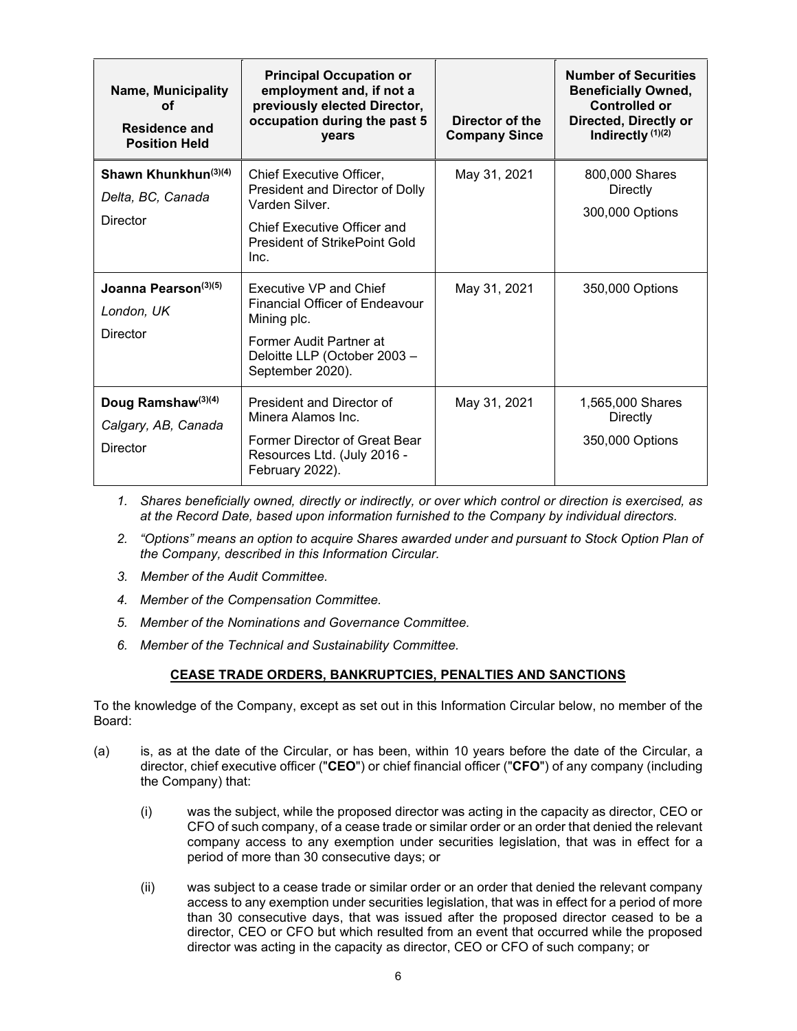| Name, Municipality of Residence and Position Held | Principal Occupation or employment and, if not a previously elected Director, occupation during the past 5 years | Director of the Company Since | Number of Securities Beneficially Owned, Controlled or Directed, Directly or Indirectly [(1)(2)] |
|---|---|---|---|
| **Shawn Khunkhun[(3)(4)]**<br>*Delta, BC, Canada*<br>Director | Chief Executive Officer, President and Director of Dolly Varden Silver.<br>Chief Executive Officer and President of StrikePoint Gold Inc. | May 31, 2021 | 800,000 Shares Directly<br>300,000 Options |
| **Joanna Pearson[(3)(5)]**<br>*London, UK*<br>Director | Executive VP and Chief Financial Officer of Endeavour Mining plc.<br>Former Audit Partner at Deloitte LLP (October 2003 – September 2020). | May 31, 2021 | 350,000 Options |
| **Doug Ramshaw[(3)(4)]**<br>*Calgary, AB, Canada*<br>Director | President and Director of Minera Alamos Inc.<br>Former Director of Great Bear Resources Ltd. (July 2016 - February 2022). | May 31, 2021 | 1,565,000 Shares Directly<br>350,000 Options |

1. *Shares beneficially owned, directly or indirectly, or over which control or direction is exercised, as at the Record Date, based upon information furnished to the Company by individual directors.*
2. *"Options" means an option to acquire Shares awarded under and pursuant to Stock Option Plan of the Company, described in this Information Circular.*
3. *Member of the Audit Committee.*
4. *Member of the Compensation Committee.*
5. *Member of the Nominations and Governance Committee.*
6. *Member of the Technical and Sustainability Committee.*

## CEASE TRADE ORDERS, BANKRUPTCIES, PENALTIES AND SANCTIONS

To the knowledge of the Company, except as set out in this Information Circular below, no member of the Board:

(a) is, as at the date of the Circular, or has been, within 10 years before the date of the Circular, a director, chief executive officer ("**CEO**") or chief financial officer ("**CFO**") of any company (including the Company) that:

(i) was the subject, while the proposed director was acting in the capacity as director, CEO or CFO of such company, of a cease trade or similar order or an order that denied the relevant company access to any exemption under securities legislation, that was in effect for a period of more than 30 consecutive days; or

(ii) was subject to a cease trade or similar order or an order that denied the relevant company access to any exemption under securities legislation, that was in effect for a period of more than 30 consecutive days, that was issued after the proposed director ceased to be a director, CEO or CFO but which resulted from an event that occurred while the proposed director was acting in the capacity as director, CEO or CFO of such company; or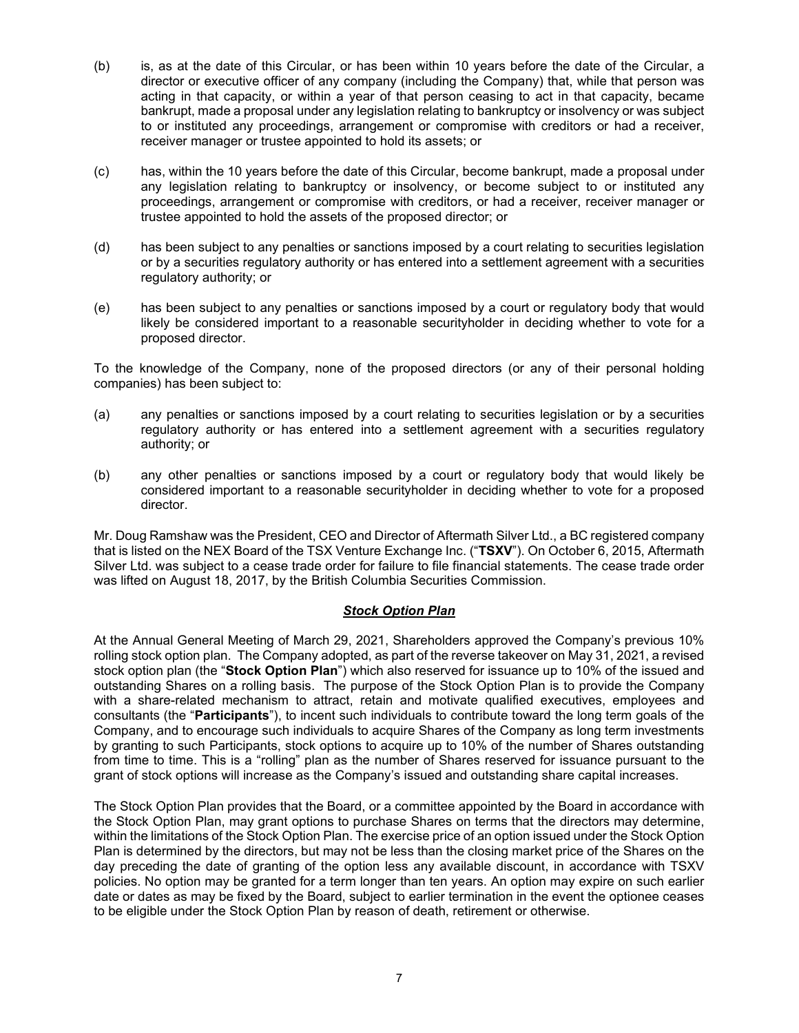(b) is, as at the date of this Circular, or has been within 10 years before the date of the Circular, a director or executive officer of any company (including the Company) that, while that person was acting in that capacity, or within a year of that person ceasing to act in that capacity, became bankrupt, made a proposal under any legislation relating to bankruptcy or insolvency or was subject to or instituted any proceedings, arrangement or compromise with creditors or had a receiver, receiver manager or trustee appointed to hold its assets; or

(c) has, within the 10 years before the date of this Circular, become bankrupt, made a proposal under any legislation relating to bankruptcy or insolvency, or become subject to or instituted any proceedings, arrangement or compromise with creditors, or had a receiver, receiver manager or trustee appointed to hold the assets of the proposed director; or

(d) has been subject to any penalties or sanctions imposed by a court relating to securities legislation or by a securities regulatory authority or has entered into a settlement agreement with a securities regulatory authority; or

(e) has been subject to any penalties or sanctions imposed by a court or regulatory body that would likely be considered important to a reasonable securityholder in deciding whether to vote for a proposed director.

To the knowledge of the Company, none of the proposed directors (or any of their personal holding companies) has been subject to:

(a) any penalties or sanctions imposed by a court relating to securities legislation or by a securities regulatory authority or has entered into a settlement agreement with a securities regulatory authority; or

(b) any other penalties or sanctions imposed by a court or regulatory body that would likely be considered important to a reasonable securityholder in deciding whether to vote for a proposed director.

Mr. Doug Ramshaw was the President, CEO and Director of Aftermath Silver Ltd., a BC registered company that is listed on the NEX Board of the TSX Venture Exchange Inc. ("**TSXV**"). On October 6, 2015, Aftermath Silver Ltd. was subject to a cease trade order for failure to file financial statements. The cease trade order was lifted on August 18, 2017, by the British Columbia Securities Commission.

## ***Stock Option Plan***

At the Annual General Meeting of March 29, 2021, Shareholders approved the Company's previous 10% rolling stock option plan. The Company adopted, as part of the reverse takeover on May 31, 2021, a revised stock option plan (the "**Stock Option Plan**") which also reserved for issuance up to 10% of the issued and outstanding Shares on a rolling basis. The purpose of the Stock Option Plan is to provide the Company with a share-related mechanism to attract, retain and motivate qualified executives, employees and consultants (the "**Participants**"), to incent such individuals to contribute toward the long term goals of the Company, and to encourage such individuals to acquire Shares of the Company as long term investments by granting to such Participants, stock options to acquire up to 10% of the number of Shares outstanding from time to time. This is a "rolling" plan as the number of Shares reserved for issuance pursuant to the grant of stock options will increase as the Company's issued and outstanding share capital increases.

The Stock Option Plan provides that the Board, or a committee appointed by the Board in accordance with the Stock Option Plan, may grant options to purchase Shares on terms that the directors may determine, within the limitations of the Stock Option Plan. The exercise price of an option issued under the Stock Option Plan is determined by the directors, but may not be less than the closing market price of the Shares on the day preceding the date of granting of the option less any available discount, in accordance with TSXV policies. No option may be granted for a term longer than ten years. An option may expire on such earlier date or dates as may be fixed by the Board, subject to earlier termination in the event the optionee ceases to be eligible under the Stock Option Plan by reason of death, retirement or otherwise.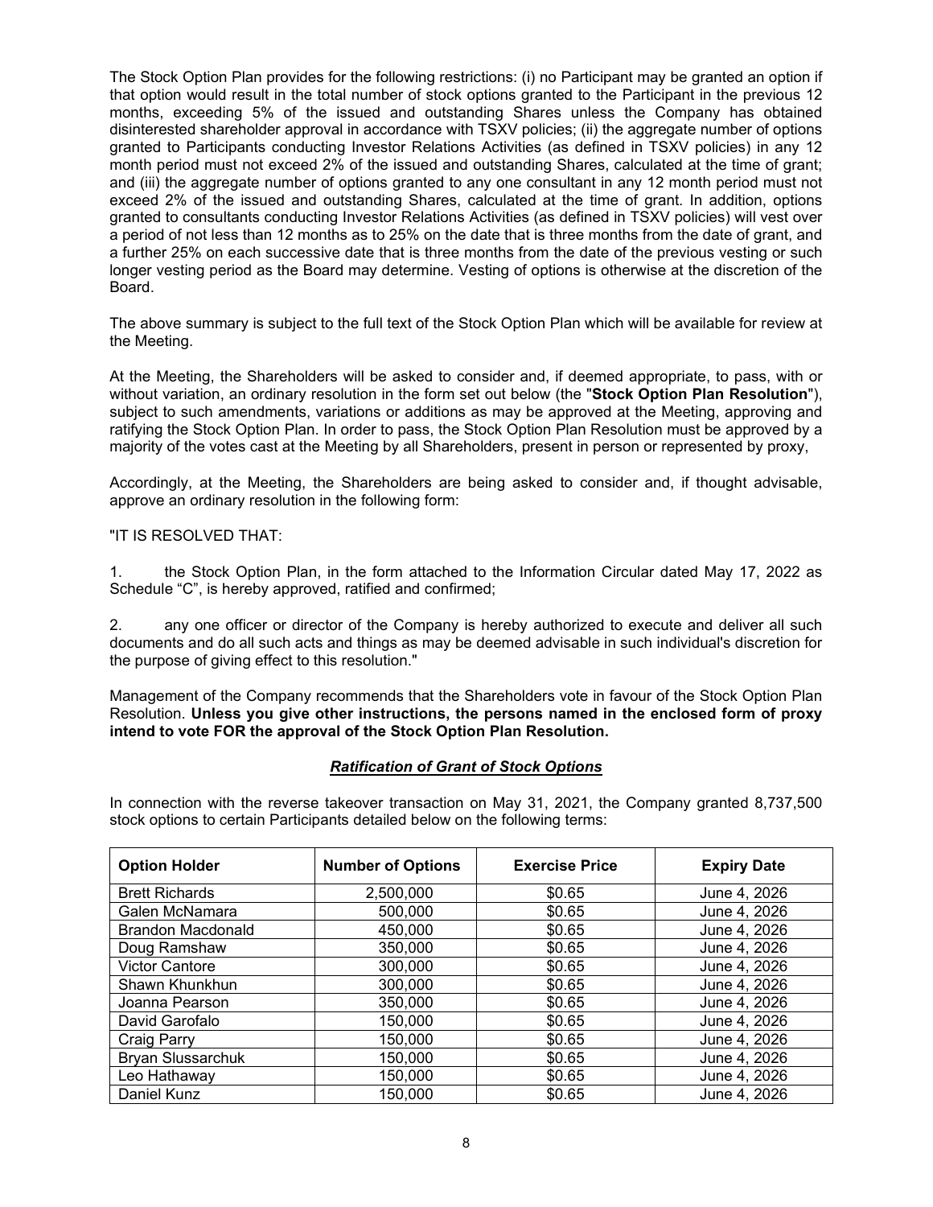The Stock Option Plan provides for the following restrictions: (i) no Participant may be granted an option if that option would result in the total number of stock options granted to the Participant in the previous 12 months, exceeding 5% of the issued and outstanding Shares unless the Company has obtained disinterested shareholder approval in accordance with TSXV policies; (ii) the aggregate number of options granted to Participants conducting Investor Relations Activities (as defined in TSXV policies) in any 12 month period must not exceed 2% of the issued and outstanding Shares, calculated at the time of grant; and (iii) the aggregate number of options granted to any one consultant in any 12 month period must not exceed 2% of the issued and outstanding Shares, calculated at the time of grant. In addition, options granted to consultants conducting Investor Relations Activities (as defined in TSXV policies) will vest over a period of not less than 12 months as to 25% on the date that is three months from the date of grant, and a further 25% on each successive date that is three months from the date of the previous vesting or such longer vesting period as the Board may determine. Vesting of options is otherwise at the discretion of the Board.

The above summary is subject to the full text of the Stock Option Plan which will be available for review at the Meeting.

At the Meeting, the Shareholders will be asked to consider and, if deemed appropriate, to pass, with or without variation, an ordinary resolution in the form set out below (the "**Stock Option Plan Resolution**"), subject to such amendments, variations or additions as may be approved at the Meeting, approving and ratifying the Stock Option Plan. In order to pass, the Stock Option Plan Resolution must be approved by a majority of the votes cast at the Meeting by all Shareholders, present in person or represented by proxy,

Accordingly, at the Meeting, the Shareholders are being asked to consider and, if thought advisable, approve an ordinary resolution in the following form:

"IT IS RESOLVED THAT:

1. the Stock Option Plan, in the form attached to the Information Circular dated May 17, 2022 as Schedule "C", is hereby approved, ratified and confirmed;

2. any one officer or director of the Company is hereby authorized to execute and deliver all such documents and do all such acts and things as may be deemed advisable in such individual's discretion for the purpose of giving effect to this resolution."

Management of the Company recommends that the Shareholders vote in favour of the Stock Option Plan Resolution. **Unless you give other instructions, the persons named in the enclosed form of proxy intend to vote FOR the approval of the Stock Option Plan Resolution.**

***Ratification of Grant of Stock Options***

In connection with the reverse takeover transaction on May 31, 2021, the Company granted 8,737,500 stock options to certain Participants detailed below on the following terms:

| Option Holder | Number of Options | Exercise Price | Expiry Date |
|---|---|---|---|
| Brett Richards | 2,500,000 | $0.65 | June 4, 2026 |
| Galen McNamara | 500,000 | $0.65 | June 4, 2026 |
| Brandon Macdonald | 450,000 | $0.65 | June 4, 2026 |
| Doug Ramshaw | 350,000 | $0.65 | June 4, 2026 |
| Victor Cantore | 300,000 | $0.65 | June 4, 2026 |
| Shawn Khunkhun | 300,000 | $0.65 | June 4, 2026 |
| Joanna Pearson | 350,000 | $0.65 | June 4, 2026 |
| David Garofalo | 150,000 | $0.65 | June 4, 2026 |
| Craig Parry | 150,000 | $0.65 | June 4, 2026 |
| Bryan Slussarchuk | 150,000 | $0.65 | June 4, 2026 |
| Leo Hathaway | 150,000 | $0.65 | June 4, 2026 |
| Daniel Kunz | 150,000 | $0.65 | June 4, 2026 |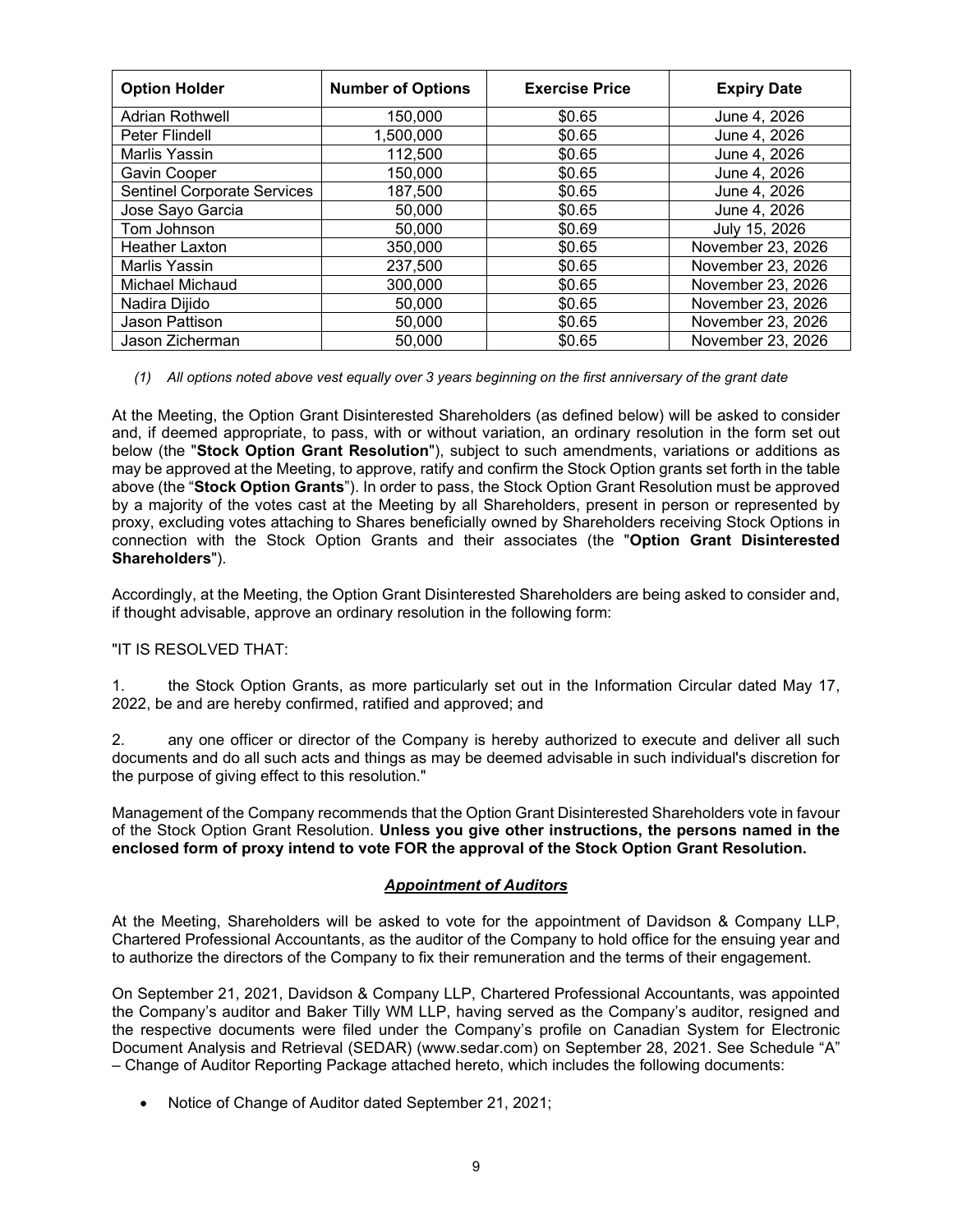| Option Holder | Number of Options | Exercise Price | Expiry Date |
| --- | --- | --- | --- |
| Adrian Rothwell | 150,000 | $0.65 | June 4, 2026 |
| Peter Flindell | 1,500,000 | $0.65 | June 4, 2026 |
| Marlis Yassin | 112,500 | $0.65 | June 4, 2026 |
| Gavin Cooper | 150,000 | $0.65 | June 4, 2026 |
| Sentinel Corporate Services | 187,500 | $0.65 | June 4, 2026 |
| Jose Sayo Garcia | 50,000 | $0.65 | June 4, 2026 |
| Tom Johnson | 50,000 | $0.69 | July 15, 2026 |
| Heather Laxton | 350,000 | $0.65 | November 23, 2026 |
| Marlis Yassin | 237,500 | $0.65 | November 23, 2026 |
| Michael Michaud | 300,000 | $0.65 | November 23, 2026 |
| Nadira Dijido | 50,000 | $0.65 | November 23, 2026 |
| Jason Pattison | 50,000 | $0.65 | November 23, 2026 |
| Jason Zicherman | 50,000 | $0.65 | November 23, 2026 |

*(1) All options noted above vest equally over 3 years beginning on the first anniversary of the grant date*

At the Meeting, the Option Grant Disinterested Shareholders (as defined below) will be asked to consider and, if deemed appropriate, to pass, with or without variation, an ordinary resolution in the form set out below (the "**Stock Option Grant Resolution**"), subject to such amendments, variations or additions as may be approved at the Meeting, to approve, ratify and confirm the Stock Option grants set forth in the table above (the "**Stock Option Grants**"). In order to pass, the Stock Option Grant Resolution must be approved by a majority of the votes cast at the Meeting by all Shareholders, present in person or represented by proxy, excluding votes attaching to Shares beneficially owned by Shareholders receiving Stock Options in connection with the Stock Option Grants and their associates (the "**Option Grant Disinterested Shareholders**").

Accordingly, at the Meeting, the Option Grant Disinterested Shareholders are being asked to consider and, if thought advisable, approve an ordinary resolution in the following form:

"IT IS RESOLVED THAT:

1. the Stock Option Grants, as more particularly set out in the Information Circular dated May 17, 2022, be and are hereby confirmed, ratified and approved; and

2. any one officer or director of the Company is hereby authorized to execute and deliver all such documents and do all such acts and things as may be deemed advisable in such individual's discretion for the purpose of giving effect to this resolution."

Management of the Company recommends that the Option Grant Disinterested Shareholders vote in favour of the Stock Option Grant Resolution. **Unless you give other instructions, the persons named in the enclosed form of proxy intend to vote FOR the approval of the Stock Option Grant Resolution.**

### ***Appointment of Auditors***

At the Meeting, Shareholders will be asked to vote for the appointment of Davidson & Company LLP, Chartered Professional Accountants, as the auditor of the Company to hold office for the ensuing year and to authorize the directors of the Company to fix their remuneration and the terms of their engagement.

On September 21, 2021, Davidson & Company LLP, Chartered Professional Accountants, was appointed the Company's auditor and Baker Tilly WM LLP, having served as the Company's auditor, resigned and the respective documents were filed under the Company's profile on Canadian System for Electronic Document Analysis and Retrieval (SEDAR) (www.sedar.com) on September 28, 2021. See Schedule "A" – Change of Auditor Reporting Package attached hereto, which includes the following documents:

- Notice of Change of Auditor dated September 21, 2021;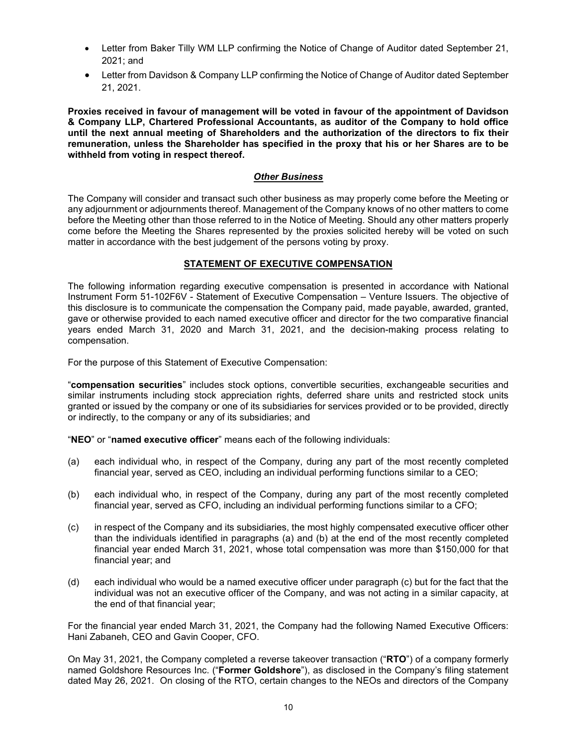- Letter from Baker Tilly WM LLP confirming the Notice of Change of Auditor dated September 21, 2021; and
- Letter from Davidson & Company LLP confirming the Notice of Change of Auditor dated September 21, 2021.

**Proxies received in favour of management will be voted in favour of the appointment of Davidson & Company LLP, Chartered Professional Accountants, as auditor of the Company to hold office until the next annual meeting of Shareholders and the authorization of the directors to fix their remuneration, unless the Shareholder has specified in the proxy that his or her Shares are to be withheld from voting in respect thereof.**

### ***Other Business***

The Company will consider and transact such other business as may properly come before the Meeting or any adjournment or adjournments thereof. Management of the Company knows of no other matters to come before the Meeting other than those referred to in the Notice of Meeting. Should any other matters properly come before the Meeting the Shares represented by the proxies solicited hereby will be voted on such matter in accordance with the best judgement of the persons voting by proxy.

## STATEMENT OF EXECUTIVE COMPENSATION

The following information regarding executive compensation is presented in accordance with National Instrument Form 51-102F6V - Statement of Executive Compensation – Venture Issuers. The objective of this disclosure is to communicate the compensation the Company paid, made payable, awarded, granted, gave or otherwise provided to each named executive officer and director for the two comparative financial years ended March 31, 2020 and March 31, 2021, and the decision-making process relating to compensation.

For the purpose of this Statement of Executive Compensation:

"**compensation securities**" includes stock options, convertible securities, exchangeable securities and similar instruments including stock appreciation rights, deferred share units and restricted stock units granted or issued by the company or one of its subsidiaries for services provided or to be provided, directly or indirectly, to the company or any of its subsidiaries; and

"**NEO**" or "**named executive officer**" means each of the following individuals:

(a) each individual who, in respect of the Company, during any part of the most recently completed financial year, served as CEO, including an individual performing functions similar to a CEO;

(b) each individual who, in respect of the Company, during any part of the most recently completed financial year, served as CFO, including an individual performing functions similar to a CFO;

(c) in respect of the Company and its subsidiaries, the most highly compensated executive officer other than the individuals identified in paragraphs (a) and (b) at the end of the most recently completed financial year ended March 31, 2021, whose total compensation was more than $150,000 for that financial year; and

(d) each individual who would be a named executive officer under paragraph (c) but for the fact that the individual was not an executive officer of the Company, and was not acting in a similar capacity, at the end of that financial year;

For the financial year ended March 31, 2021, the Company had the following Named Executive Officers: Hani Zabaneh, CEO and Gavin Cooper, CFO.

On May 31, 2021, the Company completed a reverse takeover transaction ("**RTO**") of a company formerly named Goldshore Resources Inc. ("**Former Goldshore**"), as disclosed in the Company's filing statement dated May 26, 2021. On closing of the RTO, certain changes to the NEOs and directors of the Company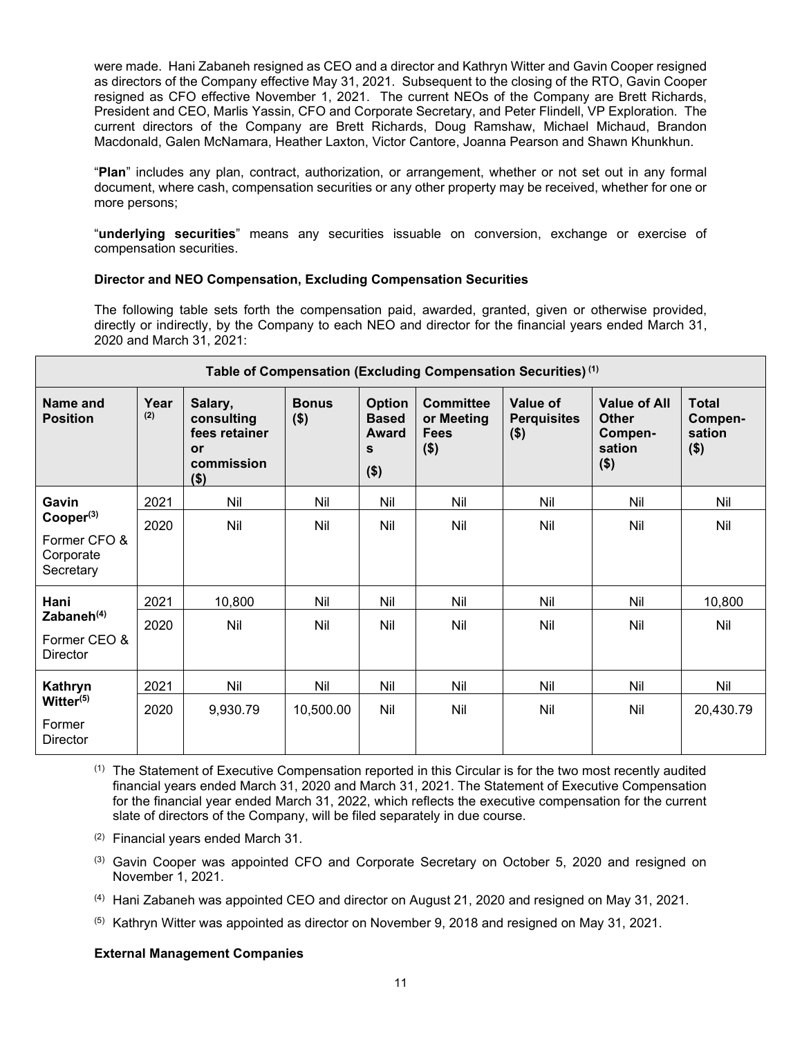were made. Hani Zabaneh resigned as CEO and a director and Kathryn Witter and Gavin Cooper resigned as directors of the Company effective May 31, 2021. Subsequent to the closing of the RTO, Gavin Cooper resigned as CFO effective November 1, 2021. The current NEOs of the Company are Brett Richards, President and CEO, Marlis Yassin, CFO and Corporate Secretary, and Peter Flindell, VP Exploration. The current directors of the Company are Brett Richards, Doug Ramshaw, Michael Michaud, Brandon Macdonald, Galen McNamara, Heather Laxton, Victor Cantore, Joanna Pearson and Shawn Khunkhun.

"**Plan**" includes any plan, contract, authorization, or arrangement, whether or not set out in any formal document, where cash, compensation securities or any other property may be received, whether for one or more persons;

"**underlying securities**" means any securities issuable on conversion, exchange or exercise of compensation securities.

**Director and NEO Compensation, Excluding Compensation Securities**

The following table sets forth the compensation paid, awarded, granted, given or otherwise provided, directly or indirectly, by the Company to each NEO and director for the financial years ended March 31, 2020 and March 31, 2021:

**Table of Compensation (Excluding Compensation Securities)** [(1)]

| Name and Position | Year [(2)] | Salary, consulting fees retainer or commission ($) | Bonus ($) | Option Based Awards ($) | Committee or Meeting Fees ($) | Value of Perquisites ($) | Value of All Other Compen-sation ($) | Total Compen-sation ($) |
|---|---|---|---|---|---|---|---|---|
| **Gavin Cooper**[(3)] Former CFO & Corporate Secretary | 2021 | Nil | Nil | Nil | Nil | Nil | Nil | Nil |
| | 2020 | Nil | Nil | Nil | Nil | Nil | Nil | Nil |
| **Hani Zabaneh**[(4)] Former CEO & Director | 2021 | 10,800 | Nil | Nil | Nil | Nil | Nil | 10,800 |
| | 2020 | Nil | Nil | Nil | Nil | Nil | Nil | Nil |
| **Kathryn Witter**[(5)] Former Director | 2021 | Nil | Nil | Nil | Nil | Nil | Nil | Nil |
| | 2020 | 9,930.79 | 10,500.00 | Nil | Nil | Nil | Nil | 20,430.79 |

(1) The Statement of Executive Compensation reported in this Circular is for the two most recently audited financial years ended March 31, 2020 and March 31, 2021. The Statement of Executive Compensation for the financial year ended March 31, 2022, which reflects the executive compensation for the current slate of directors of the Company, will be filed separately in due course.

(2) Financial years ended March 31.

(3) Gavin Cooper was appointed CFO and Corporate Secretary on October 5, 2020 and resigned on November 1, 2021.

(4) Hani Zabaneh was appointed CEO and director on August 21, 2020 and resigned on May 31, 2021.

(5) Kathryn Witter was appointed as director on November 9, 2018 and resigned on May 31, 2021.

**External Management Companies**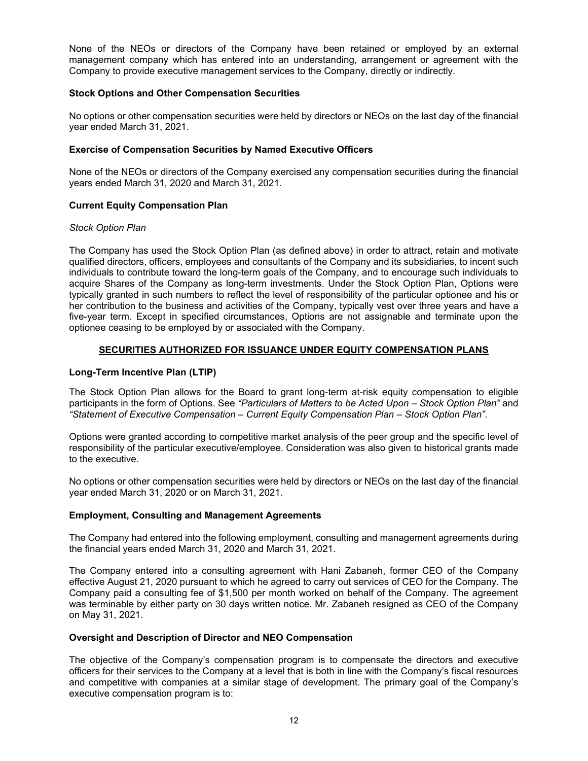None of the NEOs or directors of the Company have been retained or employed by an external management company which has entered into an understanding, arrangement or agreement with the Company to provide executive management services to the Company, directly or indirectly.

### Stock Options and Other Compensation Securities

No options or other compensation securities were held by directors or NEOs on the last day of the financial year ended March 31, 2021.

### Exercise of Compensation Securities by Named Executive Officers

None of the NEOs or directors of the Company exercised any compensation securities during the financial years ended March 31, 2020 and March 31, 2021.

### Current Equity Compensation Plan

*Stock Option Plan*

The Company has used the Stock Option Plan (as defined above) in order to attract, retain and motivate qualified directors, officers, employees and consultants of the Company and its subsidiaries, to incent such individuals to contribute toward the long-term goals of the Company, and to encourage such individuals to acquire Shares of the Company as long-term investments. Under the Stock Option Plan, Options were typically granted in such numbers to reflect the level of responsibility of the particular optionee and his or her contribution to the business and activities of the Company, typically vest over three years and have a five-year term. Except in specified circumstances, Options are not assignable and terminate upon the optionee ceasing to be employed by or associated with the Company.

## SECURITIES AUTHORIZED FOR ISSUANCE UNDER EQUITY COMPENSATION PLANS

### Long-Term Incentive Plan (LTIP)

The Stock Option Plan allows for the Board to grant long-term at-risk equity compensation to eligible participants in the form of Options. See *"Particulars of Matters to be Acted Upon – Stock Option Plan"* and *"Statement of Executive Compensation – Current Equity Compensation Plan – Stock Option Plan"*.

Options were granted according to competitive market analysis of the peer group and the specific level of responsibility of the particular executive/employee. Consideration was also given to historical grants made to the executive.

No options or other compensation securities were held by directors or NEOs on the last day of the financial year ended March 31, 2020 or on March 31, 2021.

### Employment, Consulting and Management Agreements

The Company had entered into the following employment, consulting and management agreements during the financial years ended March 31, 2020 and March 31, 2021.

The Company entered into a consulting agreement with Hani Zabaneh, former CEO of the Company effective August 21, 2020 pursuant to which he agreed to carry out services of CEO for the Company. The Company paid a consulting fee of $1,500 per month worked on behalf of the Company. The agreement was terminable by either party on 30 days written notice. Mr. Zabaneh resigned as CEO of the Company on May 31, 2021.

### Oversight and Description of Director and NEO Compensation

The objective of the Company's compensation program is to compensate the directors and executive officers for their services to the Company at a level that is both in line with the Company's fiscal resources and competitive with companies at a similar stage of development. The primary goal of the Company's executive compensation program is to: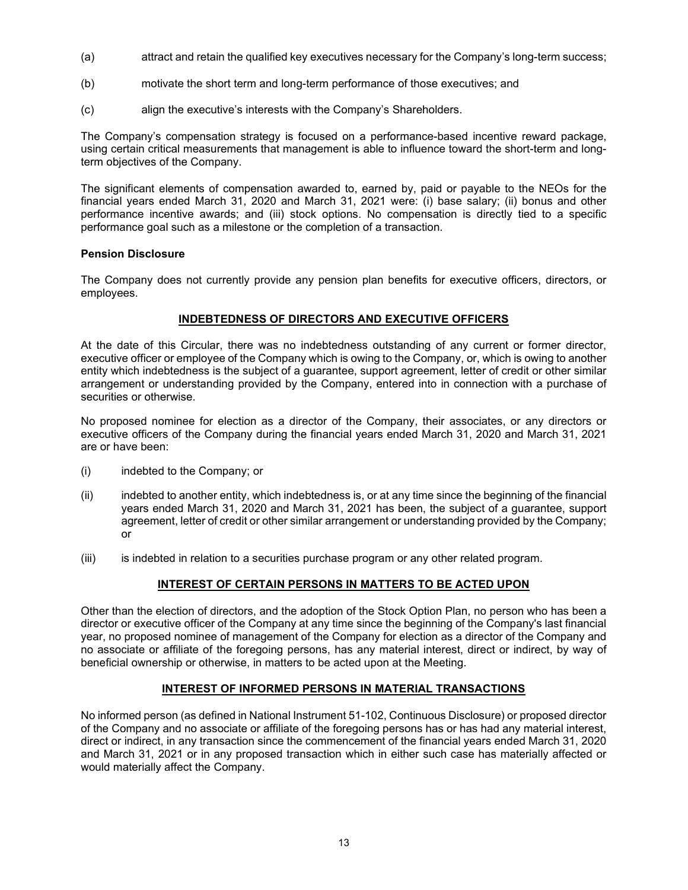(a) attract and retain the qualified key executives necessary for the Company's long-term success;

(b) motivate the short term and long-term performance of those executives; and

(c) align the executive's interests with the Company's Shareholders.

The Company's compensation strategy is focused on a performance-based incentive reward package, using certain critical measurements that management is able to influence toward the short-term and long-term objectives of the Company.

The significant elements of compensation awarded to, earned by, paid or payable to the NEOs for the financial years ended March 31, 2020 and March 31, 2021 were: (i) base salary; (ii) bonus and other performance incentive awards; and (iii) stock options. No compensation is directly tied to a specific performance goal such as a milestone or the completion of a transaction.

**Pension Disclosure**

The Company does not currently provide any pension plan benefits for executive officers, directors, or employees.

## INDEBTEDNESS OF DIRECTORS AND EXECUTIVE OFFICERS

At the date of this Circular, there was no indebtedness outstanding of any current or former director, executive officer or employee of the Company which is owing to the Company, or, which is owing to another entity which indebtedness is the subject of a guarantee, support agreement, letter of credit or other similar arrangement or understanding provided by the Company, entered into in connection with a purchase of securities or otherwise.

No proposed nominee for election as a director of the Company, their associates, or any directors or executive officers of the Company during the financial years ended March 31, 2020 and March 31, 2021 are or have been:

(i) indebted to the Company; or

(ii) indebted to another entity, which indebtedness is, or at any time since the beginning of the financial years ended March 31, 2020 and March 31, 2021 has been, the subject of a guarantee, support agreement, letter of credit or other similar arrangement or understanding provided by the Company; or

(iii) is indebted in relation to a securities purchase program or any other related program.

## INTEREST OF CERTAIN PERSONS IN MATTERS TO BE ACTED UPON

Other than the election of directors, and the adoption of the Stock Option Plan, no person who has been a director or executive officer of the Company at any time since the beginning of the Company's last financial year, no proposed nominee of management of the Company for election as a director of the Company and no associate or affiliate of the foregoing persons, has any material interest, direct or indirect, by way of beneficial ownership or otherwise, in matters to be acted upon at the Meeting.

## INTEREST OF INFORMED PERSONS IN MATERIAL TRANSACTIONS

No informed person (as defined in National Instrument 51-102, Continuous Disclosure) or proposed director of the Company and no associate or affiliate of the foregoing persons has or has had any material interest, direct or indirect, in any transaction since the commencement of the financial years ended March 31, 2020 and March 31, 2021 or in any proposed transaction which in either such case has materially affected or would materially affect the Company.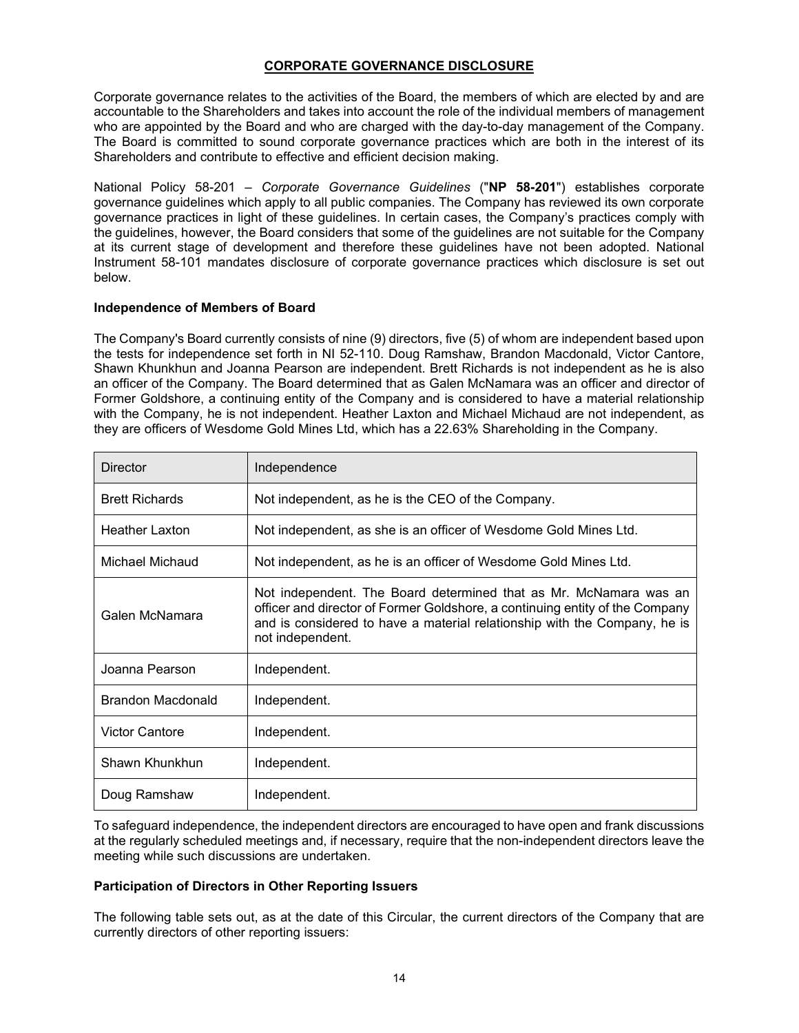## CORPORATE GOVERNANCE DISCLOSURE

Corporate governance relates to the activities of the Board, the members of which are elected by and are accountable to the Shareholders and takes into account the role of the individual members of management who are appointed by the Board and who are charged with the day-to-day management of the Company. The Board is committed to sound corporate governance practices which are both in the interest of its Shareholders and contribute to effective and efficient decision making.

National Policy 58-201 – *Corporate Governance Guidelines* ("**NP 58-201**") establishes corporate governance guidelines which apply to all public companies. The Company has reviewed its own corporate governance practices in light of these guidelines. In certain cases, the Company's practices comply with the guidelines, however, the Board considers that some of the guidelines are not suitable for the Company at its current stage of development and therefore these guidelines have not been adopted. National Instrument 58-101 mandates disclosure of corporate governance practices which disclosure is set out below.

### Independence of Members of Board

The Company's Board currently consists of nine (9) directors, five (5) of whom are independent based upon the tests for independence set forth in NI 52-110. Doug Ramshaw, Brandon Macdonald, Victor Cantore, Shawn Khunkhun and Joanna Pearson are independent. Brett Richards is not independent as he is also an officer of the Company. The Board determined that as Galen McNamara was an officer and director of Former Goldshore, a continuing entity of the Company and is considered to have a material relationship with the Company, he is not independent. Heather Laxton and Michael Michaud are not independent, as they are officers of Wesdome Gold Mines Ltd, which has a 22.63% Shareholding in the Company.

| Director | Independence |
|---|---|
| Brett Richards | Not independent, as he is the CEO of the Company. |
| Heather Laxton | Not independent, as she is an officer of Wesdome Gold Mines Ltd. |
| Michael Michaud | Not independent, as he is an officer of Wesdome Gold Mines Ltd. |
| Galen McNamara | Not independent. The Board determined that as Mr. McNamara was an officer and director of Former Goldshore, a continuing entity of the Company and is considered to have a material relationship with the Company, he is not independent. |
| Joanna Pearson | Independent. |
| Brandon Macdonald | Independent. |
| Victor Cantore | Independent. |
| Shawn Khunkhun | Independent. |
| Doug Ramshaw | Independent. |

To safeguard independence, the independent directors are encouraged to have open and frank discussions at the regularly scheduled meetings and, if necessary, require that the non-independent directors leave the meeting while such discussions are undertaken.

### Participation of Directors in Other Reporting Issuers

The following table sets out, as at the date of this Circular, the current directors of the Company that are currently directors of other reporting issuers: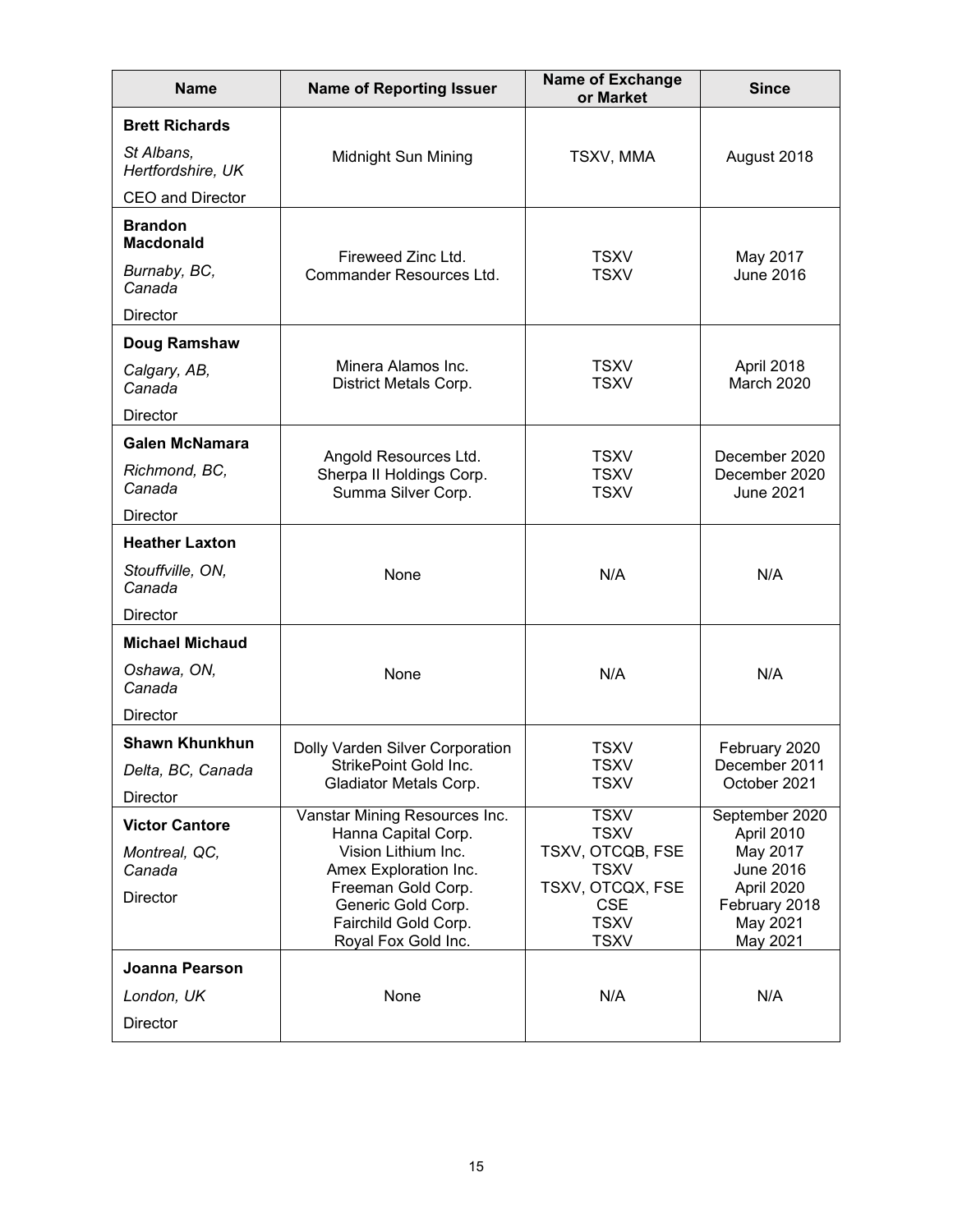| Name | Name of Reporting Issuer | Name of Exchange or Market | Since |
| --- | --- | --- | --- |
| **Brett Richards**<br>*St Albans, Hertfordshire, UK*<br>CEO and Director | Midnight Sun Mining | TSXV, MMA | August 2018 |
| **Brandon Macdonald**<br>*Burnaby, BC, Canada*<br>Director | Fireweed Zinc Ltd.<br>Commander Resources Ltd. | TSXV<br>TSXV | May 2017<br>June 2016 |
| **Doug Ramshaw**<br>*Calgary, AB, Canada*<br>Director | Minera Alamos Inc.<br>District Metals Corp. | TSXV<br>TSXV | April 2018<br>March 2020 |
| **Galen McNamara**<br>*Richmond, BC, Canada*<br>Director | Angold Resources Ltd.<br>Sherpa II Holdings Corp.<br>Summa Silver Corp. | TSXV<br>TSXV<br>TSXV | December 2020<br>December 2020<br>June 2021 |
| **Heather Laxton**<br>*Stouffville, ON, Canada*<br>Director | None | N/A | N/A |
| **Michael Michaud**<br>*Oshawa, ON, Canada*<br>Director | None | N/A | N/A |
| **Shawn Khunkhun**<br>*Delta, BC, Canada*<br>Director | Dolly Varden Silver Corporation<br>StrikePoint Gold Inc.<br>Gladiator Metals Corp. | TSXV<br>TSXV<br>TSXV | February 2020<br>December 2011<br>October 2021 |
| **Victor Cantore**<br>*Montreal, QC, Canada*<br>Director | Vanstar Mining Resources Inc.<br>Hanna Capital Corp.<br>Vision Lithium Inc.<br>Amex Exploration Inc.<br>Freeman Gold Corp.<br>Generic Gold Corp.<br>Fairchild Gold Corp.<br>Royal Fox Gold Inc. | TSXV<br>TSXV<br>TSXV, OTCQB, FSE<br>TSXV<br>TSXV, OTCQX, FSE<br>CSE<br>TSXV<br>TSXV | September 2020<br>April 2010<br>May 2017<br>June 2016<br>April 2020<br>February 2018<br>May 2021<br>May 2021 |
| **Joanna Pearson**<br>*London, UK*<br>Director | None | N/A | N/A |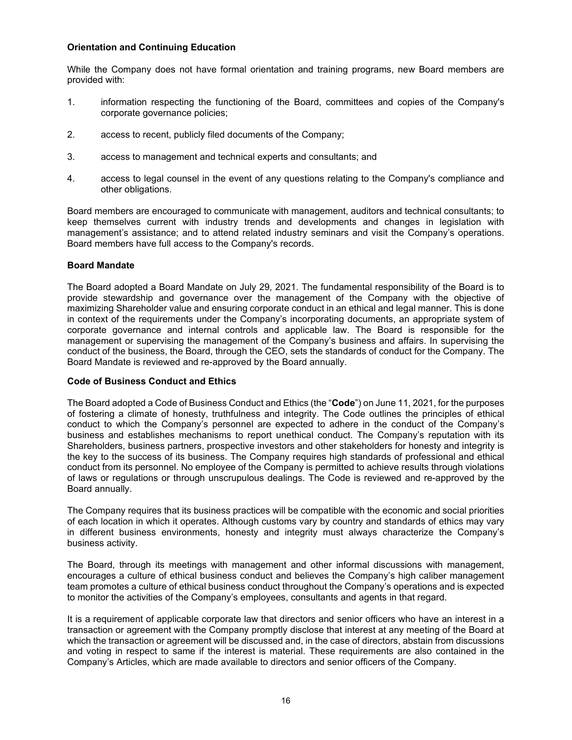**Orientation and Continuing Education**

While the Company does not have formal orientation and training programs, new Board members are provided with:

1. information respecting the functioning of the Board, committees and copies of the Company's corporate governance policies;

2. access to recent, publicly filed documents of the Company;

3. access to management and technical experts and consultants; and

4. access to legal counsel in the event of any questions relating to the Company's compliance and other obligations.

Board members are encouraged to communicate with management, auditors and technical consultants; to keep themselves current with industry trends and developments and changes in legislation with management's assistance; and to attend related industry seminars and visit the Company's operations. Board members have full access to the Company's records.

**Board Mandate**

The Board adopted a Board Mandate on July 29, 2021. The fundamental responsibility of the Board is to provide stewardship and governance over the management of the Company with the objective of maximizing Shareholder value and ensuring corporate conduct in an ethical and legal manner. This is done in context of the requirements under the Company's incorporating documents, an appropriate system of corporate governance and internal controls and applicable law. The Board is responsible for the management or supervising the management of the Company's business and affairs. In supervising the conduct of the business, the Board, through the CEO, sets the standards of conduct for the Company. The Board Mandate is reviewed and re-approved by the Board annually.

**Code of Business Conduct and Ethics**

The Board adopted a Code of Business Conduct and Ethics (the "**Code**") on June 11, 2021, for the purposes of fostering a climate of honesty, truthfulness and integrity. The Code outlines the principles of ethical conduct to which the Company's personnel are expected to adhere in the conduct of the Company's business and establishes mechanisms to report unethical conduct. The Company's reputation with its Shareholders, business partners, prospective investors and other stakeholders for honesty and integrity is the key to the success of its business. The Company requires high standards of professional and ethical conduct from its personnel. No employee of the Company is permitted to achieve results through violations of laws or regulations or through unscrupulous dealings. The Code is reviewed and re-approved by the Board annually.

The Company requires that its business practices will be compatible with the economic and social priorities of each location in which it operates. Although customs vary by country and standards of ethics may vary in different business environments, honesty and integrity must always characterize the Company's business activity.

The Board, through its meetings with management and other informal discussions with management, encourages a culture of ethical business conduct and believes the Company's high caliber management team promotes a culture of ethical business conduct throughout the Company's operations and is expected to monitor the activities of the Company's employees, consultants and agents in that regard.

It is a requirement of applicable corporate law that directors and senior officers who have an interest in a transaction or agreement with the Company promptly disclose that interest at any meeting of the Board at which the transaction or agreement will be discussed and, in the case of directors, abstain from discussions and voting in respect to same if the interest is material. These requirements are also contained in the Company's Articles, which are made available to directors and senior officers of the Company.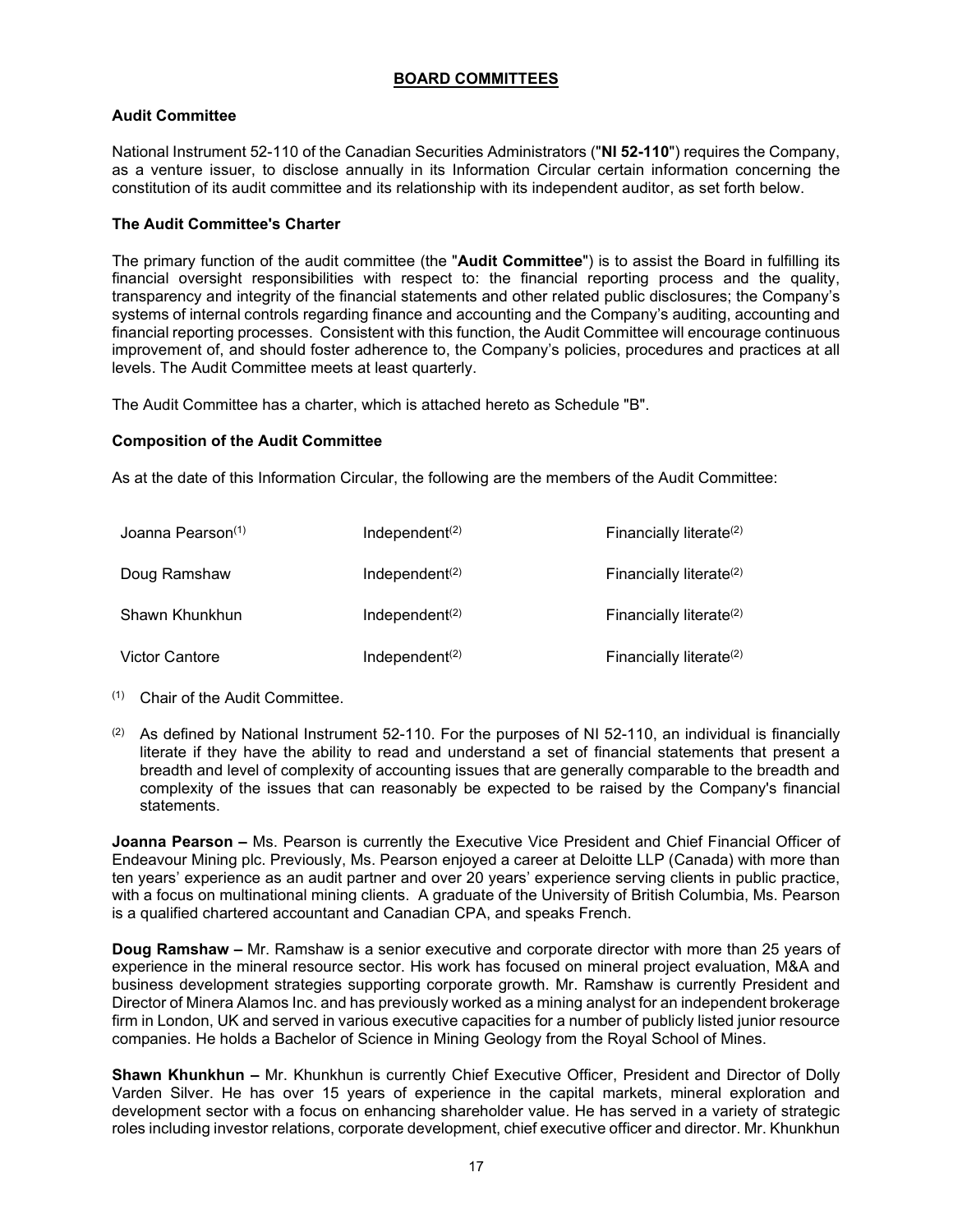## BOARD COMMITTEES

### Audit Committee

National Instrument 52-110 of the Canadian Securities Administrators ("**NI 52-110**") requires the Company, as a venture issuer, to disclose annually in its Information Circular certain information concerning the constitution of its audit committee and its relationship with its independent auditor, as set forth below.

### The Audit Committee's Charter

The primary function of the audit committee (the "**Audit Committee**") is to assist the Board in fulfilling its financial oversight responsibilities with respect to: the financial reporting process and the quality, transparency and integrity of the financial statements and other related public disclosures; the Company's systems of internal controls regarding finance and accounting and the Company's auditing, accounting and financial reporting processes. Consistent with this function, the Audit Committee will encourage continuous improvement of, and should foster adherence to, the Company's policies, procedures and practices at all levels. The Audit Committee meets at least quarterly.

The Audit Committee has a charter, which is attached hereto as Schedule "B".

### Composition of the Audit Committee

As at the date of this Information Circular, the following are the members of the Audit Committee:

| | | |
|---|---|---|
| Joanna Pearson[(1)] | Independent[(2)] | Financially literate[(2)] |
| Doug Ramshaw | Independent[(2)] | Financially literate[(2)] |
| Shawn Khunkhun | Independent[(2)] | Financially literate[(2)] |
| Victor Cantore | Independent[(2)] | Financially literate[(2)] |

(1) Chair of the Audit Committee.

(2) As defined by National Instrument 52-110. For the purposes of NI 52-110, an individual is financially literate if they have the ability to read and understand a set of financial statements that present a breadth and level of complexity of accounting issues that are generally comparable to the breadth and complexity of the issues that can reasonably be expected to be raised by the Company's financial statements.

**Joanna Pearson –** Ms. Pearson is currently the Executive Vice President and Chief Financial Officer of Endeavour Mining plc. Previously, Ms. Pearson enjoyed a career at Deloitte LLP (Canada) with more than ten years' experience as an audit partner and over 20 years' experience serving clients in public practice, with a focus on multinational mining clients. A graduate of the University of British Columbia, Ms. Pearson is a qualified chartered accountant and Canadian CPA, and speaks French.

**Doug Ramshaw –** Mr. Ramshaw is a senior executive and corporate director with more than 25 years of experience in the mineral resource sector. His work has focused on mineral project evaluation, M&A and business development strategies supporting corporate growth. Mr. Ramshaw is currently President and Director of Minera Alamos Inc. and has previously worked as a mining analyst for an independent brokerage firm in London, UK and served in various executive capacities for a number of publicly listed junior resource companies. He holds a Bachelor of Science in Mining Geology from the Royal School of Mines.

**Shawn Khunkhun –** Mr. Khunkhun is currently Chief Executive Officer, President and Director of Dolly Varden Silver. He has over 15 years of experience in the capital markets, mineral exploration and development sector with a focus on enhancing shareholder value. He has served in a variety of strategic roles including investor relations, corporate development, chief executive officer and director. Mr. Khunkhun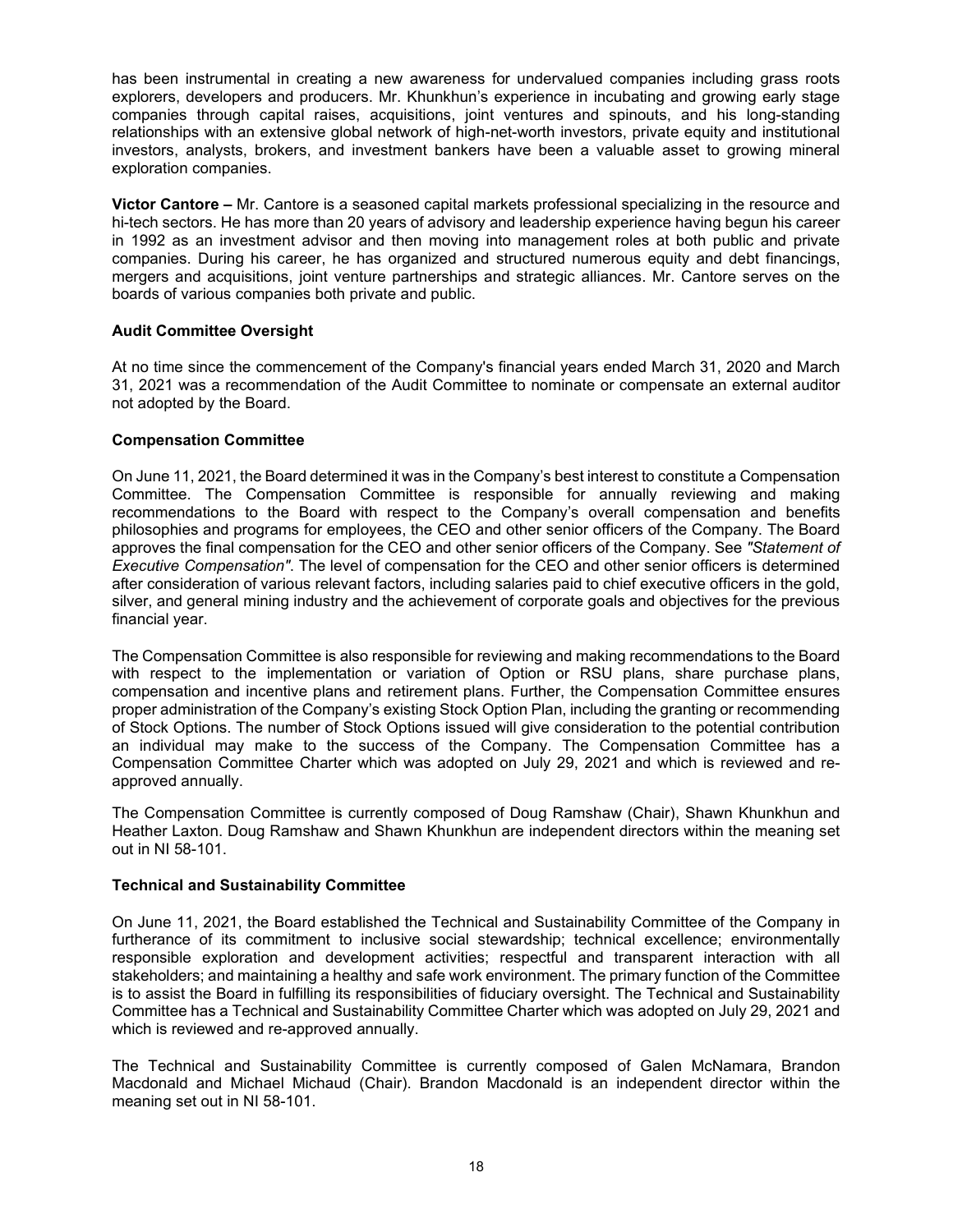has been instrumental in creating a new awareness for undervalued companies including grass roots explorers, developers and producers. Mr. Khunkhun's experience in incubating and growing early stage companies through capital raises, acquisitions, joint ventures and spinouts, and his long-standing relationships with an extensive global network of high-net-worth investors, private equity and institutional investors, analysts, brokers, and investment bankers have been a valuable asset to growing mineral exploration companies.

**Victor Cantore –** Mr. Cantore is a seasoned capital markets professional specializing in the resource and hi-tech sectors. He has more than 20 years of advisory and leadership experience having begun his career in 1992 as an investment advisor and then moving into management roles at both public and private companies. During his career, he has organized and structured numerous equity and debt financings, mergers and acquisitions, joint venture partnerships and strategic alliances. Mr. Cantore serves on the boards of various companies both private and public.

**Audit Committee Oversight**

At no time since the commencement of the Company's financial years ended March 31, 2020 and March 31, 2021 was a recommendation of the Audit Committee to nominate or compensate an external auditor not adopted by the Board.

**Compensation Committee**

On June 11, 2021, the Board determined it was in the Company's best interest to constitute a Compensation Committee. The Compensation Committee is responsible for annually reviewing and making recommendations to the Board with respect to the Company's overall compensation and benefits philosophies and programs for employees, the CEO and other senior officers of the Company. The Board approves the final compensation for the CEO and other senior officers of the Company. See *"Statement of Executive Compensation"*. The level of compensation for the CEO and other senior officers is determined after consideration of various relevant factors, including salaries paid to chief executive officers in the gold, silver, and general mining industry and the achievement of corporate goals and objectives for the previous financial year.

The Compensation Committee is also responsible for reviewing and making recommendations to the Board with respect to the implementation or variation of Option or RSU plans, share purchase plans, compensation and incentive plans and retirement plans. Further, the Compensation Committee ensures proper administration of the Company's existing Stock Option Plan, including the granting or recommending of Stock Options. The number of Stock Options issued will give consideration to the potential contribution an individual may make to the success of the Company. The Compensation Committee has a Compensation Committee Charter which was adopted on July 29, 2021 and which is reviewed and re-approved annually.

The Compensation Committee is currently composed of Doug Ramshaw (Chair), Shawn Khunkhun and Heather Laxton. Doug Ramshaw and Shawn Khunkhun are independent directors within the meaning set out in NI 58-101.

**Technical and Sustainability Committee**

On June 11, 2021, the Board established the Technical and Sustainability Committee of the Company in furtherance of its commitment to inclusive social stewardship; technical excellence; environmentally responsible exploration and development activities; respectful and transparent interaction with all stakeholders; and maintaining a healthy and safe work environment. The primary function of the Committee is to assist the Board in fulfilling its responsibilities of fiduciary oversight. The Technical and Sustainability Committee has a Technical and Sustainability Committee Charter which was adopted on July 29, 2021 and which is reviewed and re-approved annually.

The Technical and Sustainability Committee is currently composed of Galen McNamara, Brandon Macdonald and Michael Michaud (Chair). Brandon Macdonald is an independent director within the meaning set out in NI 58-101.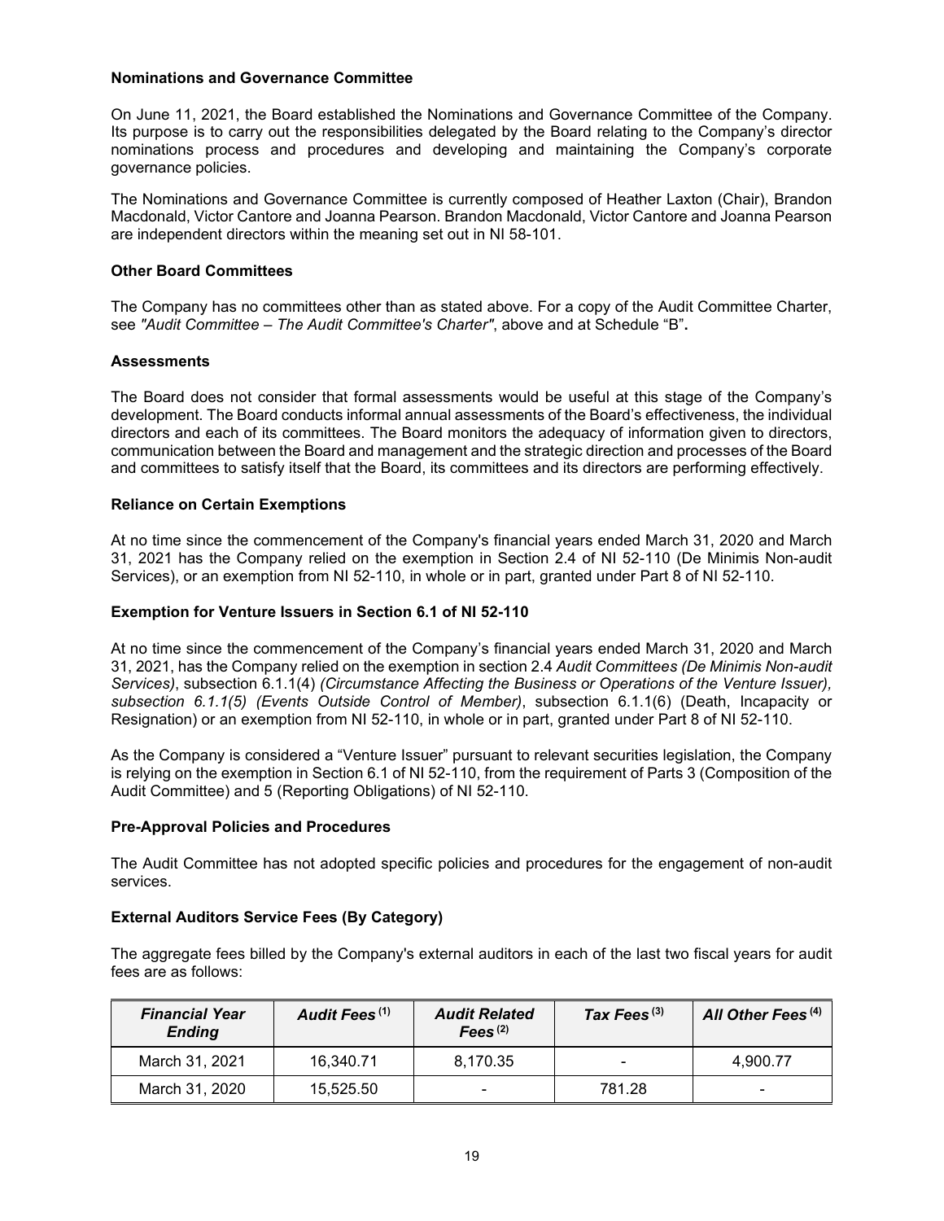### Nominations and Governance Committee

On June 11, 2021, the Board established the Nominations and Governance Committee of the Company. Its purpose is to carry out the responsibilities delegated by the Board relating to the Company's director nominations process and procedures and developing and maintaining the Company's corporate governance policies.

The Nominations and Governance Committee is currently composed of Heather Laxton (Chair), Brandon Macdonald, Victor Cantore and Joanna Pearson. Brandon Macdonald, Victor Cantore and Joanna Pearson are independent directors within the meaning set out in NI 58-101.

### Other Board Committees

The Company has no committees other than as stated above. For a copy of the Audit Committee Charter, see *"Audit Committee – The Audit Committee's Charter"*, above and at Schedule "B"**.**

### Assessments

The Board does not consider that formal assessments would be useful at this stage of the Company's development. The Board conducts informal annual assessments of the Board's effectiveness, the individual directors and each of its committees. The Board monitors the adequacy of information given to directors, communication between the Board and management and the strategic direction and processes of the Board and committees to satisfy itself that the Board, its committees and its directors are performing effectively.

### Reliance on Certain Exemptions

At no time since the commencement of the Company's financial years ended March 31, 2020 and March 31, 2021 has the Company relied on the exemption in Section 2.4 of NI 52-110 (De Minimis Non-audit Services), or an exemption from NI 52-110, in whole or in part, granted under Part 8 of NI 52-110.

### Exemption for Venture Issuers in Section 6.1 of NI 52-110

At no time since the commencement of the Company's financial years ended March 31, 2020 and March 31, 2021, has the Company relied on the exemption in section 2.4 *Audit Committees (De Minimis Non-audit Services)*, subsection 6.1.1(4) *(Circumstance Affecting the Business or Operations of the Venture Issuer), subsection 6.1.1(5) (Events Outside Control of Member)*, subsection 6.1.1(6) (Death, Incapacity or Resignation) or an exemption from NI 52-110, in whole or in part, granted under Part 8 of NI 52-110.

As the Company is considered a "Venture Issuer" pursuant to relevant securities legislation, the Company is relying on the exemption in Section 6.1 of NI 52-110, from the requirement of Parts 3 (Composition of the Audit Committee) and 5 (Reporting Obligations) of NI 52-110.

### Pre-Approval Policies and Procedures

The Audit Committee has not adopted specific policies and procedures for the engagement of non-audit services.

### External Auditors Service Fees (By Category)

The aggregate fees billed by the Company's external auditors in each of the last two fiscal years for audit fees are as follows:

| *Financial Year Ending* | *Audit Fees* [(1)] | *Audit Related Fees* [(2)] | *Tax Fees* [(3)] | *All Other Fees* [(4)] |
|---|---|---|---|---|
| March 31, 2021 | 16,340.71 | 8,170.35 | - | 4,900.77 |
| March 31, 2020 | 15,525.50 | - | 781.28 | - |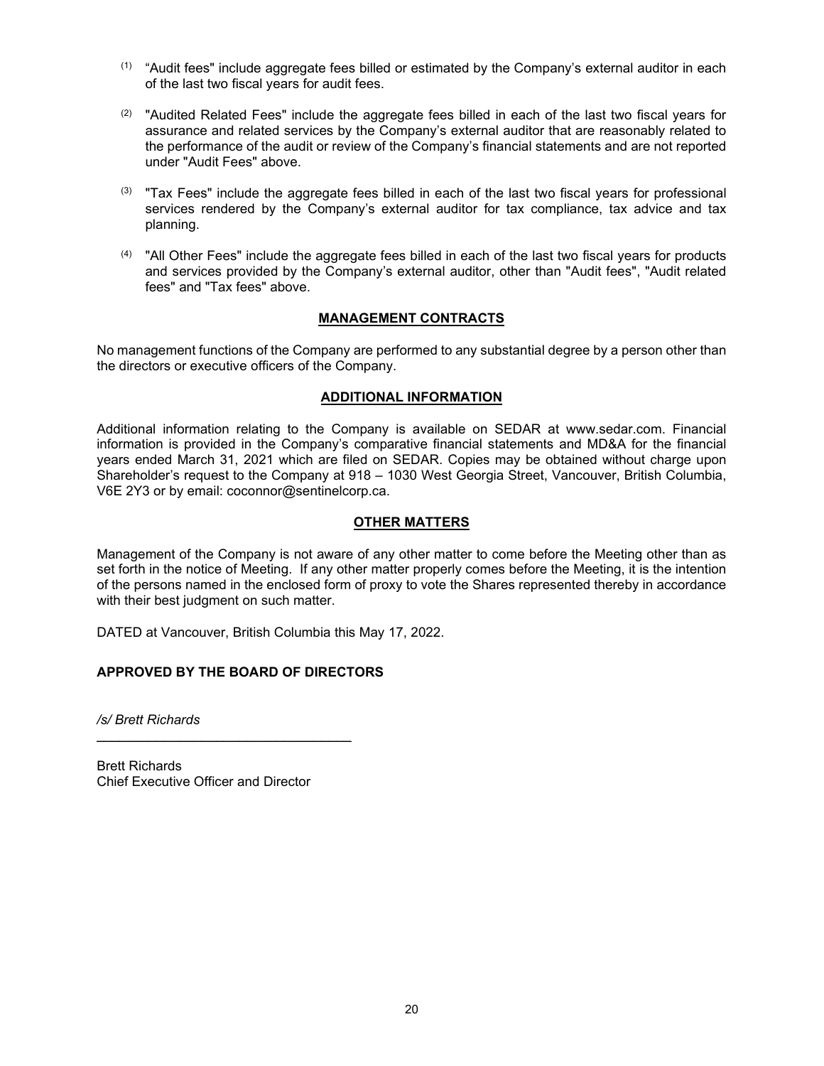(1) "Audit fees" include aggregate fees billed or estimated by the Company's external auditor in each of the last two fiscal years for audit fees.

(2) "Audited Related Fees" include the aggregate fees billed in each of the last two fiscal years for assurance and related services by the Company's external auditor that are reasonably related to the performance of the audit or review of the Company's financial statements and are not reported under "Audit Fees" above.

(3) "Tax Fees" include the aggregate fees billed in each of the last two fiscal years for professional services rendered by the Company's external auditor for tax compliance, tax advice and tax planning.

(4) "All Other Fees" include the aggregate fees billed in each of the last two fiscal years for products and services provided by the Company's external auditor, other than "Audit fees", "Audit related fees" and "Tax fees" above.

## MANAGEMENT CONTRACTS

No management functions of the Company are performed to any substantial degree by a person other than the directors or executive officers of the Company.

## ADDITIONAL INFORMATION

Additional information relating to the Company is available on SEDAR at www.sedar.com. Financial information is provided in the Company's comparative financial statements and MD&A for the financial years ended March 31, 2021 which are filed on SEDAR. Copies may be obtained without charge upon Shareholder's request to the Company at 918 – 1030 West Georgia Street, Vancouver, British Columbia, V6E 2Y3 or by email: coconnor@sentinelcorp.ca.

## OTHER MATTERS

Management of the Company is not aware of any other matter to come before the Meeting other than as set forth in the notice of Meeting. If any other matter properly comes before the Meeting, it is the intention of the persons named in the enclosed form of proxy to vote the Shares represented thereby in accordance with their best judgment on such matter.

DATED at Vancouver, British Columbia this May 17, 2022.

**APPROVED BY THE BOARD OF DIRECTORS**

*/s/ Brett Richards*

Brett Richards
Chief Executive Officer and Director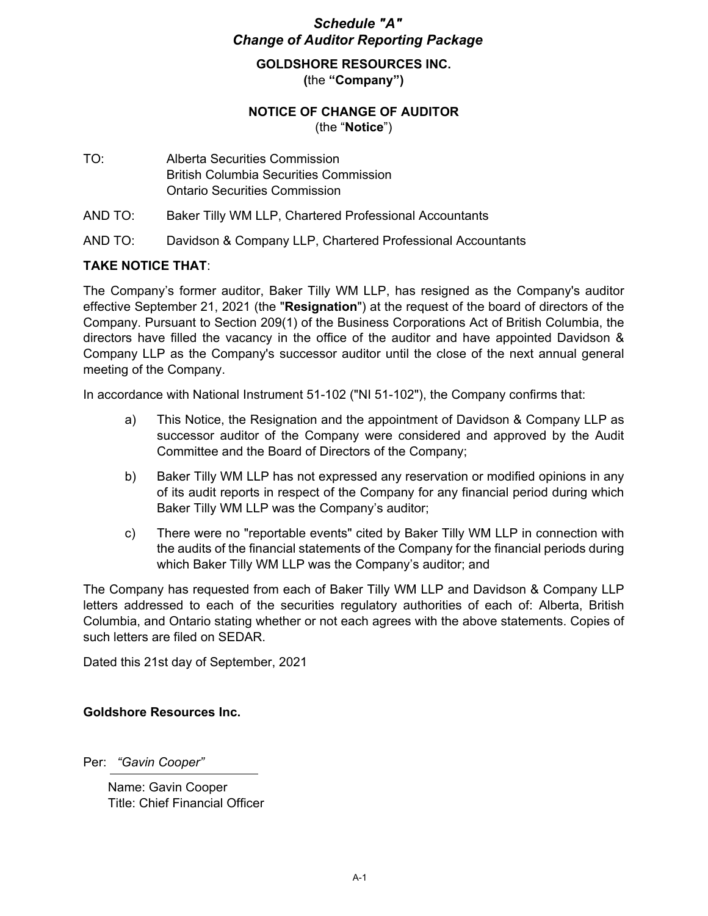## *Schedule "A"*
## *Change of Auditor Reporting Package*

**GOLDSHORE RESOURCES INC.**
**(**the **"Company")**

**NOTICE OF CHANGE OF AUDITOR**
(the "**Notice**")

TO: Alberta Securities Commission
British Columbia Securities Commission
Ontario Securities Commission

AND TO: Baker Tilly WM LLP, Chartered Professional Accountants

AND TO: Davidson & Company LLP, Chartered Professional Accountants

**TAKE NOTICE THAT**:

The Company's former auditor, Baker Tilly WM LLP, has resigned as the Company's auditor effective September 21, 2021 (the "**Resignation**") at the request of the board of directors of the Company. Pursuant to Section 209(1) of the Business Corporations Act of British Columbia, the directors have filled the vacancy in the office of the auditor and have appointed Davidson & Company LLP as the Company's successor auditor until the close of the next annual general meeting of the Company.

In accordance with National Instrument 51-102 ("NI 51-102"), the Company confirms that:

a) This Notice, the Resignation and the appointment of Davidson & Company LLP as successor auditor of the Company were considered and approved by the Audit Committee and the Board of Directors of the Company;

b) Baker Tilly WM LLP has not expressed any reservation or modified opinions in any of its audit reports in respect of the Company for any financial period during which Baker Tilly WM LLP was the Company's auditor;

c) There were no "reportable events" cited by Baker Tilly WM LLP in connection with the audits of the financial statements of the Company for the financial periods during which Baker Tilly WM LLP was the Company's auditor; and

The Company has requested from each of Baker Tilly WM LLP and Davidson & Company LLP letters addressed to each of the securities regulatory authorities of each of: Alberta, British Columbia, and Ontario stating whether or not each agrees with the above statements. Copies of such letters are filed on SEDAR.

Dated this 21st day of September, 2021

**Goldshore Resources Inc.**

Per: *"Gavin Cooper"*

Name: Gavin Cooper
Title: Chief Financial Officer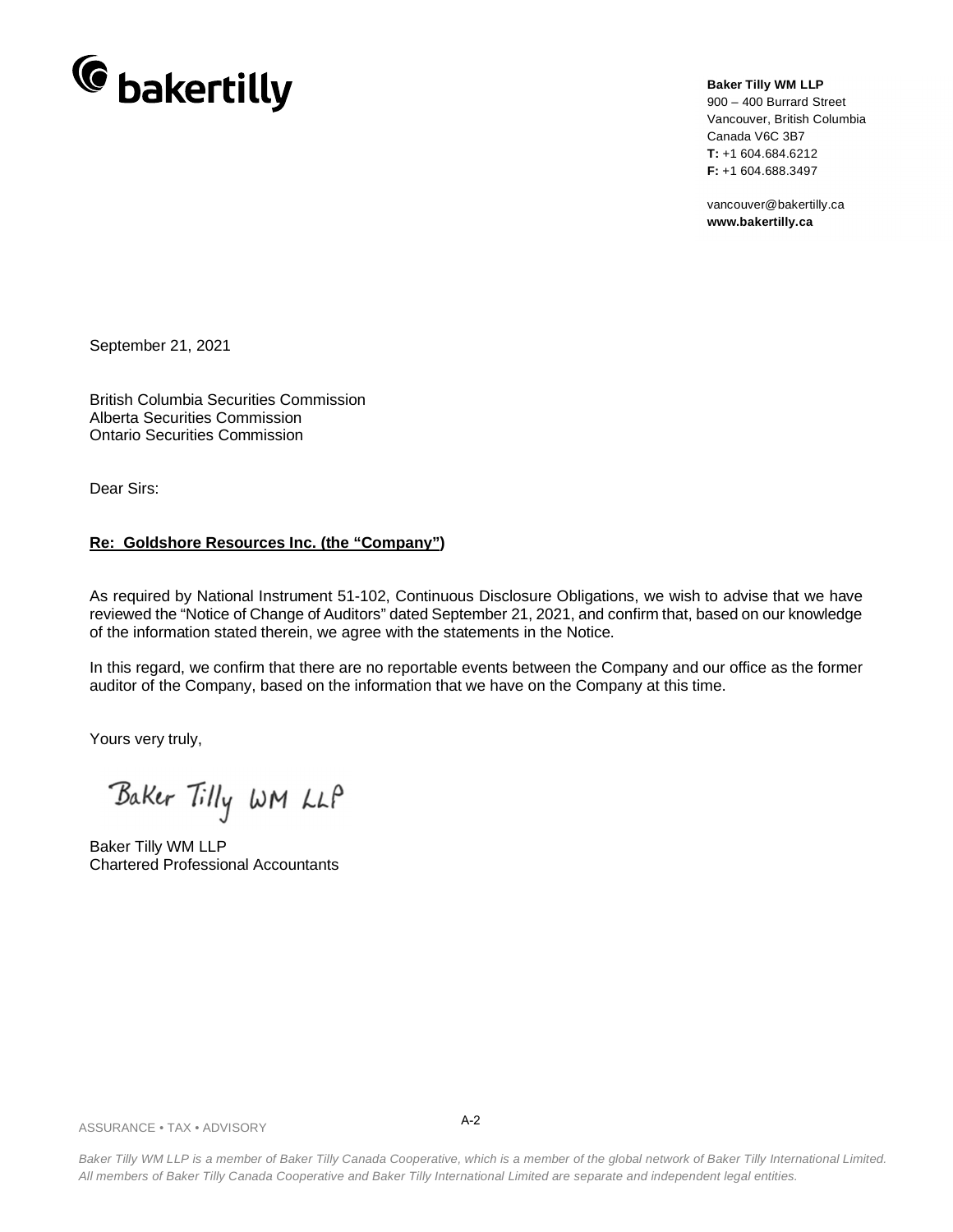**bakertilly**

**Baker Tilly WM LLP**
900 – 400 Burrard Street
Vancouver, British Columbia
Canada V6C 3B7
**T:** +1 604.684.6212
**F:** +1 604.688.3497

vancouver@bakertilly.ca
**www.bakertilly.ca**

September 21, 2021

British Columbia Securities Commission
Alberta Securities Commission
Ontario Securities Commission

Dear Sirs:

**Re: Goldshore Resources Inc. (the "Company")**

As required by National Instrument 51-102, Continuous Disclosure Obligations, we wish to advise that we have reviewed the "Notice of Change of Auditors" dated September 21, 2021, and confirm that, based on our knowledge of the information stated therein, we agree with the statements in the Notice.

In this regard, we confirm that there are no reportable events between the Company and our office as the former auditor of the Company, based on the information that we have on the Company at this time.

Yours very truly,

Baker Tilly WM LLP

Baker Tilly WM LLP
Chartered Professional Accountants

ASSURANCE • TAX • ADVISORY

*Baker Tilly WM LLP is a member of Baker Tilly Canada Cooperative, which is a member of the global network of Baker Tilly International Limited. All members of Baker Tilly Canada Cooperative and Baker Tilly International Limited are separate and independent legal entities.*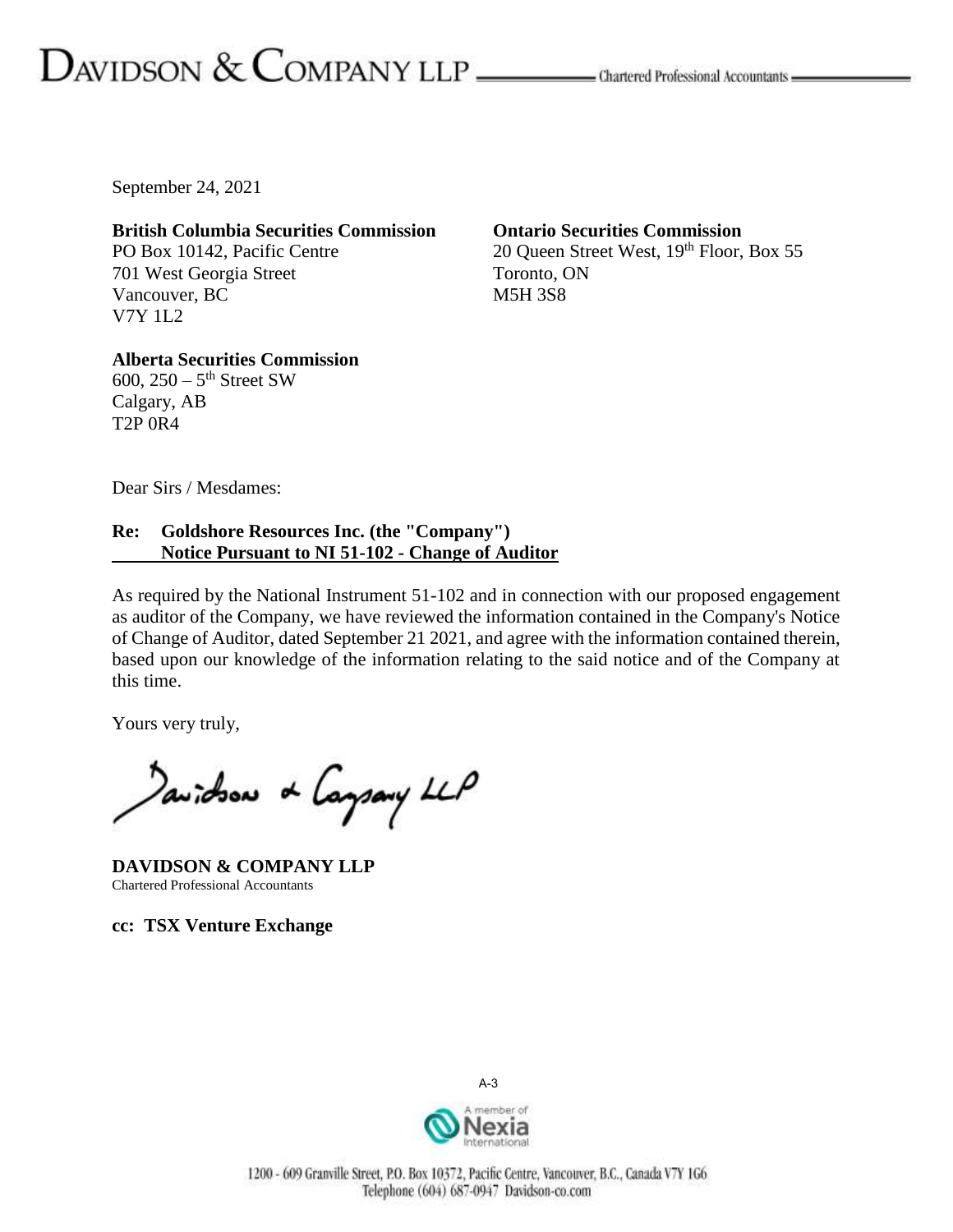DAVIDSON & COMPANY LLP — Chartered Professional Accountants

September 24, 2021

**British Columbia Securities Commission**
PO Box 10142, Pacific Centre
701 West Georgia Street
Vancouver, BC
V7Y 1L2

**Ontario Securities Commission**
20 Queen Street West, 19th Floor, Box 55
Toronto, ON
M5H 3S8

**Alberta Securities Commission**
600, 250 – 5th Street SW
Calgary, AB
T2P 0R4

Dear Sirs / Mesdames:

**Re: Goldshore Resources Inc. (the "Company")**
**Notice Pursuant to NI 51-102 - Change of Auditor**

As required by the National Instrument 51-102 and in connection with our proposed engagement as auditor of the Company, we have reviewed the information contained in the Company's Notice of Change of Auditor, dated September 21 2021, and agree with the information contained therein, based upon our knowledge of the information relating to the said notice and of the Company at this time.

Yours very truly,

Davidson & Company LLP

**DAVIDSON & COMPANY LLP**
Chartered Professional Accountants

**cc: TSX Venture Exchange**

A-3

A member of Nexia International

1200 - 609 Granville Street, P.O. Box 10372, Pacific Centre, Vancouver, B.C., Canada V7Y 1G6
Telephone (604) 687-0947 Davidson-co.com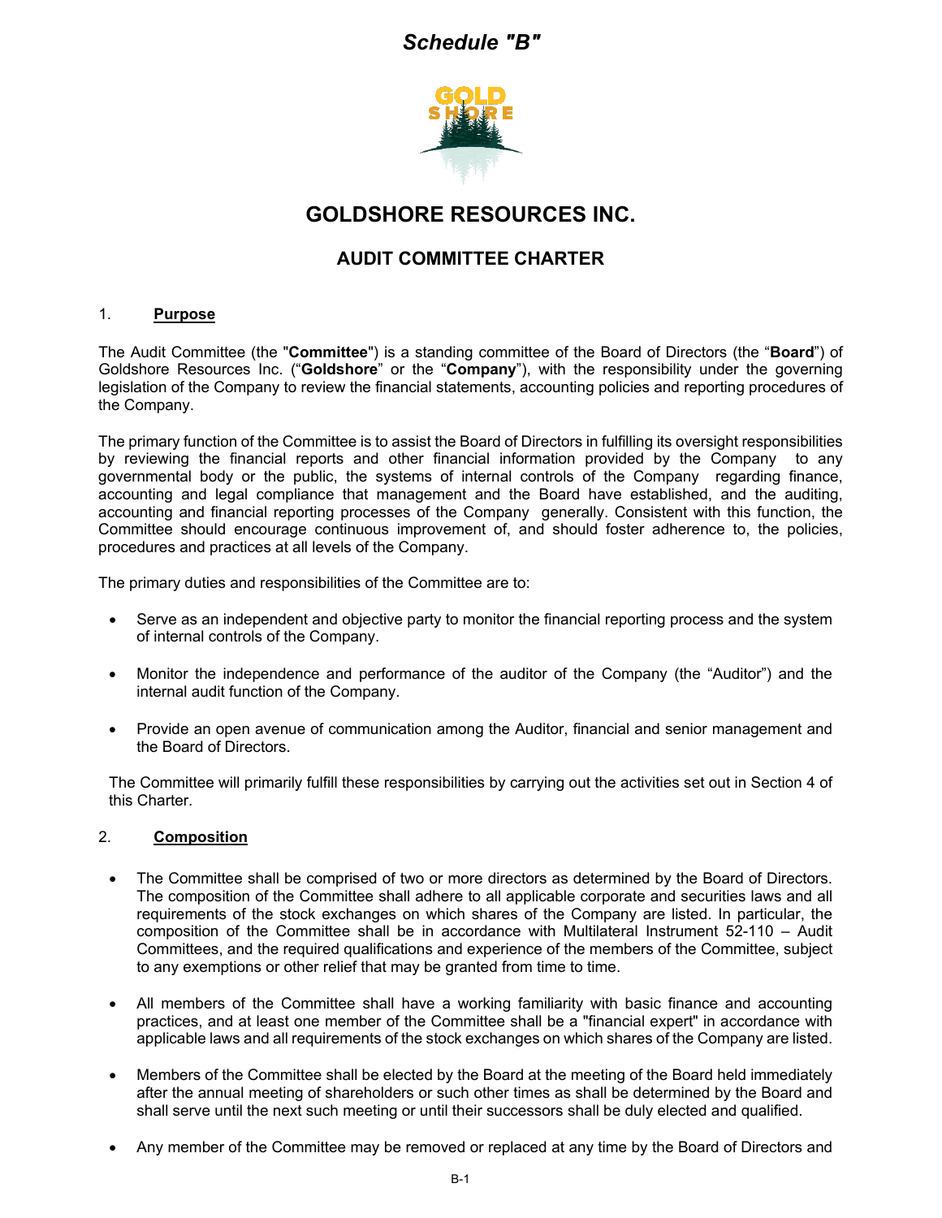*Schedule "B"*

# GOLDSHORE RESOURCES INC.

## AUDIT COMMITTEE CHARTER

### 1. Purpose

The Audit Committee (the "**Committee**") is a standing committee of the Board of Directors (the "**Board**") of Goldshore Resources Inc. ("**Goldshore**" or the "**Company**"), with the responsibility under the governing legislation of the Company to review the financial statements, accounting policies and reporting procedures of the Company.

The primary function of the Committee is to assist the Board of Directors in fulfilling its oversight responsibilities by reviewing the financial reports and other financial information provided by the Company to any governmental body or the public, the systems of internal controls of the Company regarding finance, accounting and legal compliance that management and the Board have established, and the auditing, accounting and financial reporting processes of the Company generally. Consistent with this function, the Committee should encourage continuous improvement of, and should foster adherence to, the policies, procedures and practices at all levels of the Company.

The primary duties and responsibilities of the Committee are to:

- Serve as an independent and objective party to monitor the financial reporting process and the system of internal controls of the Company.
- Monitor the independence and performance of the auditor of the Company (the "Auditor") and the internal audit function of the Company.
- Provide an open avenue of communication among the Auditor, financial and senior management and the Board of Directors.

The Committee will primarily fulfill these responsibilities by carrying out the activities set out in Section 4 of this Charter.

### 2. Composition

- The Committee shall be comprised of two or more directors as determined by the Board of Directors. The composition of the Committee shall adhere to all applicable corporate and securities laws and all requirements of the stock exchanges on which shares of the Company are listed. In particular, the composition of the Committee shall be in accordance with Multilateral Instrument 52-110 – Audit Committees, and the required qualifications and experience of the members of the Committee, subject to any exemptions or other relief that may be granted from time to time.
- All members of the Committee shall have a working familiarity with basic finance and accounting practices, and at least one member of the Committee shall be a "financial expert" in accordance with applicable laws and all requirements of the stock exchanges on which shares of the Company are listed.
- Members of the Committee shall be elected by the Board at the meeting of the Board held immediately after the annual meeting of shareholders or such other times as shall be determined by the Board and shall serve until the next such meeting or until their successors shall be duly elected and qualified.
- Any member of the Committee may be removed or replaced at any time by the Board of Directors and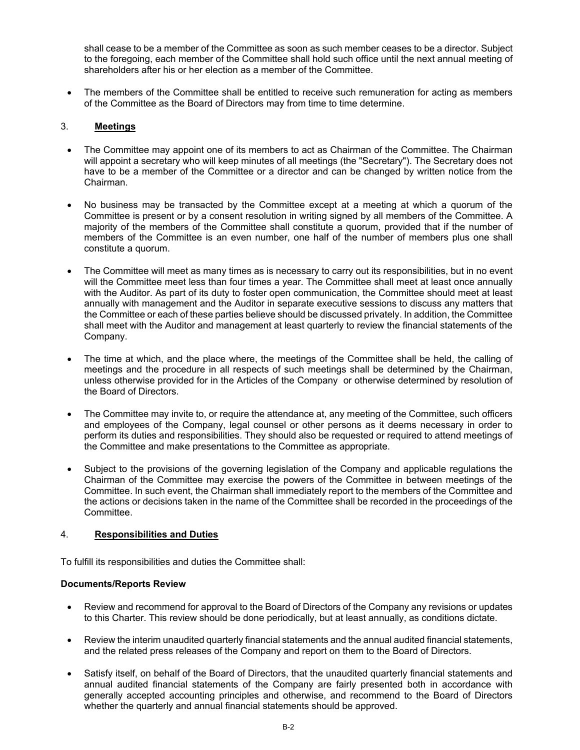shall cease to be a member of the Committee as soon as such member ceases to be a director. Subject to the foregoing, each member of the Committee shall hold such office until the next annual meeting of shareholders after his or her election as a member of the Committee.

- The members of the Committee shall be entitled to receive such remuneration for acting as members of the Committee as the Board of Directors may from time to time determine.

## 3. **Meetings**

- The Committee may appoint one of its members to act as Chairman of the Committee. The Chairman will appoint a secretary who will keep minutes of all meetings (the "Secretary"). The Secretary does not have to be a member of the Committee or a director and can be changed by written notice from the Chairman.

- No business may be transacted by the Committee except at a meeting at which a quorum of the Committee is present or by a consent resolution in writing signed by all members of the Committee. A majority of the members of the Committee shall constitute a quorum, provided that if the number of members of the Committee is an even number, one half of the number of members plus one shall constitute a quorum.

- The Committee will meet as many times as is necessary to carry out its responsibilities, but in no event will the Committee meet less than four times a year. The Committee shall meet at least once annually with the Auditor. As part of its duty to foster open communication, the Committee should meet at least annually with management and the Auditor in separate executive sessions to discuss any matters that the Committee or each of these parties believe should be discussed privately. In addition, the Committee shall meet with the Auditor and management at least quarterly to review the financial statements of the Company.

- The time at which, and the place where, the meetings of the Committee shall be held, the calling of meetings and the procedure in all respects of such meetings shall be determined by the Chairman, unless otherwise provided for in the Articles of the Company or otherwise determined by resolution of the Board of Directors.

- The Committee may invite to, or require the attendance at, any meeting of the Committee, such officers and employees of the Company, legal counsel or other persons as it deems necessary in order to perform its duties and responsibilities. They should also be requested or required to attend meetings of the Committee and make presentations to the Committee as appropriate.

- Subject to the provisions of the governing legislation of the Company and applicable regulations the Chairman of the Committee may exercise the powers of the Committee in between meetings of the Committee. In such event, the Chairman shall immediately report to the members of the Committee and the actions or decisions taken in the name of the Committee shall be recorded in the proceedings of the Committee.

## 4. **Responsibilities and Duties**

To fulfill its responsibilities and duties the Committee shall:

**Documents/Reports Review**

- Review and recommend for approval to the Board of Directors of the Company any revisions or updates to this Charter. This review should be done periodically, but at least annually, as conditions dictate.

- Review the interim unaudited quarterly financial statements and the annual audited financial statements, and the related press releases of the Company and report on them to the Board of Directors.

- Satisfy itself, on behalf of the Board of Directors, that the unaudited quarterly financial statements and annual audited financial statements of the Company are fairly presented both in accordance with generally accepted accounting principles and otherwise, and recommend to the Board of Directors whether the quarterly and annual financial statements should be approved.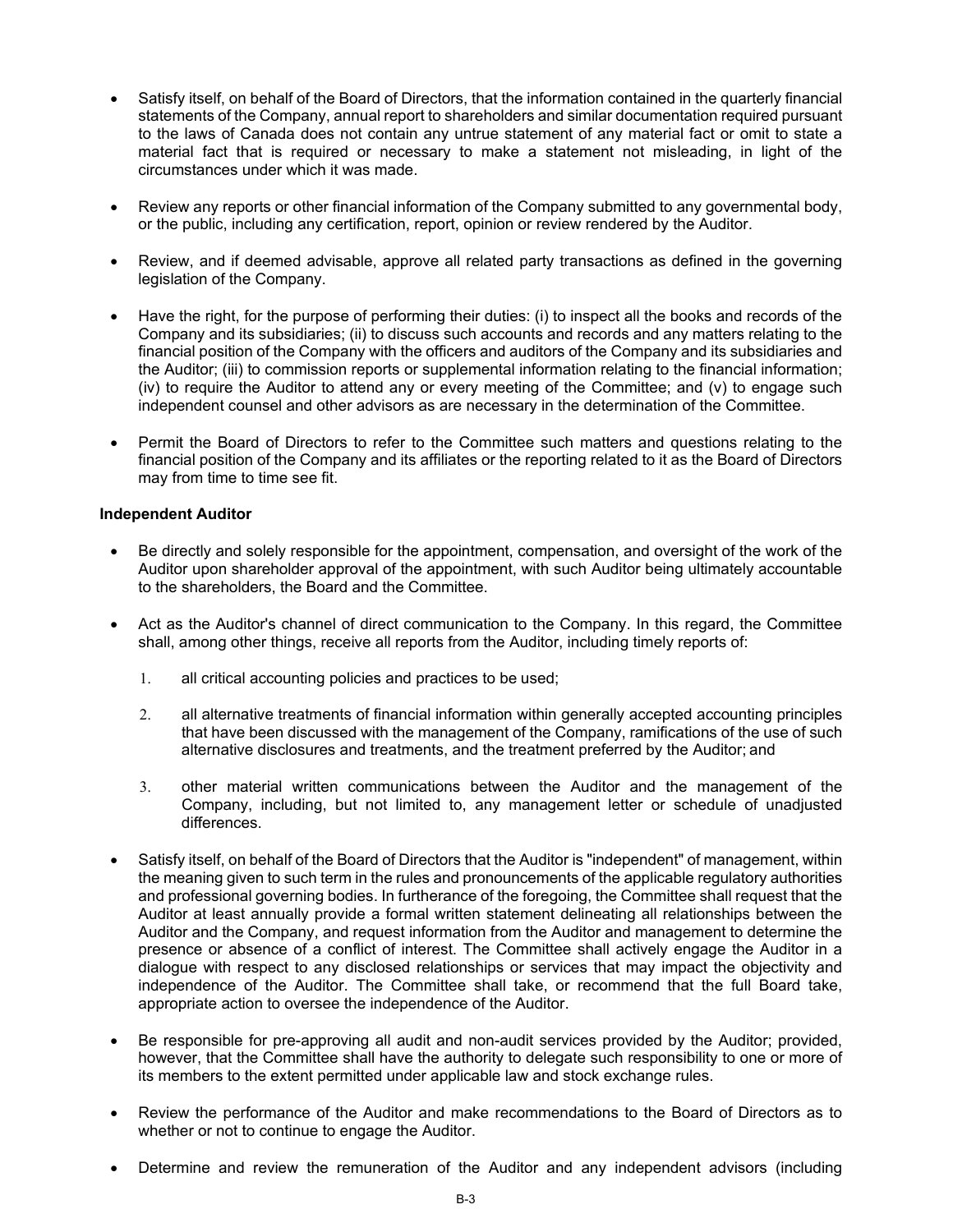- Satisfy itself, on behalf of the Board of Directors, that the information contained in the quarterly financial statements of the Company, annual report to shareholders and similar documentation required pursuant to the laws of Canada does not contain any untrue statement of any material fact or omit to state a material fact that is required or necessary to make a statement not misleading, in light of the circumstances under which it was made.

- Review any reports or other financial information of the Company submitted to any governmental body, or the public, including any certification, report, opinion or review rendered by the Auditor.

- Review, and if deemed advisable, approve all related party transactions as defined in the governing legislation of the Company.

- Have the right, for the purpose of performing their duties: (i) to inspect all the books and records of the Company and its subsidiaries; (ii) to discuss such accounts and records and any matters relating to the financial position of the Company with the officers and auditors of the Company and its subsidiaries and the Auditor; (iii) to commission reports or supplemental information relating to the financial information; (iv) to require the Auditor to attend any or every meeting of the Committee; and (v) to engage such independent counsel and other advisors as are necessary in the determination of the Committee.

- Permit the Board of Directors to refer to the Committee such matters and questions relating to the financial position of the Company and its affiliates or the reporting related to it as the Board of Directors may from time to time see fit.

**Independent Auditor**

- Be directly and solely responsible for the appointment, compensation, and oversight of the work of the Auditor upon shareholder approval of the appointment, with such Auditor being ultimately accountable to the shareholders, the Board and the Committee.

- Act as the Auditor's channel of direct communication to the Company. In this regard, the Committee shall, among other things, receive all reports from the Auditor, including timely reports of:

  1. all critical accounting policies and practices to be used;

  2. all alternative treatments of financial information within generally accepted accounting principles that have been discussed with the management of the Company, ramifications of the use of such alternative disclosures and treatments, and the treatment preferred by the Auditor; and

  3. other material written communications between the Auditor and the management of the Company, including, but not limited to, any management letter or schedule of unadjusted differences.

- Satisfy itself, on behalf of the Board of Directors that the Auditor is "independent" of management, within the meaning given to such term in the rules and pronouncements of the applicable regulatory authorities and professional governing bodies. In furtherance of the foregoing, the Committee shall request that the Auditor at least annually provide a formal written statement delineating all relationships between the Auditor and the Company, and request information from the Auditor and management to determine the presence or absence of a conflict of interest. The Committee shall actively engage the Auditor in a dialogue with respect to any disclosed relationships or services that may impact the objectivity and independence of the Auditor. The Committee shall take, or recommend that the full Board take, appropriate action to oversee the independence of the Auditor.

- Be responsible for pre-approving all audit and non-audit services provided by the Auditor; provided, however, that the Committee shall have the authority to delegate such responsibility to one or more of its members to the extent permitted under applicable law and stock exchange rules.

- Review the performance of the Auditor and make recommendations to the Board of Directors as to whether or not to continue to engage the Auditor.

- Determine and review the remuneration of the Auditor and any independent advisors (including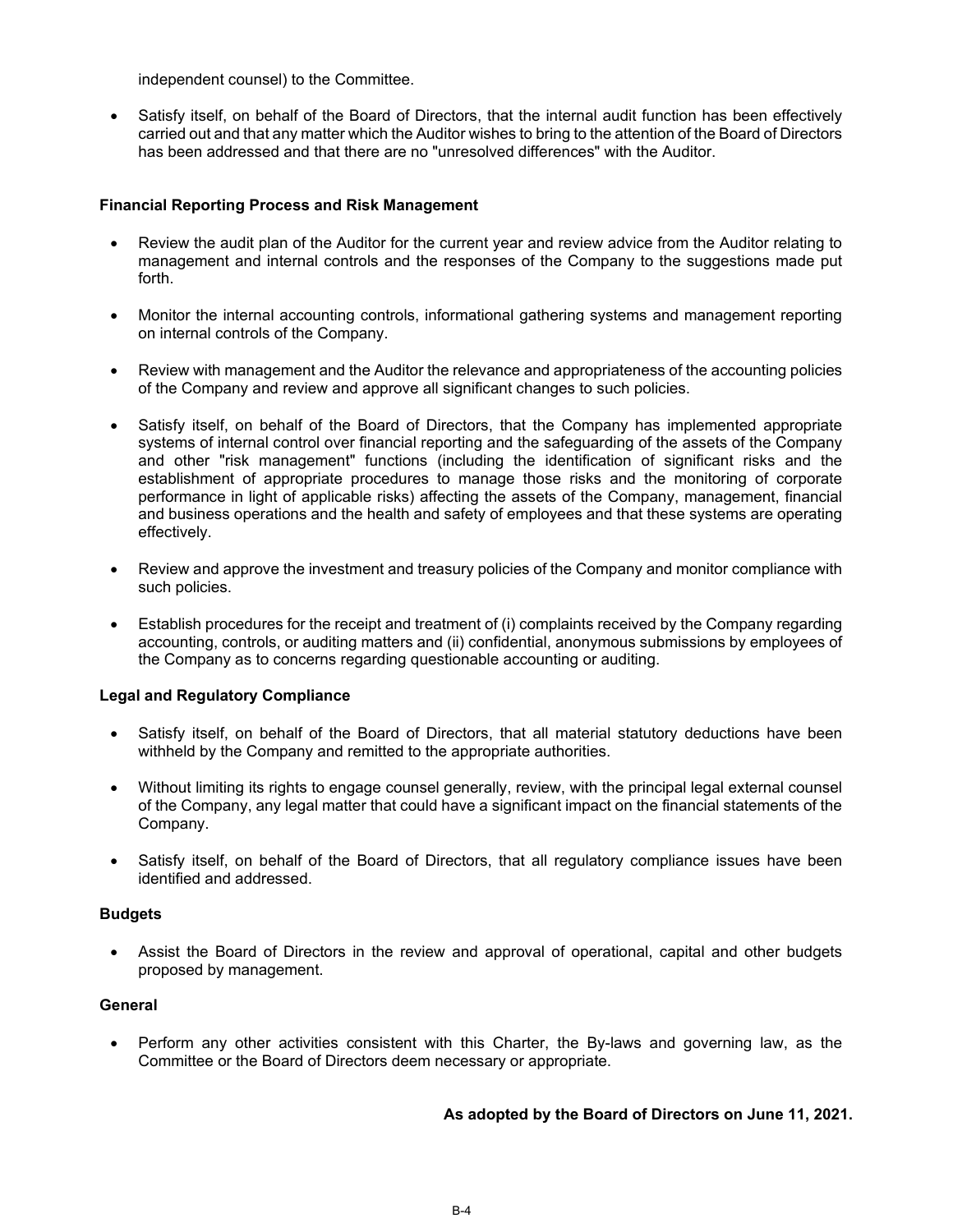independent counsel) to the Committee.

- Satisfy itself, on behalf of the Board of Directors, that the internal audit function has been effectively carried out and that any matter which the Auditor wishes to bring to the attention of the Board of Directors has been addressed and that there are no "unresolved differences" with the Auditor.

**Financial Reporting Process and Risk Management**

- Review the audit plan of the Auditor for the current year and review advice from the Auditor relating to management and internal controls and the responses of the Company to the suggestions made put forth.
- Monitor the internal accounting controls, informational gathering systems and management reporting on internal controls of the Company.
- Review with management and the Auditor the relevance and appropriateness of the accounting policies of the Company and review and approve all significant changes to such policies.
- Satisfy itself, on behalf of the Board of Directors, that the Company has implemented appropriate systems of internal control over financial reporting and the safeguarding of the assets of the Company and other "risk management" functions (including the identification of significant risks and the establishment of appropriate procedures to manage those risks and the monitoring of corporate performance in light of applicable risks) affecting the assets of the Company, management, financial and business operations and the health and safety of employees and that these systems are operating effectively.
- Review and approve the investment and treasury policies of the Company and monitor compliance with such policies.
- Establish procedures for the receipt and treatment of (i) complaints received by the Company regarding accounting, controls, or auditing matters and (ii) confidential, anonymous submissions by employees of the Company as to concerns regarding questionable accounting or auditing.

**Legal and Regulatory Compliance**

- Satisfy itself, on behalf of the Board of Directors, that all material statutory deductions have been withheld by the Company and remitted to the appropriate authorities.
- Without limiting its rights to engage counsel generally, review, with the principal legal external counsel of the Company, any legal matter that could have a significant impact on the financial statements of the Company.
- Satisfy itself, on behalf of the Board of Directors, that all regulatory compliance issues have been identified and addressed.

**Budgets**

- Assist the Board of Directors in the review and approval of operational, capital and other budgets proposed by management.

**General**

- Perform any other activities consistent with this Charter, the By-laws and governing law, as the Committee or the Board of Directors deem necessary or appropriate.

**As adopted by the Board of Directors on June 11, 2021.**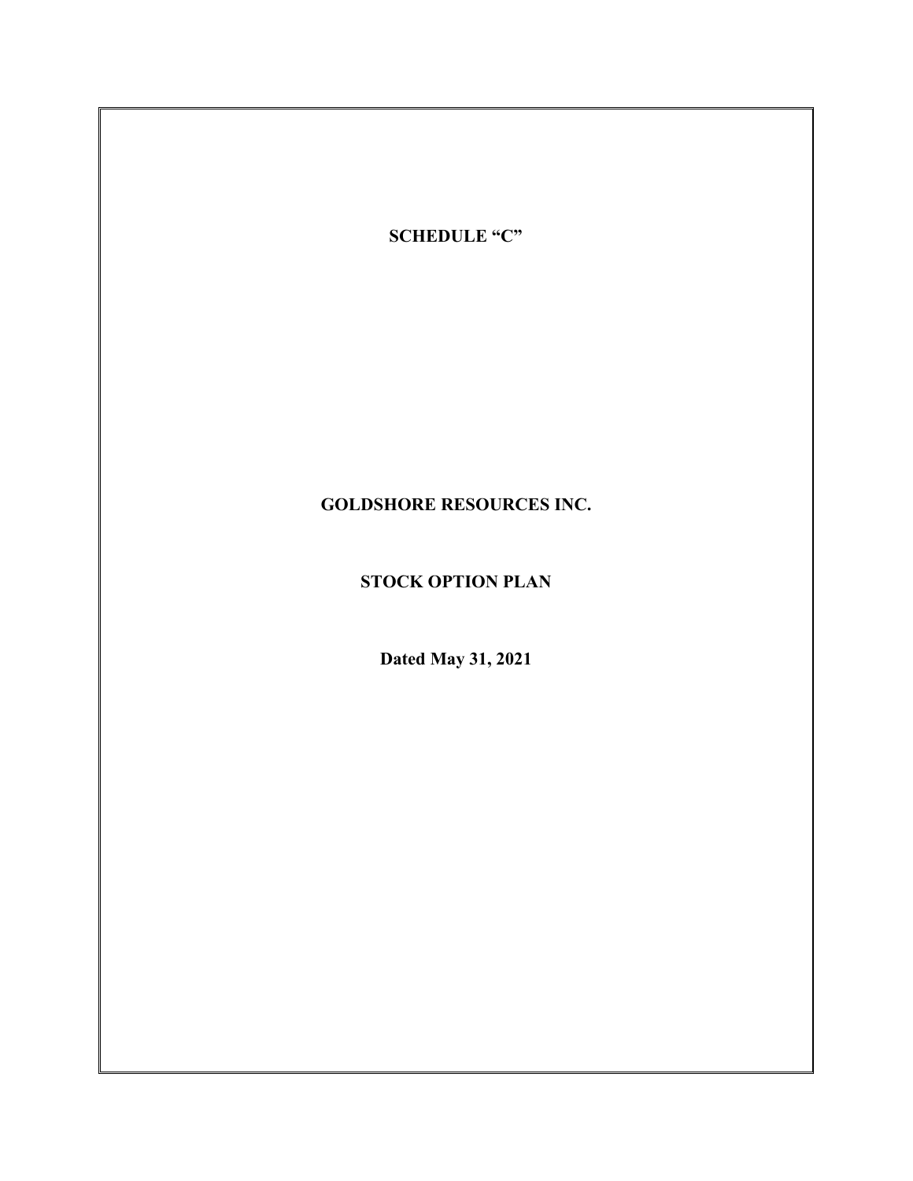**SCHEDULE "C"**

# GOLDSHORE RESOURCES INC.

## STOCK OPTION PLAN

**Dated May 31, 2021**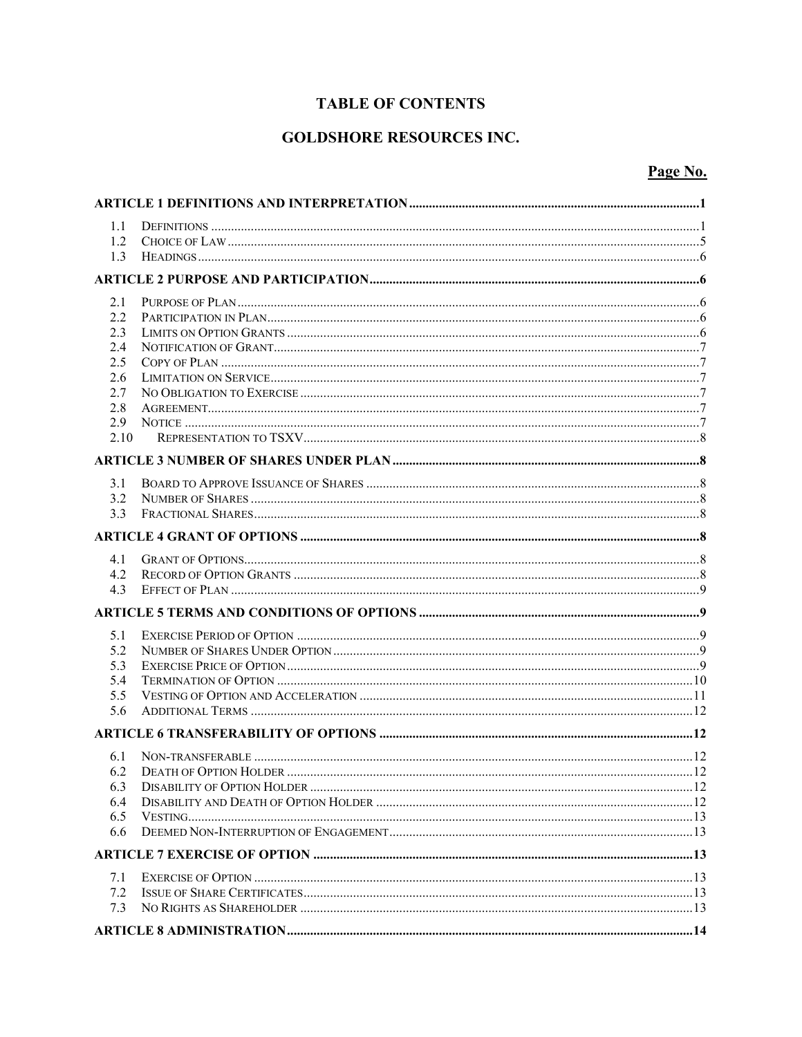# TABLE OF CONTENTS

## GOLDSHORE RESOURCES INC.

**Page No.**

**ARTICLE 1 DEFINITIONS AND INTERPRETATION** ..... **1**

1.1 DEFINITIONS ..... 1
1.2 CHOICE OF LAW ..... 5
1.3 HEADINGS ..... 6

**ARTICLE 2 PURPOSE AND PARTICIPATION** ..... **6**

2.1 PURPOSE OF PLAN ..... 6
2.2 PARTICIPATION IN PLAN ..... 6
2.3 LIMITS ON OPTION GRANTS ..... 6
2.4 NOTIFICATION OF GRANT ..... 7
2.5 COPY OF PLAN ..... 7
2.6 LIMITATION ON SERVICE ..... 7
2.7 NO OBLIGATION TO EXERCISE ..... 7
2.8 AGREEMENT ..... 7
2.9 NOTICE ..... 7
2.10 REPRESENTATION TO TSXV ..... 8

**ARTICLE 3 NUMBER OF SHARES UNDER PLAN** ..... **8**

3.1 BOARD TO APPROVE ISSUANCE OF SHARES ..... 8
3.2 NUMBER OF SHARES ..... 8
3.3 FRACTIONAL SHARES ..... 8

**ARTICLE 4 GRANT OF OPTIONS** ..... **8**

4.1 GRANT OF OPTIONS ..... 8
4.2 RECORD OF OPTION GRANTS ..... 8
4.3 EFFECT OF PLAN ..... 9

**ARTICLE 5 TERMS AND CONDITIONS OF OPTIONS** ..... **9**

5.1 EXERCISE PERIOD OF OPTION ..... 9
5.2 NUMBER OF SHARES UNDER OPTION ..... 9
5.3 EXERCISE PRICE OF OPTION ..... 9
5.4 TERMINATION OF OPTION ..... 10
5.5 VESTING OF OPTION AND ACCELERATION ..... 11
5.6 ADDITIONAL TERMS ..... 12

**ARTICLE 6 TRANSFERABILITY OF OPTIONS** ..... **12**

6.1 NON-TRANSFERABLE ..... 12
6.2 DEATH OF OPTION HOLDER ..... 12
6.3 DISABILITY OF OPTION HOLDER ..... 12
6.4 DISABILITY AND DEATH OF OPTION HOLDER ..... 12
6.5 VESTING ..... 13
6.6 DEEMED NON-INTERRUPTION OF ENGAGEMENT ..... 13

**ARTICLE 7 EXERCISE OF OPTION** ..... **13**

7.1 EXERCISE OF OPTION ..... 13
7.2 ISSUE OF SHARE CERTIFICATES ..... 13
7.3 NO RIGHTS AS SHAREHOLDER ..... 13

**ARTICLE 8 ADMINISTRATION** ..... **14**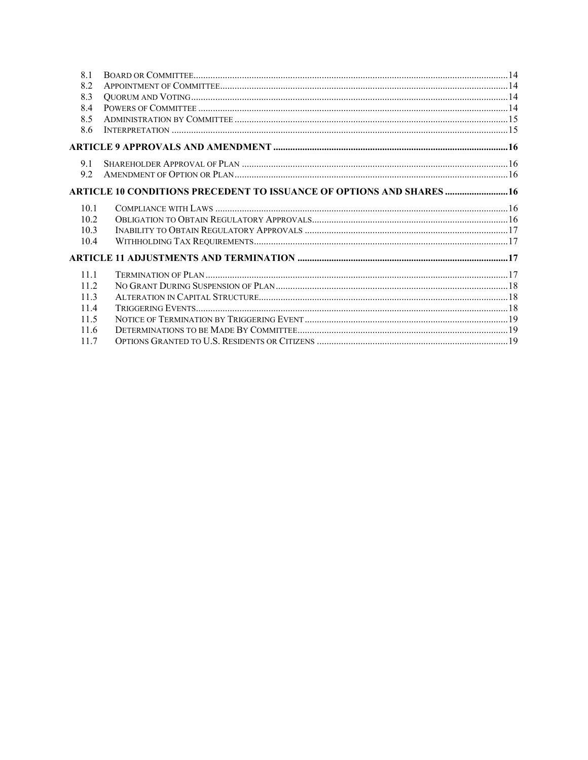| | | |
|---|---|---|
| 8.1 | Board or Committee | 14 |
| 8.2 | Appointment of Committee | 14 |
| 8.3 | Quorum and Voting | 14 |
| 8.4 | Powers of Committee | 14 |
| 8.5 | Administration by Committee | 15 |
| 8.6 | Interpretation | 15 |

**ARTICLE 9 APPROVALS AND AMENDMENT ..... 16**

| | | |
|---|---|---|
| 9.1 | Shareholder Approval of Plan | 16 |
| 9.2 | Amendment of Option or Plan | 16 |

**ARTICLE 10 CONDITIONS PRECEDENT TO ISSUANCE OF OPTIONS AND SHARES ..... 16**

| | | |
|---|---|---|
| 10.1 | Compliance with Laws | 16 |
| 10.2 | Obligation to Obtain Regulatory Approvals | 16 |
| 10.3 | Inability to Obtain Regulatory Approvals | 17 |
| 10.4 | Withholding Tax Requirements | 17 |

**ARTICLE 11 ADJUSTMENTS AND TERMINATION ..... 17**

| | | |
|---|---|---|
| 11.1 | Termination of Plan | 17 |
| 11.2 | No Grant During Suspension of Plan | 18 |
| 11.3 | Alteration in Capital Structure | 18 |
| 11.4 | Triggering Events | 18 |
| 11.5 | Notice of Termination by Triggering Event | 19 |
| 11.6 | Determinations to be Made By Committee | 19 |
| 11.7 | Options Granted to U.S. Residents or Citizens | 19 |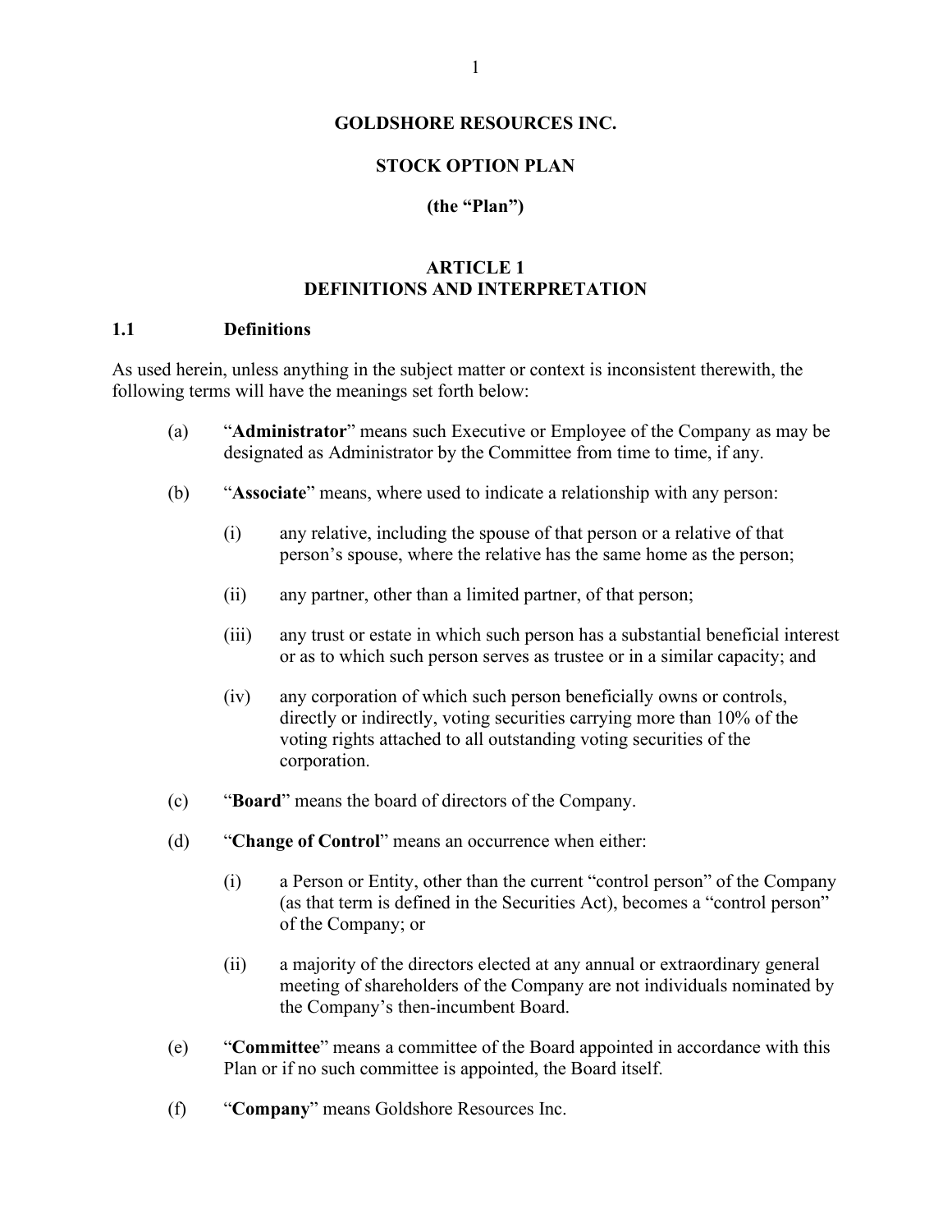# GOLDSHORE RESOURCES INC.

## STOCK OPTION PLAN

## (the "Plan")

## ARTICLE 1
## DEFINITIONS AND INTERPRETATION

### 1.1 Definitions

As used herein, unless anything in the subject matter or context is inconsistent therewith, the following terms will have the meanings set forth below:

(a) "**Administrator**" means such Executive or Employee of the Company as may be designated as Administrator by the Committee from time to time, if any.

(b) "**Associate**" means, where used to indicate a relationship with any person:

(i) any relative, including the spouse of that person or a relative of that person's spouse, where the relative has the same home as the person;

(ii) any partner, other than a limited partner, of that person;

(iii) any trust or estate in which such person has a substantial beneficial interest or as to which such person serves as trustee or in a similar capacity; and

(iv) any corporation of which such person beneficially owns or controls, directly or indirectly, voting securities carrying more than 10% of the voting rights attached to all outstanding voting securities of the corporation.

(c) "**Board**" means the board of directors of the Company.

(d) "**Change of Control**" means an occurrence when either:

(i) a Person or Entity, other than the current "control person" of the Company (as that term is defined in the Securities Act), becomes a "control person" of the Company; or

(ii) a majority of the directors elected at any annual or extraordinary general meeting of shareholders of the Company are not individuals nominated by the Company's then-incumbent Board.

(e) "**Committee**" means a committee of the Board appointed in accordance with this Plan or if no such committee is appointed, the Board itself.

(f) "**Company**" means Goldshore Resources Inc.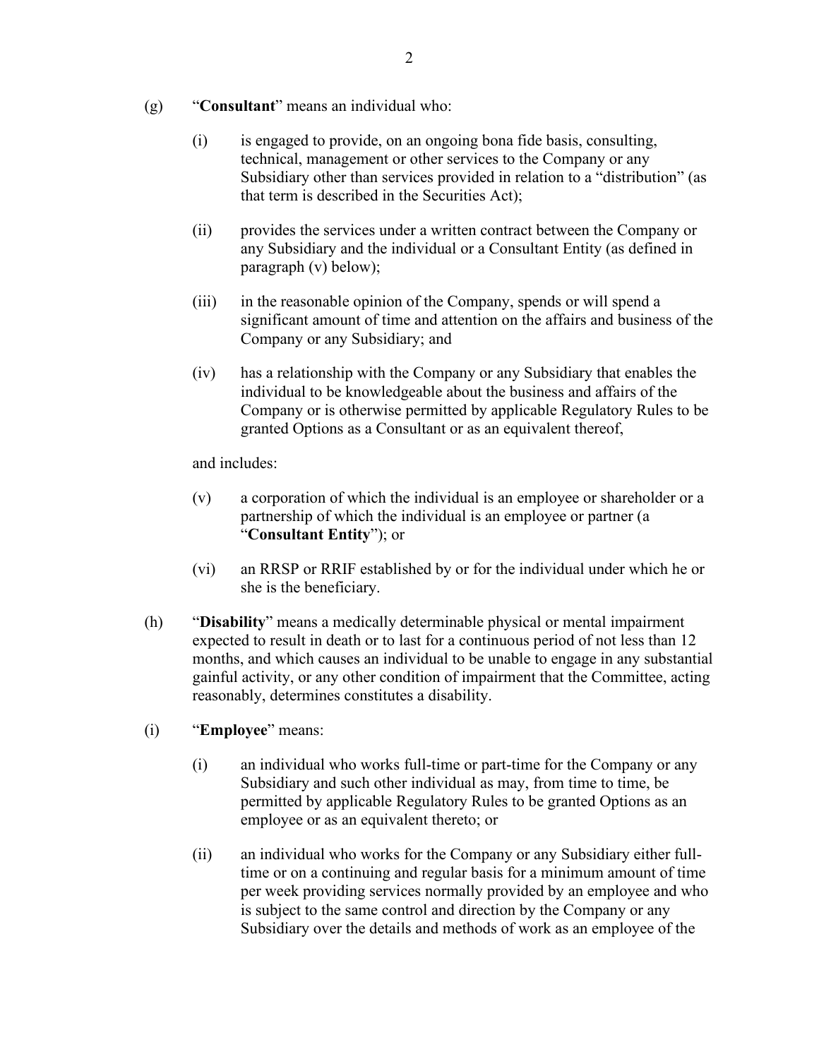(g) "**Consultant**" means an individual who:

   (i) is engaged to provide, on an ongoing bona fide basis, consulting, technical, management or other services to the Company or any Subsidiary other than services provided in relation to a "distribution" (as that term is described in the Securities Act);

   (ii) provides the services under a written contract between the Company or any Subsidiary and the individual or a Consultant Entity (as defined in paragraph (v) below);

   (iii) in the reasonable opinion of the Company, spends or will spend a significant amount of time and attention on the affairs and business of the Company or any Subsidiary; and

   (iv) has a relationship with the Company or any Subsidiary that enables the individual to be knowledgeable about the business and affairs of the Company or is otherwise permitted by applicable Regulatory Rules to be granted Options as a Consultant or as an equivalent thereof,

   and includes:

   (v) a corporation of which the individual is an employee or shareholder or a partnership of which the individual is an employee or partner (a "**Consultant Entity**"); or

   (vi) an RRSP or RRIF established by or for the individual under which he or she is the beneficiary.

(h) "**Disability**" means a medically determinable physical or mental impairment expected to result in death or to last for a continuous period of not less than 12 months, and which causes an individual to be unable to engage in any substantial gainful activity, or any other condition of impairment that the Committee, acting reasonably, determines constitutes a disability.

(i) "**Employee**" means:

   (i) an individual who works full-time or part-time for the Company or any Subsidiary and such other individual as may, from time to time, be permitted by applicable Regulatory Rules to be granted Options as an employee or as an equivalent thereto; or

   (ii) an individual who works for the Company or any Subsidiary either full-time or on a continuing and regular basis for a minimum amount of time per week providing services normally provided by an employee and who is subject to the same control and direction by the Company or any Subsidiary over the details and methods of work as an employee of the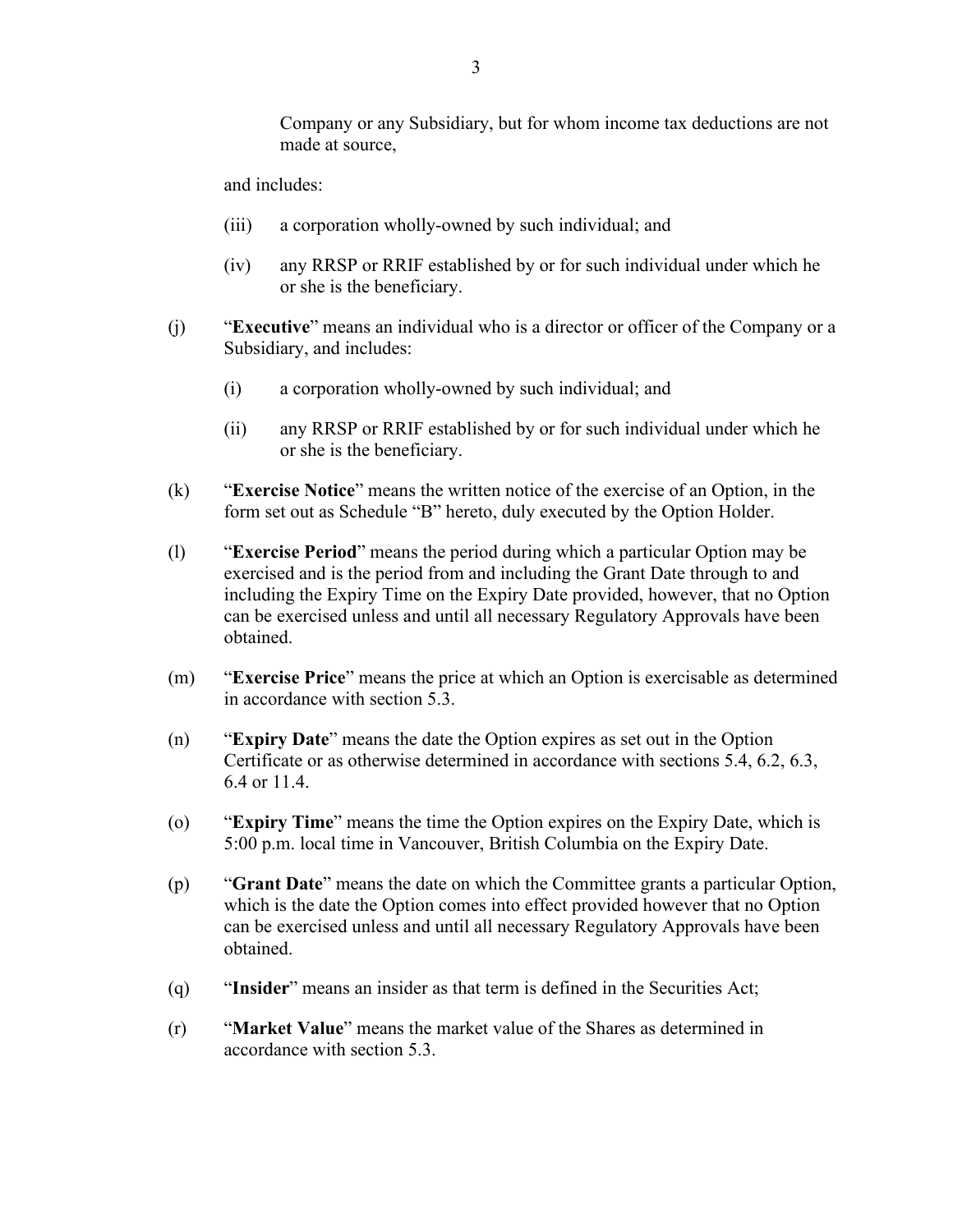Company or any Subsidiary, but for whom income tax deductions are not made at source,

and includes:

(iii) a corporation wholly-owned by such individual; and

(iv) any RRSP or RRIF established by or for such individual under which he or she is the beneficiary.

(j) "**Executive**" means an individual who is a director or officer of the Company or a Subsidiary, and includes:

(i) a corporation wholly-owned by such individual; and

(ii) any RRSP or RRIF established by or for such individual under which he or she is the beneficiary.

(k) "**Exercise Notice**" means the written notice of the exercise of an Option, in the form set out as Schedule "B" hereto, duly executed by the Option Holder.

(l) "**Exercise Period**" means the period during which a particular Option may be exercised and is the period from and including the Grant Date through to and including the Expiry Time on the Expiry Date provided, however, that no Option can be exercised unless and until all necessary Regulatory Approvals have been obtained.

(m) "**Exercise Price**" means the price at which an Option is exercisable as determined in accordance with section 5.3.

(n) "**Expiry Date**" means the date the Option expires as set out in the Option Certificate or as otherwise determined in accordance with sections 5.4, 6.2, 6.3, 6.4 or 11.4.

(o) "**Expiry Time**" means the time the Option expires on the Expiry Date, which is 5:00 p.m. local time in Vancouver, British Columbia on the Expiry Date.

(p) "**Grant Date**" means the date on which the Committee grants a particular Option, which is the date the Option comes into effect provided however that no Option can be exercised unless and until all necessary Regulatory Approvals have been obtained.

(q) "**Insider**" means an insider as that term is defined in the Securities Act;

(r) "**Market Value**" means the market value of the Shares as determined in accordance with section 5.3.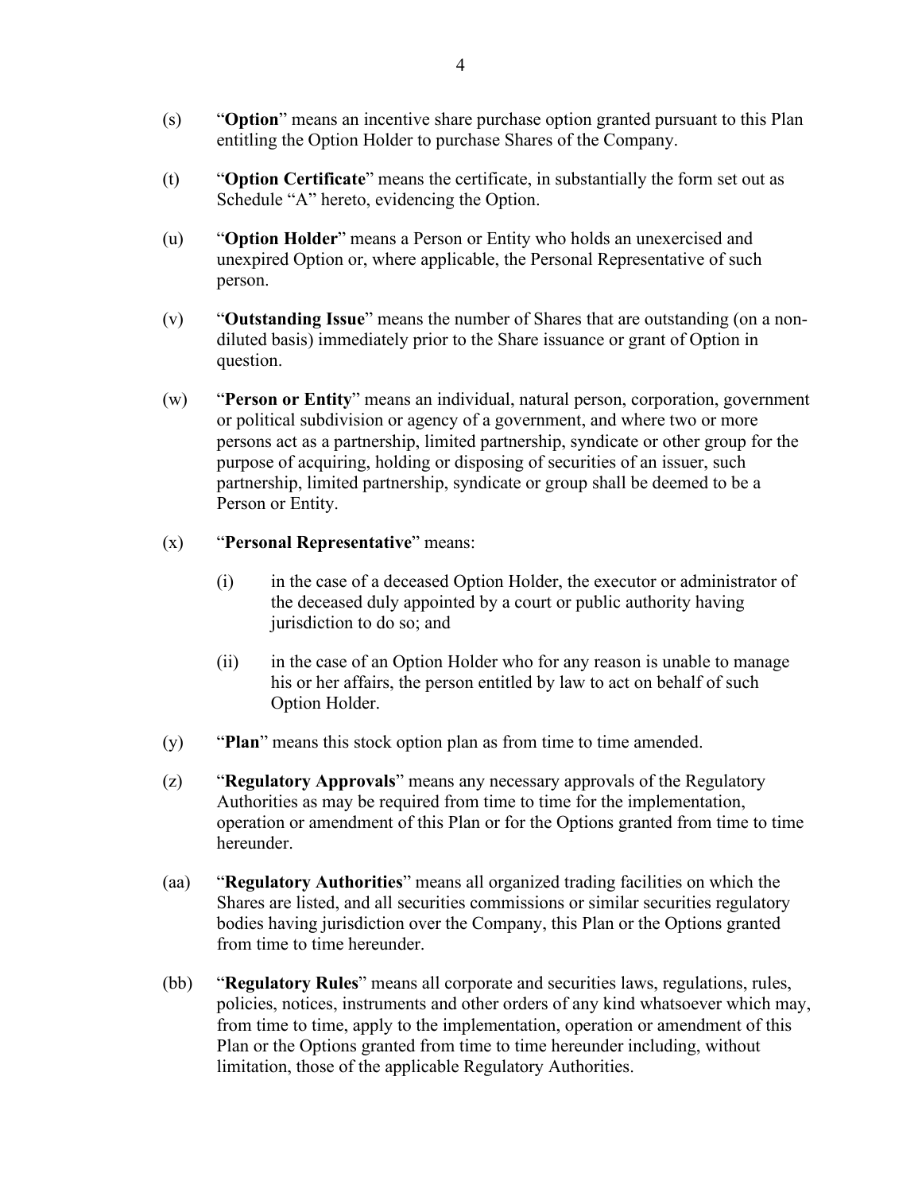(s) "**Option**" means an incentive share purchase option granted pursuant to this Plan entitling the Option Holder to purchase Shares of the Company.

(t) "**Option Certificate**" means the certificate, in substantially the form set out as Schedule "A" hereto, evidencing the Option.

(u) "**Option Holder**" means a Person or Entity who holds an unexercised and unexpired Option or, where applicable, the Personal Representative of such person.

(v) "**Outstanding Issue**" means the number of Shares that are outstanding (on a non-diluted basis) immediately prior to the Share issuance or grant of Option in question.

(w) "**Person or Entity**" means an individual, natural person, corporation, government or political subdivision or agency of a government, and where two or more persons act as a partnership, limited partnership, syndicate or other group for the purpose of acquiring, holding or disposing of securities of an issuer, such partnership, limited partnership, syndicate or group shall be deemed to be a Person or Entity.

(x) "**Personal Representative**" means:

(i) in the case of a deceased Option Holder, the executor or administrator of the deceased duly appointed by a court or public authority having jurisdiction to do so; and

(ii) in the case of an Option Holder who for any reason is unable to manage his or her affairs, the person entitled by law to act on behalf of such Option Holder.

(y) "**Plan**" means this stock option plan as from time to time amended.

(z) "**Regulatory Approvals**" means any necessary approvals of the Regulatory Authorities as may be required from time to time for the implementation, operation or amendment of this Plan or for the Options granted from time to time hereunder.

(aa) "**Regulatory Authorities**" means all organized trading facilities on which the Shares are listed, and all securities commissions or similar securities regulatory bodies having jurisdiction over the Company, this Plan or the Options granted from time to time hereunder.

(bb) "**Regulatory Rules**" means all corporate and securities laws, regulations, rules, policies, notices, instruments and other orders of any kind whatsoever which may, from time to time, apply to the implementation, operation or amendment of this Plan or the Options granted from time to time hereunder including, without limitation, those of the applicable Regulatory Authorities.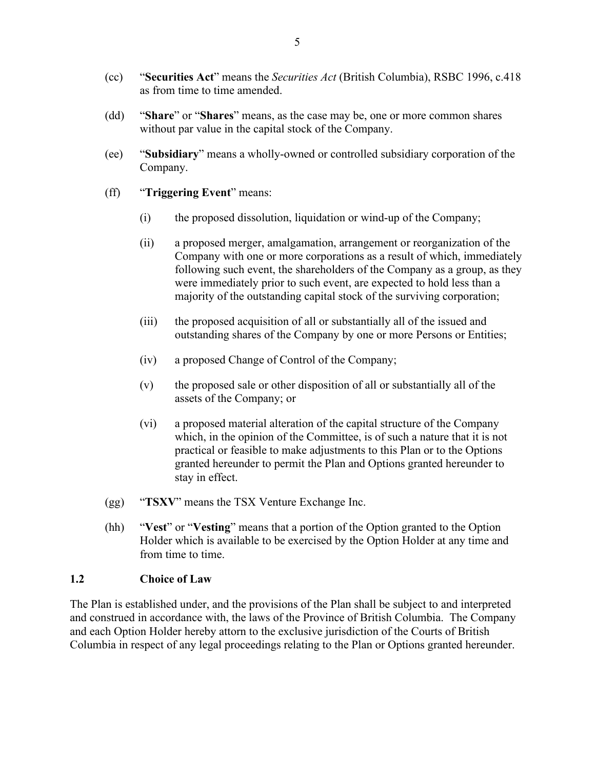(cc) "**Securities Act**" means the *Securities Act* (British Columbia), RSBC 1996, c.418 as from time to time amended.

(dd) "**Share**" or "**Shares**" means, as the case may be, one or more common shares without par value in the capital stock of the Company.

(ee) "**Subsidiary**" means a wholly-owned or controlled subsidiary corporation of the Company.

(ff) "**Triggering Event**" means:

(i) the proposed dissolution, liquidation or wind-up of the Company;

(ii) a proposed merger, amalgamation, arrangement or reorganization of the Company with one or more corporations as a result of which, immediately following such event, the shareholders of the Company as a group, as they were immediately prior to such event, are expected to hold less than a majority of the outstanding capital stock of the surviving corporation;

(iii) the proposed acquisition of all or substantially all of the issued and outstanding shares of the Company by one or more Persons or Entities;

(iv) a proposed Change of Control of the Company;

(v) the proposed sale or other disposition of all or substantially all of the assets of the Company; or

(vi) a proposed material alteration of the capital structure of the Company which, in the opinion of the Committee, is of such a nature that it is not practical or feasible to make adjustments to this Plan or to the Options granted hereunder to permit the Plan and Options granted hereunder to stay in effect.

(gg) "**TSXV**" means the TSX Venture Exchange Inc.

(hh) "**Vest**" or "**Vesting**" means that a portion of the Option granted to the Option Holder which is available to be exercised by the Option Holder at any time and from time to time.

### 1.2 Choice of Law

The Plan is established under, and the provisions of the Plan shall be subject to and interpreted and construed in accordance with, the laws of the Province of British Columbia. The Company and each Option Holder hereby attorn to the exclusive jurisdiction of the Courts of British Columbia in respect of any legal proceedings relating to the Plan or Options granted hereunder.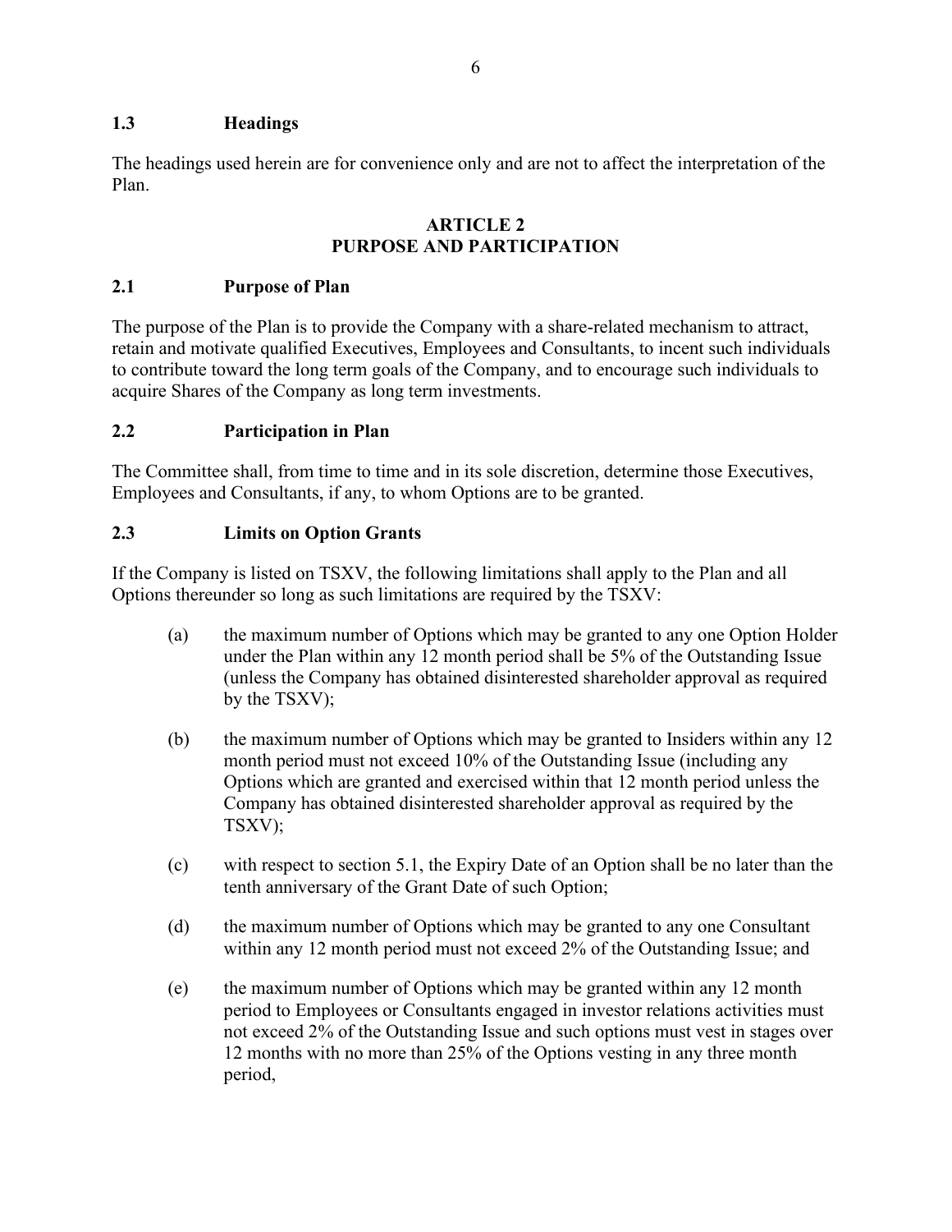### 1.3 Headings

The headings used herein are for convenience only and are not to affect the interpretation of the Plan.

## ARTICLE 2
## PURPOSE AND PARTICIPATION

### 2.1 Purpose of Plan

The purpose of the Plan is to provide the Company with a share-related mechanism to attract, retain and motivate qualified Executives, Employees and Consultants, to incent such individuals to contribute toward the long term goals of the Company, and to encourage such individuals to acquire Shares of the Company as long term investments.

### 2.2 Participation in Plan

The Committee shall, from time to time and in its sole discretion, determine those Executives, Employees and Consultants, if any, to whom Options are to be granted.

### 2.3 Limits on Option Grants

If the Company is listed on TSXV, the following limitations shall apply to the Plan and all Options thereunder so long as such limitations are required by the TSXV:

(a) the maximum number of Options which may be granted to any one Option Holder under the Plan within any 12 month period shall be 5% of the Outstanding Issue (unless the Company has obtained disinterested shareholder approval as required by the TSXV);

(b) the maximum number of Options which may be granted to Insiders within any 12 month period must not exceed 10% of the Outstanding Issue (including any Options which are granted and exercised within that 12 month period unless the Company has obtained disinterested shareholder approval as required by the TSXV);

(c) with respect to section 5.1, the Expiry Date of an Option shall be no later than the tenth anniversary of the Grant Date of such Option;

(d) the maximum number of Options which may be granted to any one Consultant within any 12 month period must not exceed 2% of the Outstanding Issue; and

(e) the maximum number of Options which may be granted within any 12 month period to Employees or Consultants engaged in investor relations activities must not exceed 2% of the Outstanding Issue and such options must vest in stages over 12 months with no more than 25% of the Options vesting in any three month period,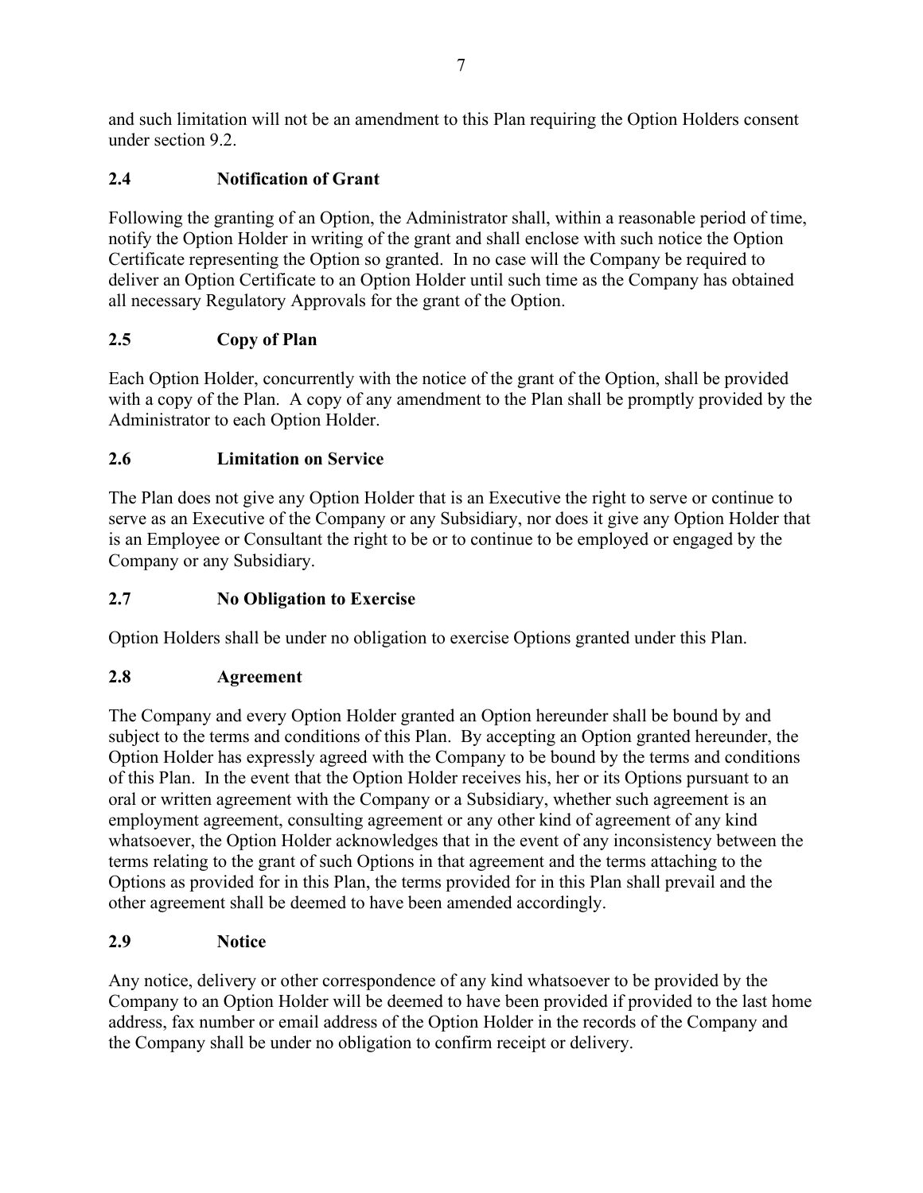and such limitation will not be an amendment to this Plan requiring the Option Holders consent under section 9.2.

### 2.4 Notification of Grant

Following the granting of an Option, the Administrator shall, within a reasonable period of time, notify the Option Holder in writing of the grant and shall enclose with such notice the Option Certificate representing the Option so granted. In no case will the Company be required to deliver an Option Certificate to an Option Holder until such time as the Company has obtained all necessary Regulatory Approvals for the grant of the Option.

### 2.5 Copy of Plan

Each Option Holder, concurrently with the notice of the grant of the Option, shall be provided with a copy of the Plan. A copy of any amendment to the Plan shall be promptly provided by the Administrator to each Option Holder.

### 2.6 Limitation on Service

The Plan does not give any Option Holder that is an Executive the right to serve or continue to serve as an Executive of the Company or any Subsidiary, nor does it give any Option Holder that is an Employee or Consultant the right to be or to continue to be employed or engaged by the Company or any Subsidiary.

### 2.7 No Obligation to Exercise

Option Holders shall be under no obligation to exercise Options granted under this Plan.

### 2.8 Agreement

The Company and every Option Holder granted an Option hereunder shall be bound by and subject to the terms and conditions of this Plan. By accepting an Option granted hereunder, the Option Holder has expressly agreed with the Company to be bound by the terms and conditions of this Plan. In the event that the Option Holder receives his, her or its Options pursuant to an oral or written agreement with the Company or a Subsidiary, whether such agreement is an employment agreement, consulting agreement or any other kind of agreement of any kind whatsoever, the Option Holder acknowledges that in the event of any inconsistency between the terms relating to the grant of such Options in that agreement and the terms attaching to the Options as provided for in this Plan, the terms provided for in this Plan shall prevail and the other agreement shall be deemed to have been amended accordingly.

### 2.9 Notice

Any notice, delivery or other correspondence of any kind whatsoever to be provided by the Company to an Option Holder will be deemed to have been provided if provided to the last home address, fax number or email address of the Option Holder in the records of the Company and the Company shall be under no obligation to confirm receipt or delivery.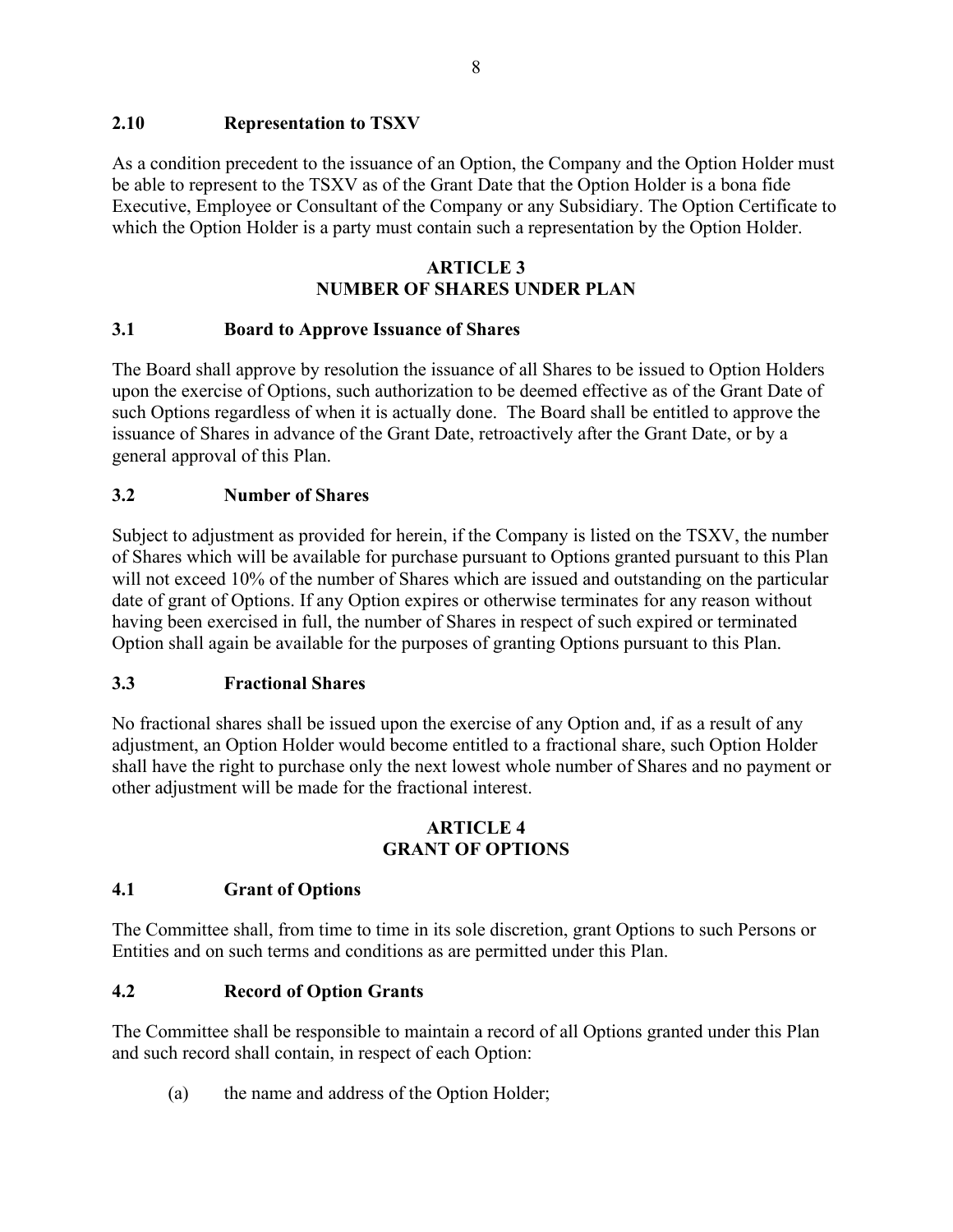### 2.10 Representation to TSXV

As a condition precedent to the issuance of an Option, the Company and the Option Holder must be able to represent to the TSXV as of the Grant Date that the Option Holder is a bona fide Executive, Employee or Consultant of the Company or any Subsidiary. The Option Certificate to which the Option Holder is a party must contain such a representation by the Option Holder.

## ARTICLE 3
## NUMBER OF SHARES UNDER PLAN

### 3.1 Board to Approve Issuance of Shares

The Board shall approve by resolution the issuance of all Shares to be issued to Option Holders upon the exercise of Options, such authorization to be deemed effective as of the Grant Date of such Options regardless of when it is actually done. The Board shall be entitled to approve the issuance of Shares in advance of the Grant Date, retroactively after the Grant Date, or by a general approval of this Plan.

### 3.2 Number of Shares

Subject to adjustment as provided for herein, if the Company is listed on the TSXV, the number of Shares which will be available for purchase pursuant to Options granted pursuant to this Plan will not exceed 10% of the number of Shares which are issued and outstanding on the particular date of grant of Options. If any Option expires or otherwise terminates for any reason without having been exercised in full, the number of Shares in respect of such expired or terminated Option shall again be available for the purposes of granting Options pursuant to this Plan.

### 3.3 Fractional Shares

No fractional shares shall be issued upon the exercise of any Option and, if as a result of any adjustment, an Option Holder would become entitled to a fractional share, such Option Holder shall have the right to purchase only the next lowest whole number of Shares and no payment or other adjustment will be made for the fractional interest.

## ARTICLE 4
## GRANT OF OPTIONS

### 4.1 Grant of Options

The Committee shall, from time to time in its sole discretion, grant Options to such Persons or Entities and on such terms and conditions as are permitted under this Plan.

### 4.2 Record of Option Grants

The Committee shall be responsible to maintain a record of all Options granted under this Plan and such record shall contain, in respect of each Option:

(a) the name and address of the Option Holder;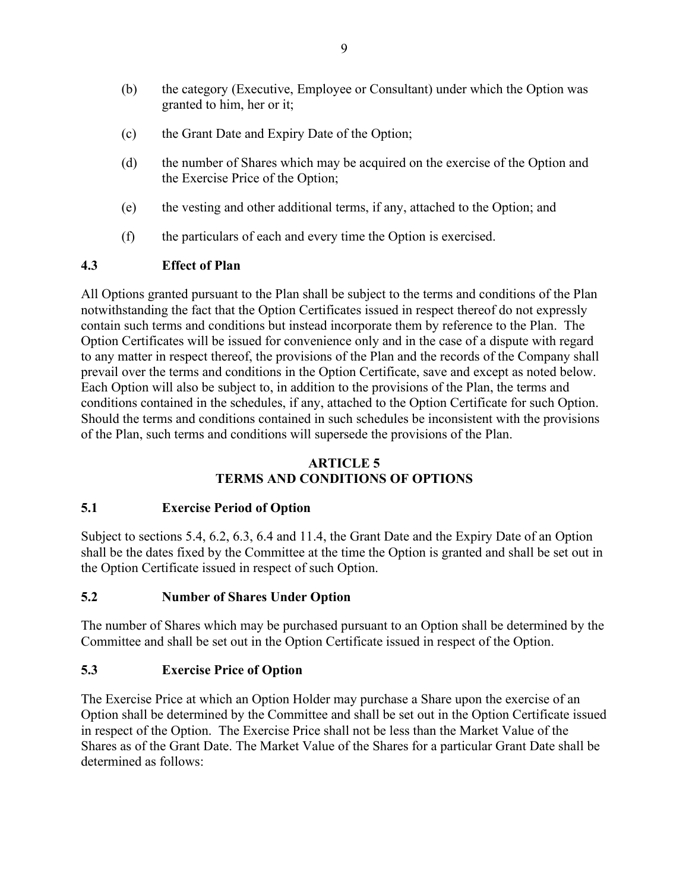(b) the category (Executive, Employee or Consultant) under which the Option was granted to him, her or it;

(c) the Grant Date and Expiry Date of the Option;

(d) the number of Shares which may be acquired on the exercise of the Option and the Exercise Price of the Option;

(e) the vesting and other additional terms, if any, attached to the Option; and

(f) the particulars of each and every time the Option is exercised.

### 4.3 Effect of Plan

All Options granted pursuant to the Plan shall be subject to the terms and conditions of the Plan notwithstanding the fact that the Option Certificates issued in respect thereof do not expressly contain such terms and conditions but instead incorporate them by reference to the Plan. The Option Certificates will be issued for convenience only and in the case of a dispute with regard to any matter in respect thereof, the provisions of the Plan and the records of the Company shall prevail over the terms and conditions in the Option Certificate, save and except as noted below. Each Option will also be subject to, in addition to the provisions of the Plan, the terms and conditions contained in the schedules, if any, attached to the Option Certificate for such Option. Should the terms and conditions contained in such schedules be inconsistent with the provisions of the Plan, such terms and conditions will supersede the provisions of the Plan.

## ARTICLE 5
## TERMS AND CONDITIONS OF OPTIONS

### 5.1 Exercise Period of Option

Subject to sections 5.4, 6.2, 6.3, 6.4 and 11.4, the Grant Date and the Expiry Date of an Option shall be the dates fixed by the Committee at the time the Option is granted and shall be set out in the Option Certificate issued in respect of such Option.

### 5.2 Number of Shares Under Option

The number of Shares which may be purchased pursuant to an Option shall be determined by the Committee and shall be set out in the Option Certificate issued in respect of the Option.

### 5.3 Exercise Price of Option

The Exercise Price at which an Option Holder may purchase a Share upon the exercise of an Option shall be determined by the Committee and shall be set out in the Option Certificate issued in respect of the Option. The Exercise Price shall not be less than the Market Value of the Shares as of the Grant Date. The Market Value of the Shares for a particular Grant Date shall be determined as follows: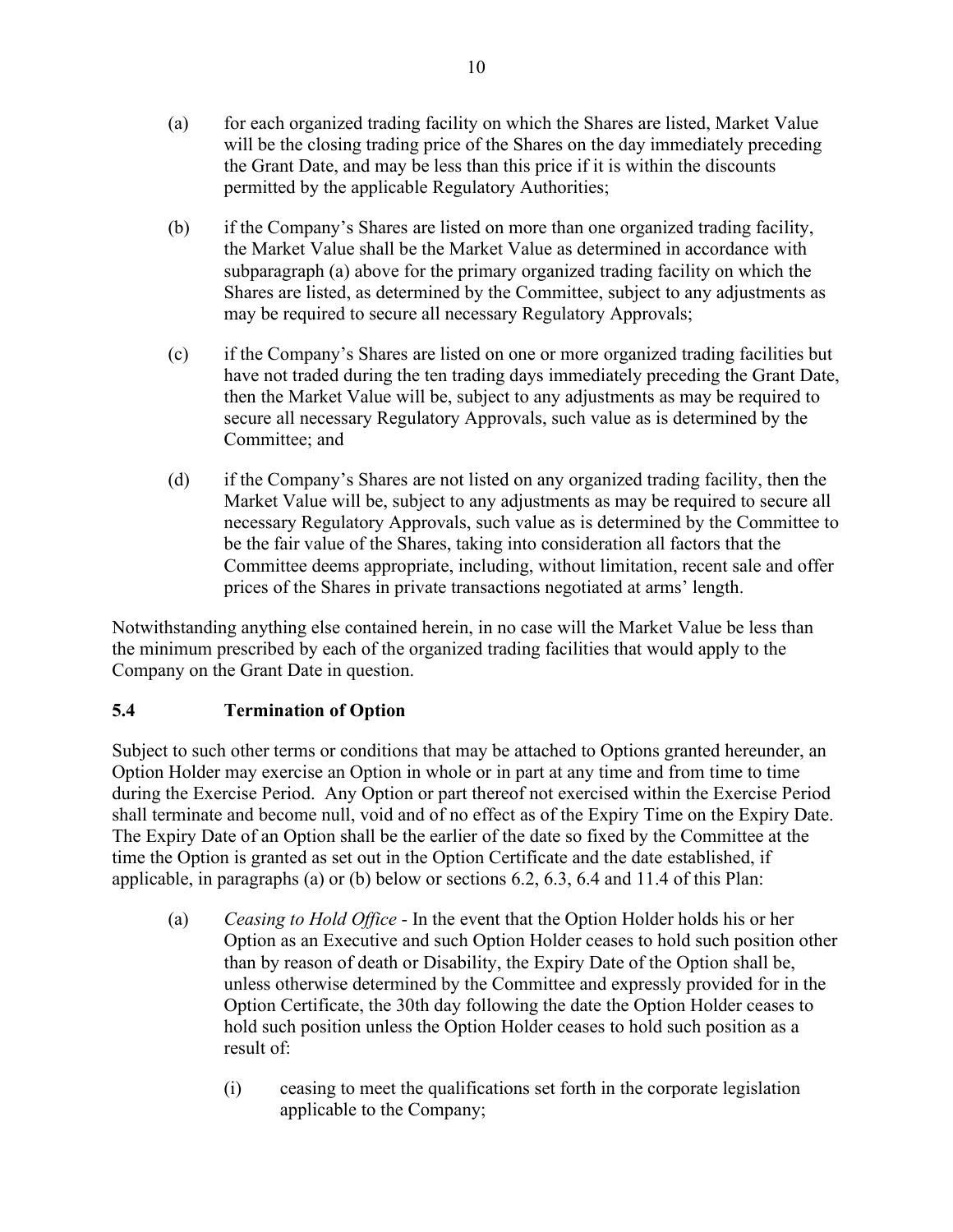(a) for each organized trading facility on which the Shares are listed, Market Value will be the closing trading price of the Shares on the day immediately preceding the Grant Date, and may be less than this price if it is within the discounts permitted by the applicable Regulatory Authorities;

(b) if the Company's Shares are listed on more than one organized trading facility, the Market Value shall be the Market Value as determined in accordance with subparagraph (a) above for the primary organized trading facility on which the Shares are listed, as determined by the Committee, subject to any adjustments as may be required to secure all necessary Regulatory Approvals;

(c) if the Company's Shares are listed on one or more organized trading facilities but have not traded during the ten trading days immediately preceding the Grant Date, then the Market Value will be, subject to any adjustments as may be required to secure all necessary Regulatory Approvals, such value as is determined by the Committee; and

(d) if the Company's Shares are not listed on any organized trading facility, then the Market Value will be, subject to any adjustments as may be required to secure all necessary Regulatory Approvals, such value as is determined by the Committee to be the fair value of the Shares, taking into consideration all factors that the Committee deems appropriate, including, without limitation, recent sale and offer prices of the Shares in private transactions negotiated at arms' length.

Notwithstanding anything else contained herein, in no case will the Market Value be less than the minimum prescribed by each of the organized trading facilities that would apply to the Company on the Grant Date in question.

### 5.4 Termination of Option

Subject to such other terms or conditions that may be attached to Options granted hereunder, an Option Holder may exercise an Option in whole or in part at any time and from time to time during the Exercise Period. Any Option or part thereof not exercised within the Exercise Period shall terminate and become null, void and of no effect as of the Expiry Time on the Expiry Date. The Expiry Date of an Option shall be the earlier of the date so fixed by the Committee at the time the Option is granted as set out in the Option Certificate and the date established, if applicable, in paragraphs (a) or (b) below or sections 6.2, 6.3, 6.4 and 11.4 of this Plan:

(a) *Ceasing to Hold Office* - In the event that the Option Holder holds his or her Option as an Executive and such Option Holder ceases to hold such position other than by reason of death or Disability, the Expiry Date of the Option shall be, unless otherwise determined by the Committee and expressly provided for in the Option Certificate, the 30th day following the date the Option Holder ceases to hold such position unless the Option Holder ceases to hold such position as a result of:

   (i) ceasing to meet the qualifications set forth in the corporate legislation applicable to the Company;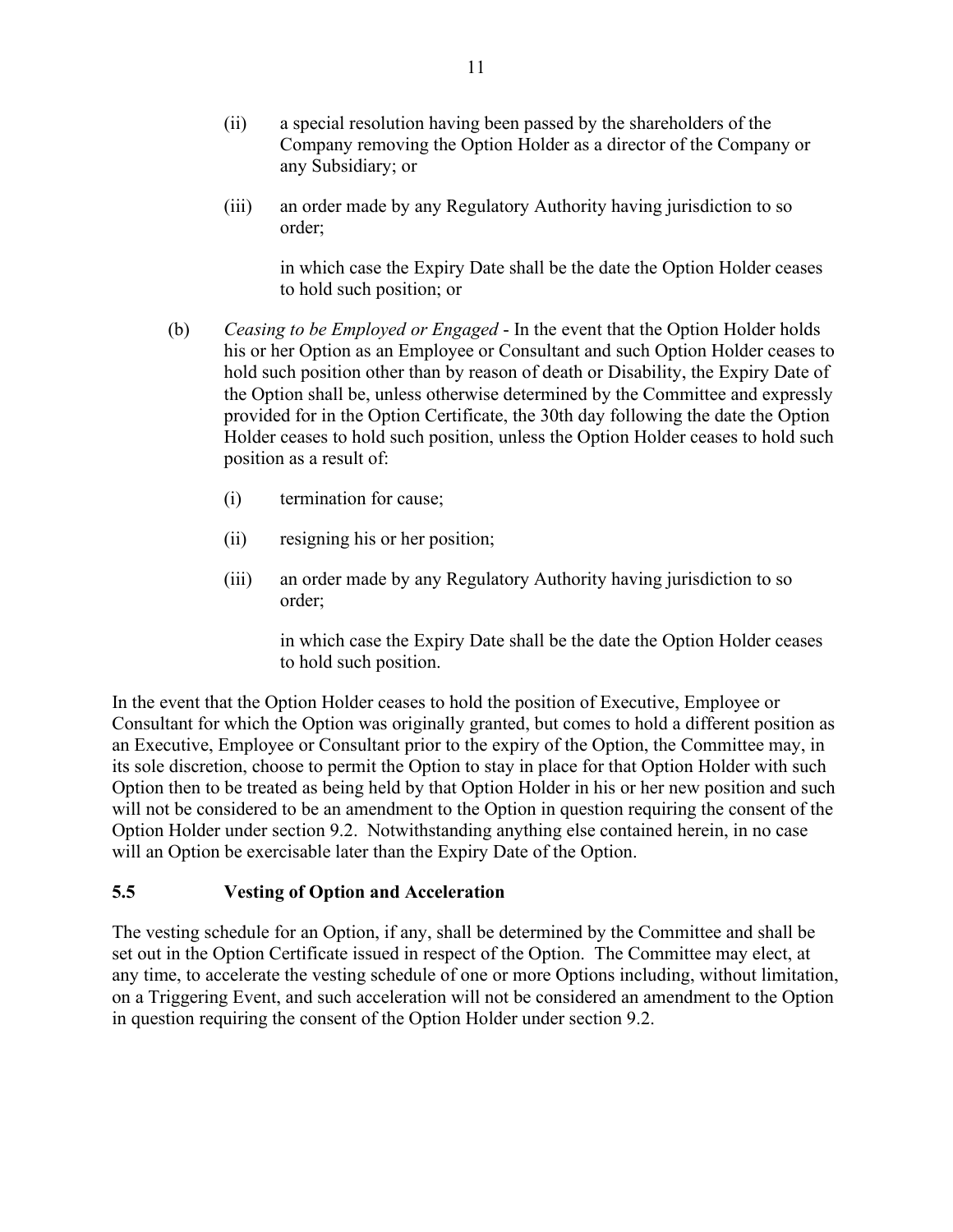(ii) a special resolution having been passed by the shareholders of the Company removing the Option Holder as a director of the Company or any Subsidiary; or

(iii) an order made by any Regulatory Authority having jurisdiction to so order;

in which case the Expiry Date shall be the date the Option Holder ceases to hold such position; or

(b) *Ceasing to be Employed or Engaged* - In the event that the Option Holder holds his or her Option as an Employee or Consultant and such Option Holder ceases to hold such position other than by reason of death or Disability, the Expiry Date of the Option shall be, unless otherwise determined by the Committee and expressly provided for in the Option Certificate, the 30th day following the date the Option Holder ceases to hold such position, unless the Option Holder ceases to hold such position as a result of:

(i) termination for cause;

(ii) resigning his or her position;

(iii) an order made by any Regulatory Authority having jurisdiction to so order;

in which case the Expiry Date shall be the date the Option Holder ceases to hold such position.

In the event that the Option Holder ceases to hold the position of Executive, Employee or Consultant for which the Option was originally granted, but comes to hold a different position as an Executive, Employee or Consultant prior to the expiry of the Option, the Committee may, in its sole discretion, choose to permit the Option to stay in place for that Option Holder with such Option then to be treated as being held by that Option Holder in his or her new position and such will not be considered to be an amendment to the Option in question requiring the consent of the Option Holder under section 9.2. Notwithstanding anything else contained herein, in no case will an Option be exercisable later than the Expiry Date of the Option.

## 5.5 Vesting of Option and Acceleration

The vesting schedule for an Option, if any, shall be determined by the Committee and shall be set out in the Option Certificate issued in respect of the Option. The Committee may elect, at any time, to accelerate the vesting schedule of one or more Options including, without limitation, on a Triggering Event, and such acceleration will not be considered an amendment to the Option in question requiring the consent of the Option Holder under section 9.2.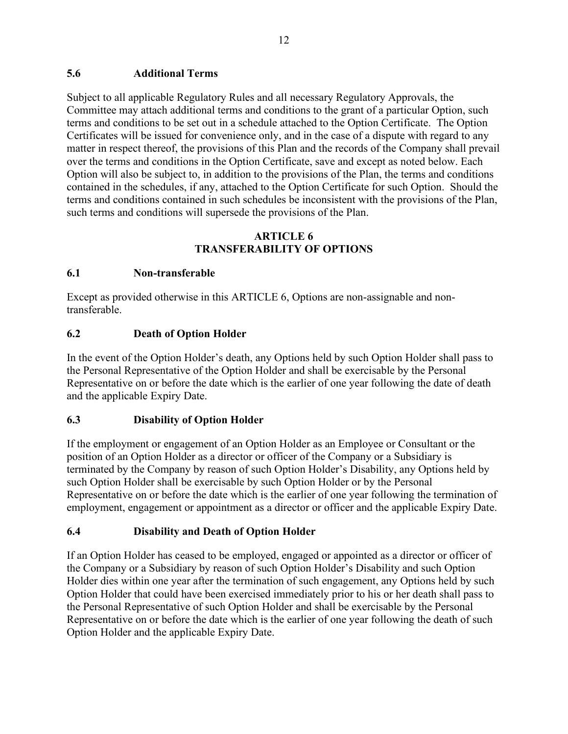### 5.6 Additional Terms

Subject to all applicable Regulatory Rules and all necessary Regulatory Approvals, the Committee may attach additional terms and conditions to the grant of a particular Option, such terms and conditions to be set out in a schedule attached to the Option Certificate. The Option Certificates will be issued for convenience only, and in the case of a dispute with regard to any matter in respect thereof, the provisions of this Plan and the records of the Company shall prevail over the terms and conditions in the Option Certificate, save and except as noted below. Each Option will also be subject to, in addition to the provisions of the Plan, the terms and conditions contained in the schedules, if any, attached to the Option Certificate for such Option. Should the terms and conditions contained in such schedules be inconsistent with the provisions of the Plan, such terms and conditions will supersede the provisions of the Plan.

## ARTICLE 6
## TRANSFERABILITY OF OPTIONS

### 6.1 Non-transferable

Except as provided otherwise in this ARTICLE 6, Options are non-assignable and non-transferable.

### 6.2 Death of Option Holder

In the event of the Option Holder's death, any Options held by such Option Holder shall pass to the Personal Representative of the Option Holder and shall be exercisable by the Personal Representative on or before the date which is the earlier of one year following the date of death and the applicable Expiry Date.

### 6.3 Disability of Option Holder

If the employment or engagement of an Option Holder as an Employee or Consultant or the position of an Option Holder as a director or officer of the Company or a Subsidiary is terminated by the Company by reason of such Option Holder's Disability, any Options held by such Option Holder shall be exercisable by such Option Holder or by the Personal Representative on or before the date which is the earlier of one year following the termination of employment, engagement or appointment as a director or officer and the applicable Expiry Date.

### 6.4 Disability and Death of Option Holder

If an Option Holder has ceased to be employed, engaged or appointed as a director or officer of the Company or a Subsidiary by reason of such Option Holder's Disability and such Option Holder dies within one year after the termination of such engagement, any Options held by such Option Holder that could have been exercised immediately prior to his or her death shall pass to the Personal Representative of such Option Holder and shall be exercisable by the Personal Representative on or before the date which is the earlier of one year following the death of such Option Holder and the applicable Expiry Date.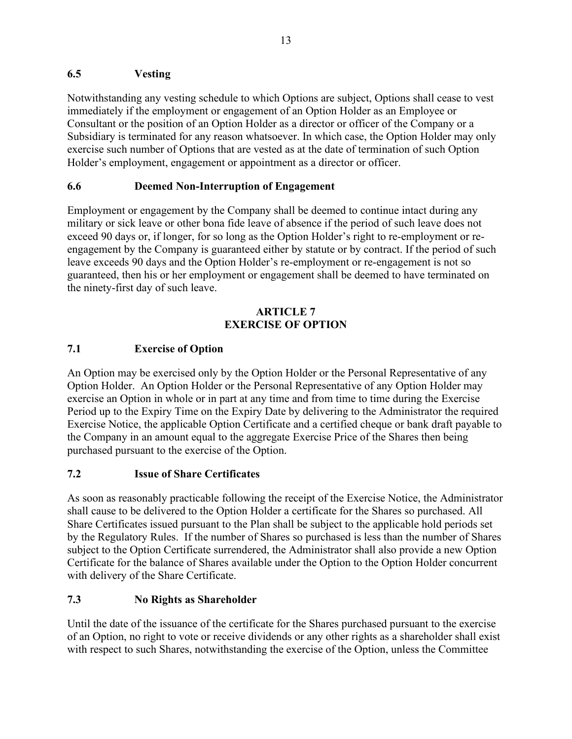### 6.5 Vesting

Notwithstanding any vesting schedule to which Options are subject, Options shall cease to vest immediately if the employment or engagement of an Option Holder as an Employee or Consultant or the position of an Option Holder as a director or officer of the Company or a Subsidiary is terminated for any reason whatsoever. In which case, the Option Holder may only exercise such number of Options that are vested as at the date of termination of such Option Holder's employment, engagement or appointment as a director or officer.

### 6.6 Deemed Non-Interruption of Engagement

Employment or engagement by the Company shall be deemed to continue intact during any military or sick leave or other bona fide leave of absence if the period of such leave does not exceed 90 days or, if longer, for so long as the Option Holder's right to re-employment or re-engagement by the Company is guaranteed either by statute or by contract. If the period of such leave exceeds 90 days and the Option Holder's re-employment or re-engagement is not so guaranteed, then his or her employment or engagement shall be deemed to have terminated on the ninety-first day of such leave.

## ARTICLE 7
## EXERCISE OF OPTION

### 7.1 Exercise of Option

An Option may be exercised only by the Option Holder or the Personal Representative of any Option Holder. An Option Holder or the Personal Representative of any Option Holder may exercise an Option in whole or in part at any time and from time to time during the Exercise Period up to the Expiry Time on the Expiry Date by delivering to the Administrator the required Exercise Notice, the applicable Option Certificate and a certified cheque or bank draft payable to the Company in an amount equal to the aggregate Exercise Price of the Shares then being purchased pursuant to the exercise of the Option.

### 7.2 Issue of Share Certificates

As soon as reasonably practicable following the receipt of the Exercise Notice, the Administrator shall cause to be delivered to the Option Holder a certificate for the Shares so purchased. All Share Certificates issued pursuant to the Plan shall be subject to the applicable hold periods set by the Regulatory Rules. If the number of Shares so purchased is less than the number of Shares subject to the Option Certificate surrendered, the Administrator shall also provide a new Option Certificate for the balance of Shares available under the Option to the Option Holder concurrent with delivery of the Share Certificate.

### 7.3 No Rights as Shareholder

Until the date of the issuance of the certificate for the Shares purchased pursuant to the exercise of an Option, no right to vote or receive dividends or any other rights as a shareholder shall exist with respect to such Shares, notwithstanding the exercise of the Option, unless the Committee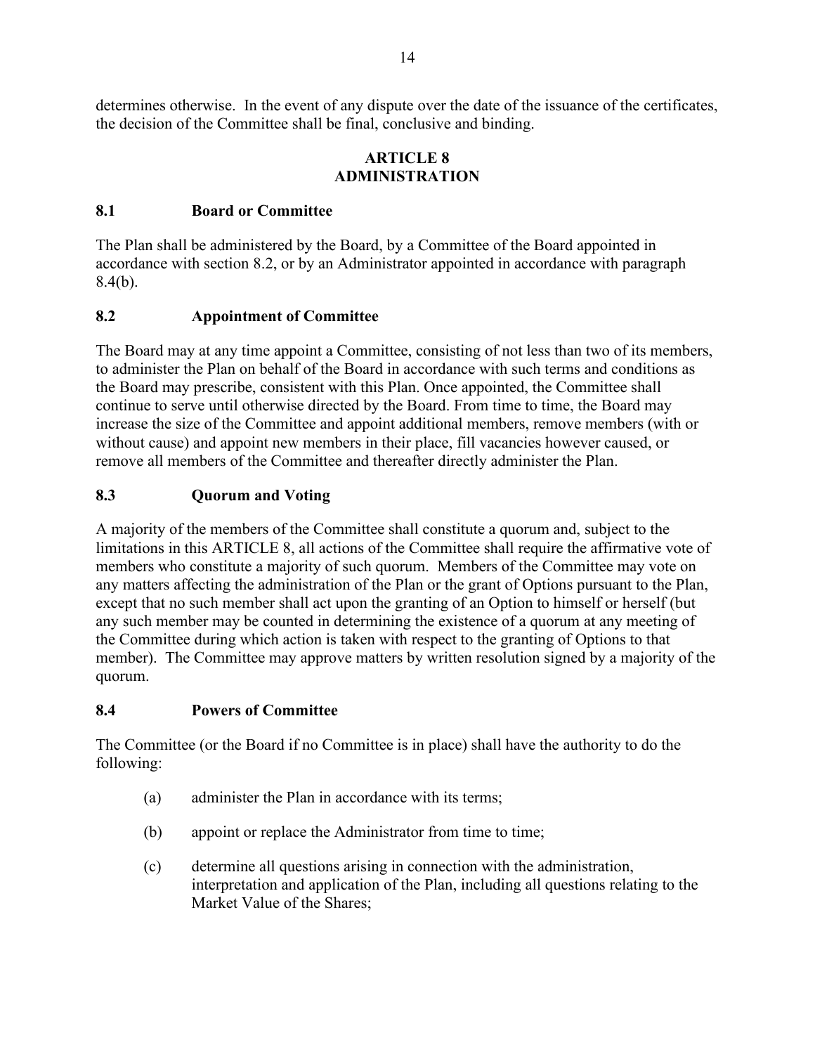determines otherwise. In the event of any dispute over the date of the issuance of the certificates, the decision of the Committee shall be final, conclusive and binding.

## ARTICLE 8
## ADMINISTRATION

### 8.1 Board or Committee

The Plan shall be administered by the Board, by a Committee of the Board appointed in accordance with section 8.2, or by an Administrator appointed in accordance with paragraph 8.4(b).

### 8.2 Appointment of Committee

The Board may at any time appoint a Committee, consisting of not less than two of its members, to administer the Plan on behalf of the Board in accordance with such terms and conditions as the Board may prescribe, consistent with this Plan. Once appointed, the Committee shall continue to serve until otherwise directed by the Board. From time to time, the Board may increase the size of the Committee and appoint additional members, remove members (with or without cause) and appoint new members in their place, fill vacancies however caused, or remove all members of the Committee and thereafter directly administer the Plan.

### 8.3 Quorum and Voting

A majority of the members of the Committee shall constitute a quorum and, subject to the limitations in this ARTICLE 8, all actions of the Committee shall require the affirmative vote of members who constitute a majority of such quorum. Members of the Committee may vote on any matters affecting the administration of the Plan or the grant of Options pursuant to the Plan, except that no such member shall act upon the granting of an Option to himself or herself (but any such member may be counted in determining the existence of a quorum at any meeting of the Committee during which action is taken with respect to the granting of Options to that member). The Committee may approve matters by written resolution signed by a majority of the quorum.

### 8.4 Powers of Committee

The Committee (or the Board if no Committee is in place) shall have the authority to do the following:

(a) administer the Plan in accordance with its terms;

(b) appoint or replace the Administrator from time to time;

(c) determine all questions arising in connection with the administration, interpretation and application of the Plan, including all questions relating to the Market Value of the Shares;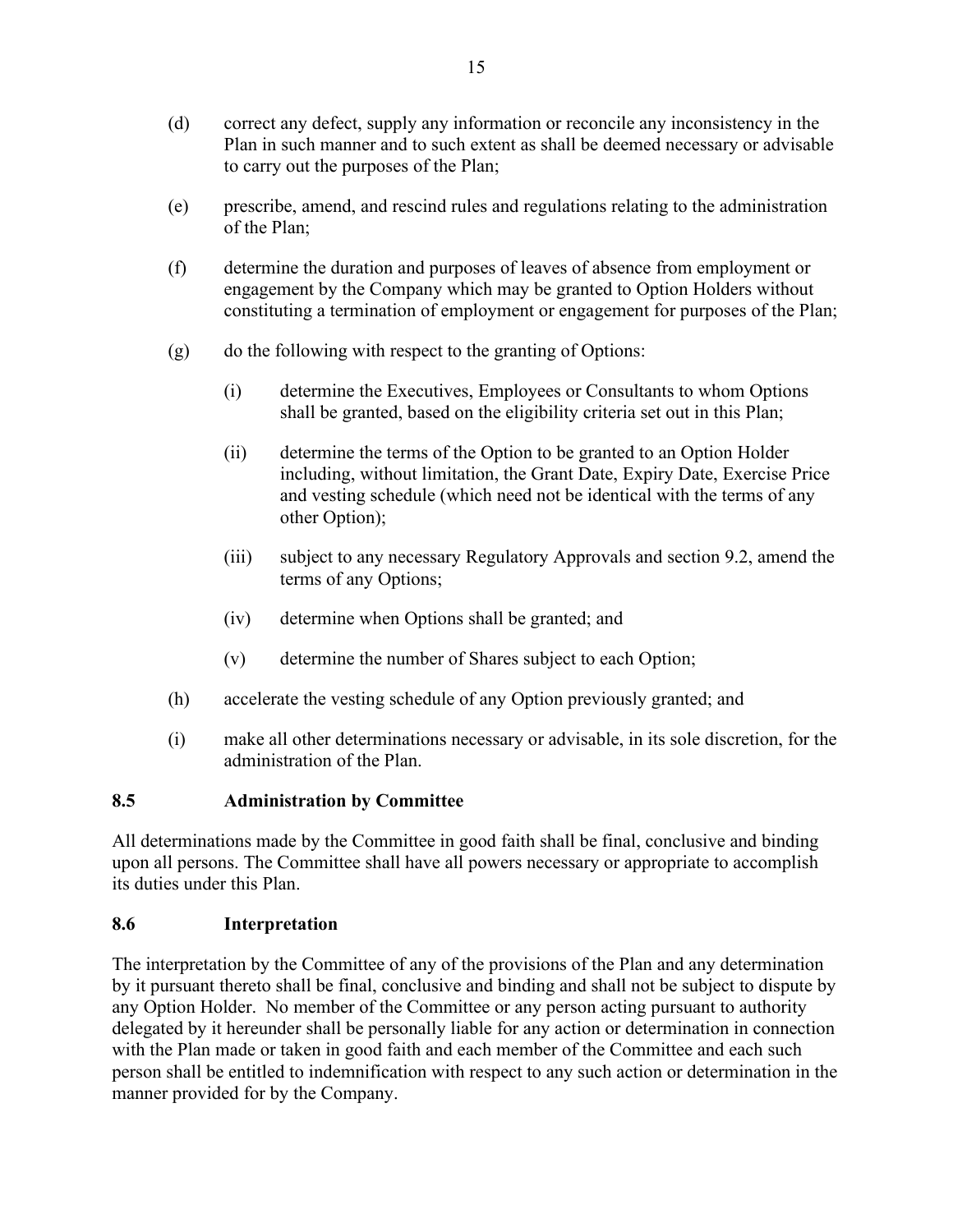(d) correct any defect, supply any information or reconcile any inconsistency in the Plan in such manner and to such extent as shall be deemed necessary or advisable to carry out the purposes of the Plan;

(e) prescribe, amend, and rescind rules and regulations relating to the administration of the Plan;

(f) determine the duration and purposes of leaves of absence from employment or engagement by the Company which may be granted to Option Holders without constituting a termination of employment or engagement for purposes of the Plan;

(g) do the following with respect to the granting of Options:

   (i) determine the Executives, Employees or Consultants to whom Options shall be granted, based on the eligibility criteria set out in this Plan;

   (ii) determine the terms of the Option to be granted to an Option Holder including, without limitation, the Grant Date, Expiry Date, Exercise Price and vesting schedule (which need not be identical with the terms of any other Option);

   (iii) subject to any necessary Regulatory Approvals and section 9.2, amend the terms of any Options;

   (iv) determine when Options shall be granted; and

   (v) determine the number of Shares subject to each Option;

(h) accelerate the vesting schedule of any Option previously granted; and

(i) make all other determinations necessary or advisable, in its sole discretion, for the administration of the Plan.

### 8.5 Administration by Committee

All determinations made by the Committee in good faith shall be final, conclusive and binding upon all persons. The Committee shall have all powers necessary or appropriate to accomplish its duties under this Plan.

### 8.6 Interpretation

The interpretation by the Committee of any of the provisions of the Plan and any determination by it pursuant thereto shall be final, conclusive and binding and shall not be subject to dispute by any Option Holder. No member of the Committee or any person acting pursuant to authority delegated by it hereunder shall be personally liable for any action or determination in connection with the Plan made or taken in good faith and each member of the Committee and each such person shall be entitled to indemnification with respect to any such action or determination in the manner provided for by the Company.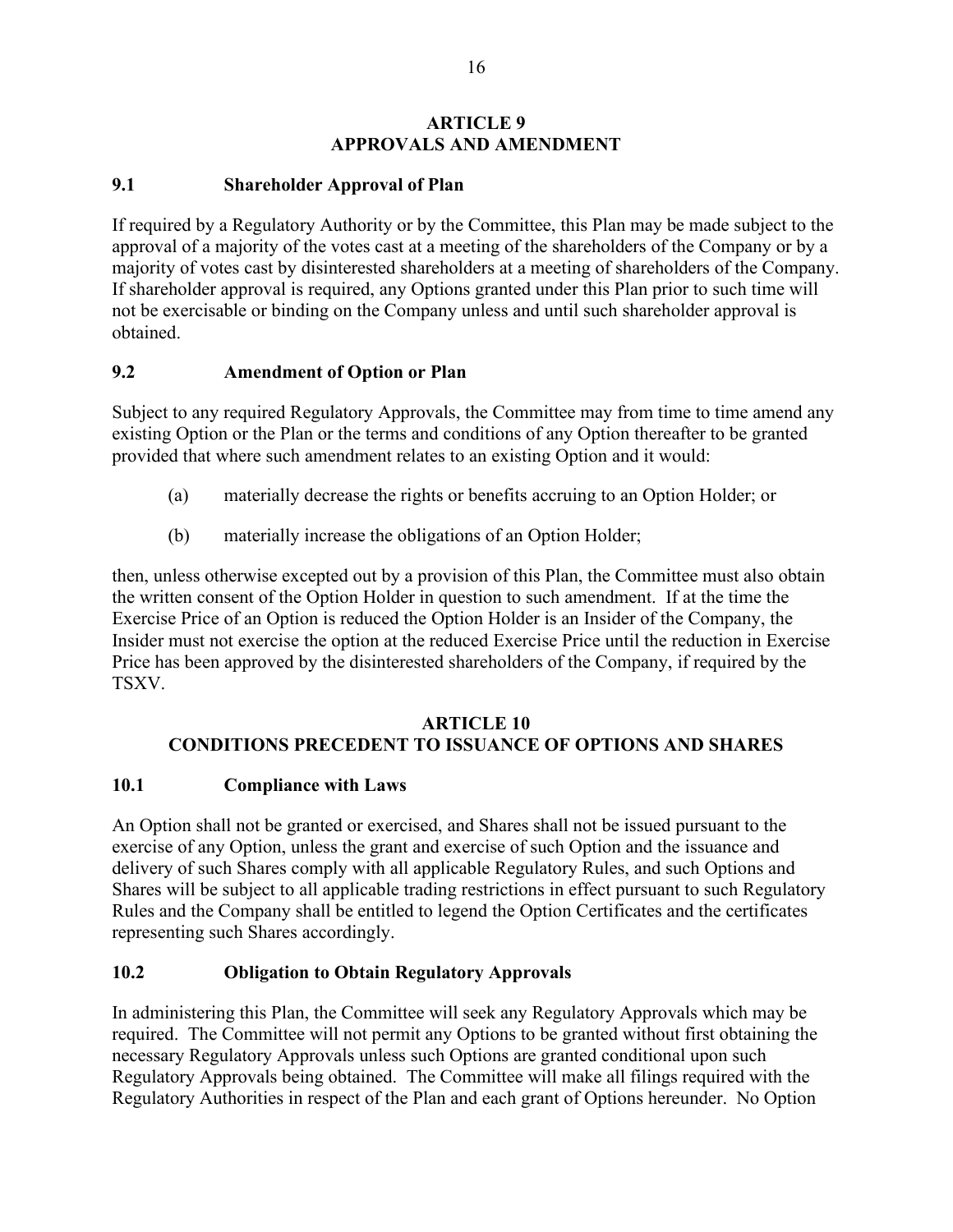## ARTICLE 9
## APPROVALS AND AMENDMENT

### 9.1 Shareholder Approval of Plan

If required by a Regulatory Authority or by the Committee, this Plan may be made subject to the approval of a majority of the votes cast at a meeting of the shareholders of the Company or by a majority of votes cast by disinterested shareholders at a meeting of shareholders of the Company. If shareholder approval is required, any Options granted under this Plan prior to such time will not be exercisable or binding on the Company unless and until such shareholder approval is obtained.

### 9.2 Amendment of Option or Plan

Subject to any required Regulatory Approvals, the Committee may from time to time amend any existing Option or the Plan or the terms and conditions of any Option thereafter to be granted provided that where such amendment relates to an existing Option and it would:

(a) materially decrease the rights or benefits accruing to an Option Holder; or

(b) materially increase the obligations of an Option Holder;

then, unless otherwise excepted out by a provision of this Plan, the Committee must also obtain the written consent of the Option Holder in question to such amendment. If at the time the Exercise Price of an Option is reduced the Option Holder is an Insider of the Company, the Insider must not exercise the option at the reduced Exercise Price until the reduction in Exercise Price has been approved by the disinterested shareholders of the Company, if required by the TSXV.

## ARTICLE 10
## CONDITIONS PRECEDENT TO ISSUANCE OF OPTIONS AND SHARES

### 10.1 Compliance with Laws

An Option shall not be granted or exercised, and Shares shall not be issued pursuant to the exercise of any Option, unless the grant and exercise of such Option and the issuance and delivery of such Shares comply with all applicable Regulatory Rules, and such Options and Shares will be subject to all applicable trading restrictions in effect pursuant to such Regulatory Rules and the Company shall be entitled to legend the Option Certificates and the certificates representing such Shares accordingly.

### 10.2 Obligation to Obtain Regulatory Approvals

In administering this Plan, the Committee will seek any Regulatory Approvals which may be required. The Committee will not permit any Options to be granted without first obtaining the necessary Regulatory Approvals unless such Options are granted conditional upon such Regulatory Approvals being obtained. The Committee will make all filings required with the Regulatory Authorities in respect of the Plan and each grant of Options hereunder. No Option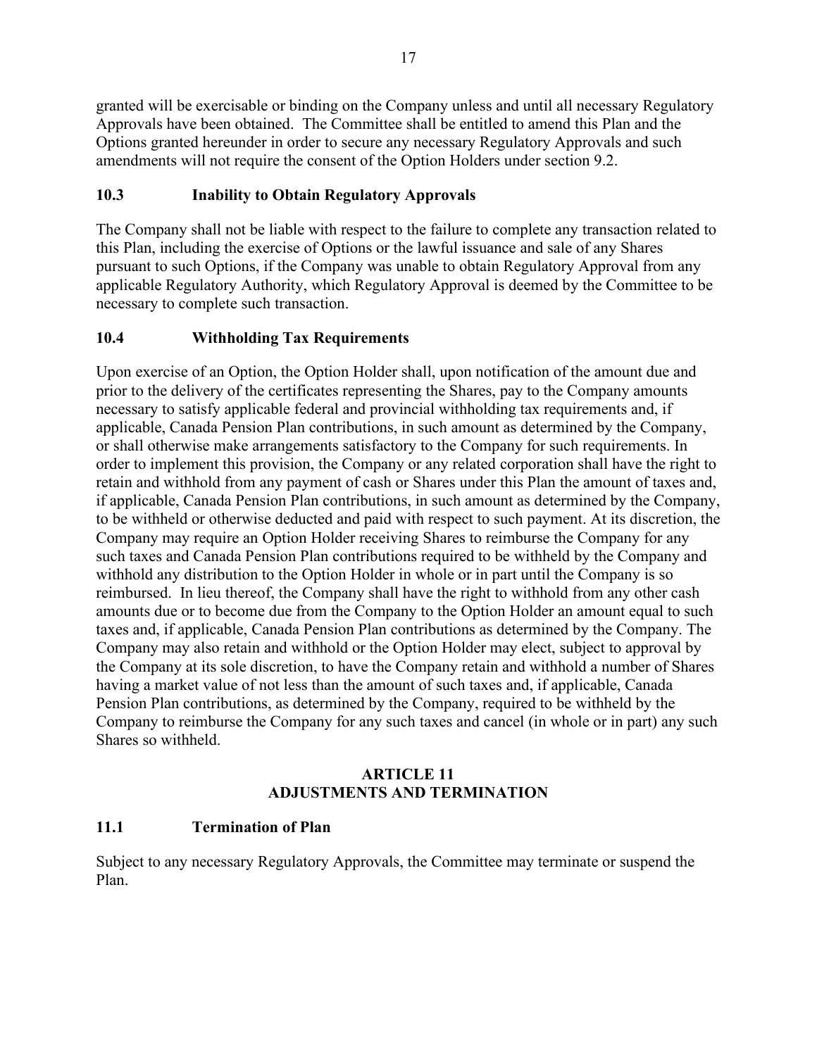granted will be exercisable or binding on the Company unless and until all necessary Regulatory Approvals have been obtained. The Committee shall be entitled to amend this Plan and the Options granted hereunder in order to secure any necessary Regulatory Approvals and such amendments will not require the consent of the Option Holders under section 9.2.

### 10.3 Inability to Obtain Regulatory Approvals

The Company shall not be liable with respect to the failure to complete any transaction related to this Plan, including the exercise of Options or the lawful issuance and sale of any Shares pursuant to such Options, if the Company was unable to obtain Regulatory Approval from any applicable Regulatory Authority, which Regulatory Approval is deemed by the Committee to be necessary to complete such transaction.

### 10.4 Withholding Tax Requirements

Upon exercise of an Option, the Option Holder shall, upon notification of the amount due and prior to the delivery of the certificates representing the Shares, pay to the Company amounts necessary to satisfy applicable federal and provincial withholding tax requirements and, if applicable, Canada Pension Plan contributions, in such amount as determined by the Company, or shall otherwise make arrangements satisfactory to the Company for such requirements. In order to implement this provision, the Company or any related corporation shall have the right to retain and withhold from any payment of cash or Shares under this Plan the amount of taxes and, if applicable, Canada Pension Plan contributions, in such amount as determined by the Company, to be withheld or otherwise deducted and paid with respect to such payment. At its discretion, the Company may require an Option Holder receiving Shares to reimburse the Company for any such taxes and Canada Pension Plan contributions required to be withheld by the Company and withhold any distribution to the Option Holder in whole or in part until the Company is so reimbursed. In lieu thereof, the Company shall have the right to withhold from any other cash amounts due or to become due from the Company to the Option Holder an amount equal to such taxes and, if applicable, Canada Pension Plan contributions as determined by the Company. The Company may also retain and withhold or the Option Holder may elect, subject to approval by the Company at its sole discretion, to have the Company retain and withhold a number of Shares having a market value of not less than the amount of such taxes and, if applicable, Canada Pension Plan contributions, as determined by the Company, required to be withheld by the Company to reimburse the Company for any such taxes and cancel (in whole or in part) any such Shares so withheld.

## ARTICLE 11
## ADJUSTMENTS AND TERMINATION

### 11.1 Termination of Plan

Subject to any necessary Regulatory Approvals, the Committee may terminate or suspend the Plan.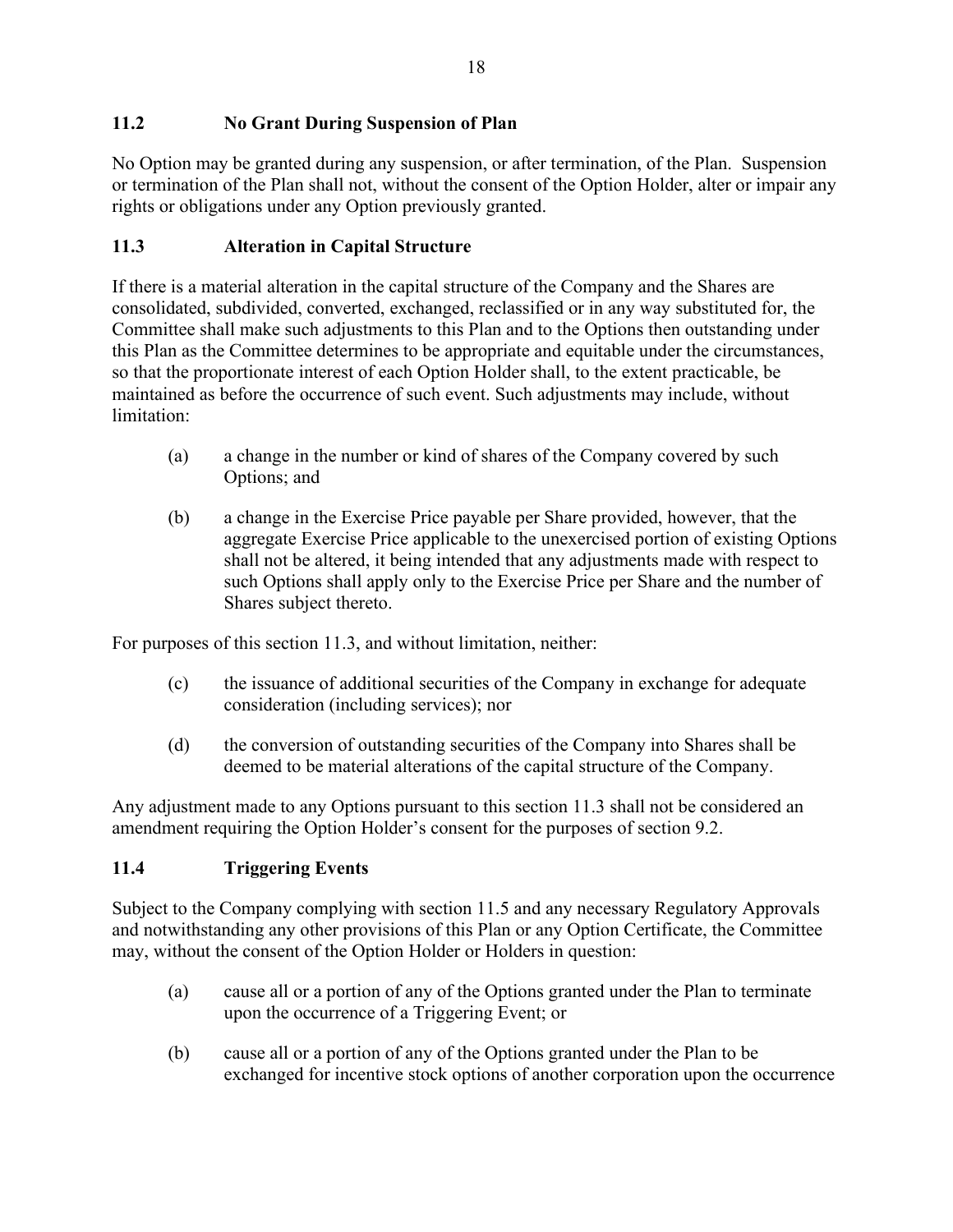## 11.2 No Grant During Suspension of Plan

No Option may be granted during any suspension, or after termination, of the Plan. Suspension or termination of the Plan shall not, without the consent of the Option Holder, alter or impair any rights or obligations under any Option previously granted.

## 11.3 Alteration in Capital Structure

If there is a material alteration in the capital structure of the Company and the Shares are consolidated, subdivided, converted, exchanged, reclassified or in any way substituted for, the Committee shall make such adjustments to this Plan and to the Options then outstanding under this Plan as the Committee determines to be appropriate and equitable under the circumstances, so that the proportionate interest of each Option Holder shall, to the extent practicable, be maintained as before the occurrence of such event. Such adjustments may include, without limitation:

(a) a change in the number or kind of shares of the Company covered by such Options; and

(b) a change in the Exercise Price payable per Share provided, however, that the aggregate Exercise Price applicable to the unexercised portion of existing Options shall not be altered, it being intended that any adjustments made with respect to such Options shall apply only to the Exercise Price per Share and the number of Shares subject thereto.

For purposes of this section 11.3, and without limitation, neither:

(c) the issuance of additional securities of the Company in exchange for adequate consideration (including services); nor

(d) the conversion of outstanding securities of the Company into Shares shall be deemed to be material alterations of the capital structure of the Company.

Any adjustment made to any Options pursuant to this section 11.3 shall not be considered an amendment requiring the Option Holder's consent for the purposes of section 9.2.

## 11.4 Triggering Events

Subject to the Company complying with section 11.5 and any necessary Regulatory Approvals and notwithstanding any other provisions of this Plan or any Option Certificate, the Committee may, without the consent of the Option Holder or Holders in question:

(a) cause all or a portion of any of the Options granted under the Plan to terminate upon the occurrence of a Triggering Event; or

(b) cause all or a portion of any of the Options granted under the Plan to be exchanged for incentive stock options of another corporation upon the occurrence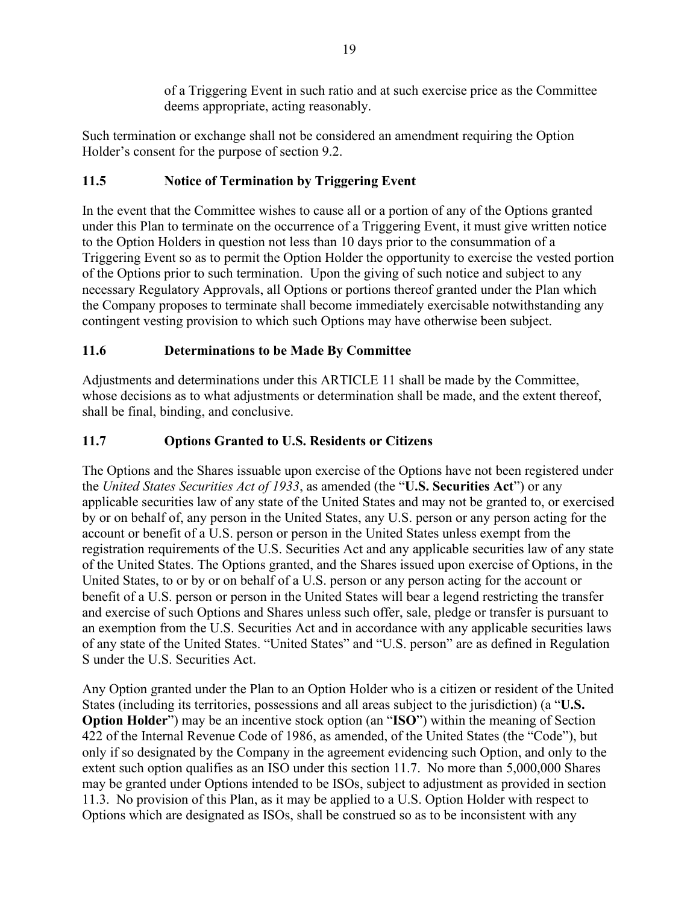of a Triggering Event in such ratio and at such exercise price as the Committee deems appropriate, acting reasonably.

Such termination or exchange shall not be considered an amendment requiring the Option Holder's consent for the purpose of section 9.2.

## 11.5 Notice of Termination by Triggering Event

In the event that the Committee wishes to cause all or a portion of any of the Options granted under this Plan to terminate on the occurrence of a Triggering Event, it must give written notice to the Option Holders in question not less than 10 days prior to the consummation of a Triggering Event so as to permit the Option Holder the opportunity to exercise the vested portion of the Options prior to such termination. Upon the giving of such notice and subject to any necessary Regulatory Approvals, all Options or portions thereof granted under the Plan which the Company proposes to terminate shall become immediately exercisable notwithstanding any contingent vesting provision to which such Options may have otherwise been subject.

## 11.6 Determinations to be Made By Committee

Adjustments and determinations under this ARTICLE 11 shall be made by the Committee, whose decisions as to what adjustments or determination shall be made, and the extent thereof, shall be final, binding, and conclusive.

## 11.7 Options Granted to U.S. Residents or Citizens

The Options and the Shares issuable upon exercise of the Options have not been registered under the *United States Securities Act of 1933*, as amended (the "**U.S. Securities Act**") or any applicable securities law of any state of the United States and may not be granted to, or exercised by or on behalf of, any person in the United States, any U.S. person or any person acting for the account or benefit of a U.S. person or person in the United States unless exempt from the registration requirements of the U.S. Securities Act and any applicable securities law of any state of the United States. The Options granted, and the Shares issued upon exercise of Options, in the United States, to or by or on behalf of a U.S. person or any person acting for the account or benefit of a U.S. person or person in the United States will bear a legend restricting the transfer and exercise of such Options and Shares unless such offer, sale, pledge or transfer is pursuant to an exemption from the U.S. Securities Act and in accordance with any applicable securities laws of any state of the United States. "United States" and "U.S. person" are as defined in Regulation S under the U.S. Securities Act.

Any Option granted under the Plan to an Option Holder who is a citizen or resident of the United States (including its territories, possessions and all areas subject to the jurisdiction) (a "**U.S. Option Holder**") may be an incentive stock option (an "**ISO**") within the meaning of Section 422 of the Internal Revenue Code of 1986, as amended, of the United States (the "Code"), but only if so designated by the Company in the agreement evidencing such Option, and only to the extent such option qualifies as an ISO under this section 11.7. No more than 5,000,000 Shares may be granted under Options intended to be ISOs, subject to adjustment as provided in section 11.3. No provision of this Plan, as it may be applied to a U.S. Option Holder with respect to Options which are designated as ISOs, shall be construed so as to be inconsistent with any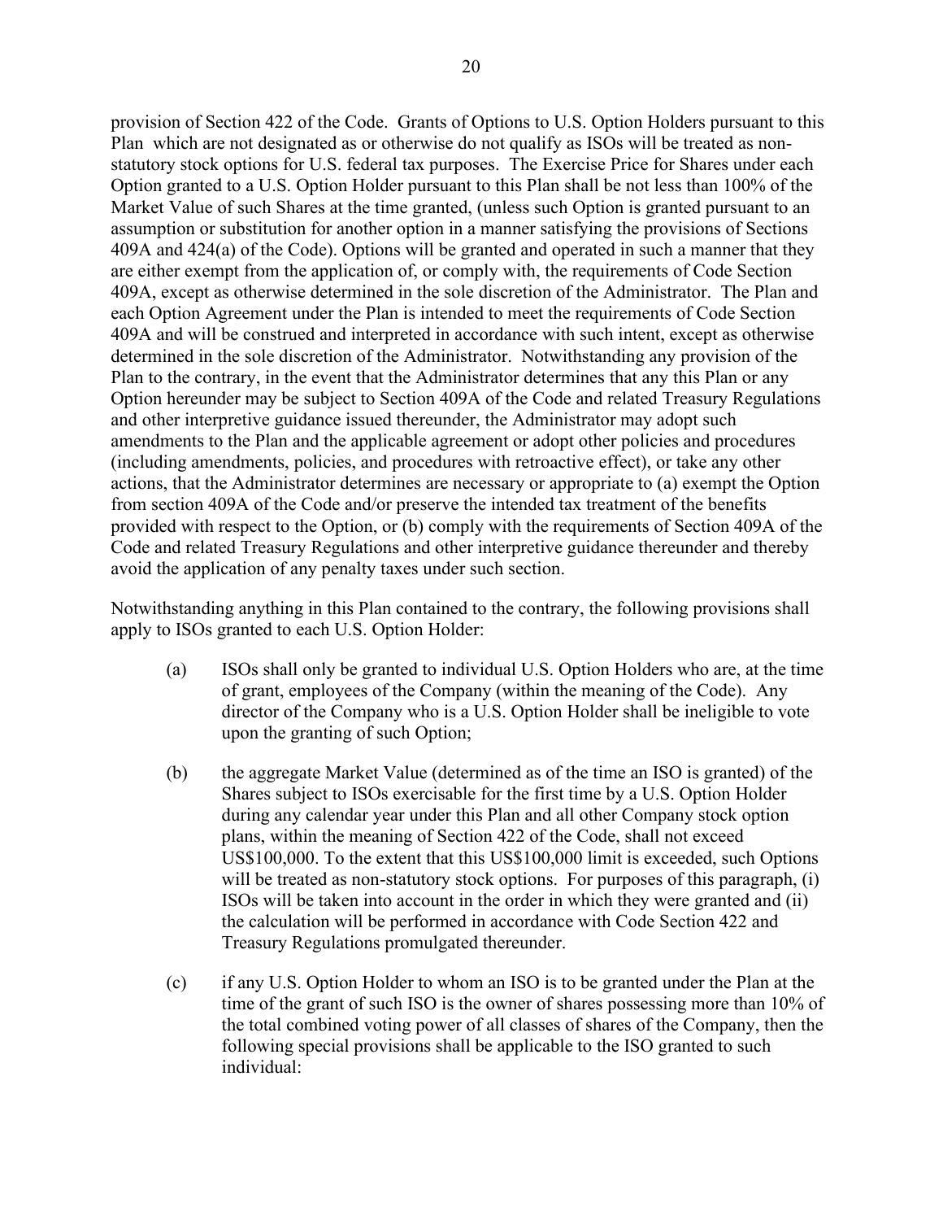provision of Section 422 of the Code. Grants of Options to U.S. Option Holders pursuant to this Plan which are not designated as or otherwise do not qualify as ISOs will be treated as non-statutory stock options for U.S. federal tax purposes. The Exercise Price for Shares under each Option granted to a U.S. Option Holder pursuant to this Plan shall be not less than 100% of the Market Value of such Shares at the time granted, (unless such Option is granted pursuant to an assumption or substitution for another option in a manner satisfying the provisions of Sections 409A and 424(a) of the Code). Options will be granted and operated in such a manner that they are either exempt from the application of, or comply with, the requirements of Code Section 409A, except as otherwise determined in the sole discretion of the Administrator. The Plan and each Option Agreement under the Plan is intended to meet the requirements of Code Section 409A and will be construed and interpreted in accordance with such intent, except as otherwise determined in the sole discretion of the Administrator. Notwithstanding any provision of the Plan to the contrary, in the event that the Administrator determines that any this Plan or any Option hereunder may be subject to Section 409A of the Code and related Treasury Regulations and other interpretive guidance issued thereunder, the Administrator may adopt such amendments to the Plan and the applicable agreement or adopt other policies and procedures (including amendments, policies, and procedures with retroactive effect), or take any other actions, that the Administrator determines are necessary or appropriate to (a) exempt the Option from section 409A of the Code and/or preserve the intended tax treatment of the benefits provided with respect to the Option, or (b) comply with the requirements of Section 409A of the Code and related Treasury Regulations and other interpretive guidance thereunder and thereby avoid the application of any penalty taxes under such section.

Notwithstanding anything in this Plan contained to the contrary, the following provisions shall apply to ISOs granted to each U.S. Option Holder:

(a) ISOs shall only be granted to individual U.S. Option Holders who are, at the time of grant, employees of the Company (within the meaning of the Code). Any director of the Company who is a U.S. Option Holder shall be ineligible to vote upon the granting of such Option;

(b) the aggregate Market Value (determined as of the time an ISO is granted) of the Shares subject to ISOs exercisable for the first time by a U.S. Option Holder during any calendar year under this Plan and all other Company stock option plans, within the meaning of Section 422 of the Code, shall not exceed US$100,000. To the extent that this US$100,000 limit is exceeded, such Options will be treated as non-statutory stock options. For purposes of this paragraph, (i) ISOs will be taken into account in the order in which they were granted and (ii) the calculation will be performed in accordance with Code Section 422 and Treasury Regulations promulgated thereunder.

(c) if any U.S. Option Holder to whom an ISO is to be granted under the Plan at the time of the grant of such ISO is the owner of shares possessing more than 10% of the total combined voting power of all classes of shares of the Company, then the following special provisions shall be applicable to the ISO granted to such individual: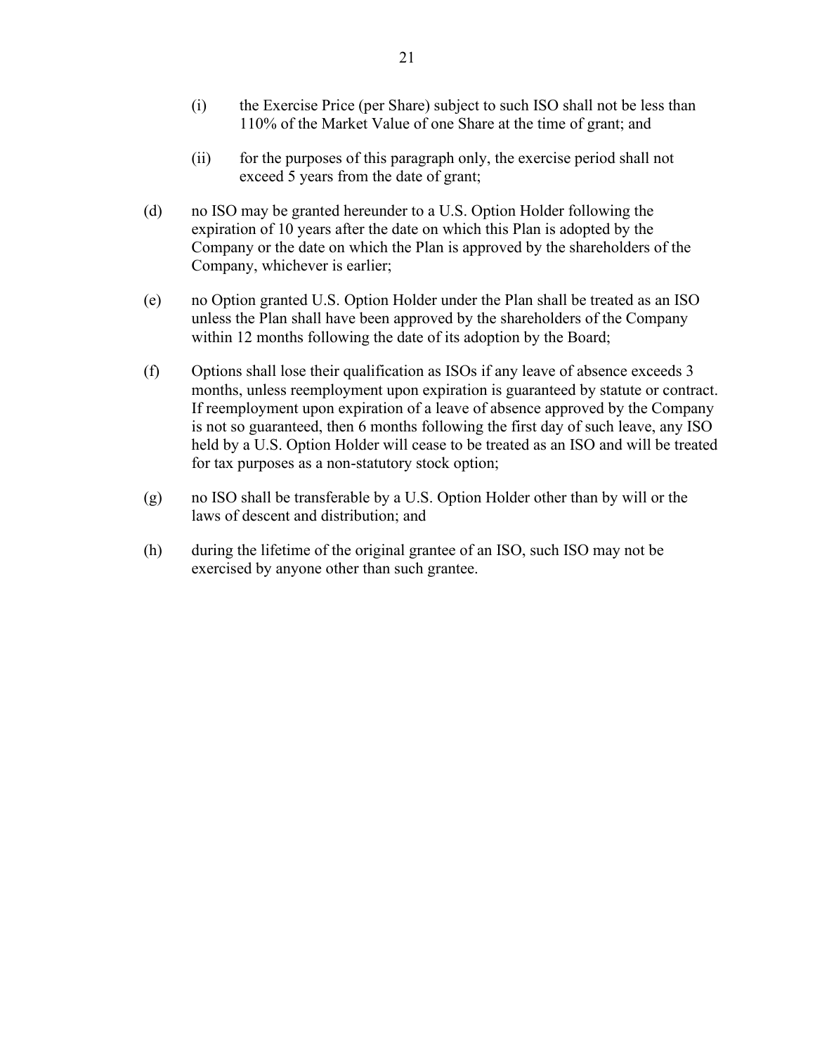(i) the Exercise Price (per Share) subject to such ISO shall not be less than 110% of the Market Value of one Share at the time of grant; and

(ii) for the purposes of this paragraph only, the exercise period shall not exceed 5 years from the date of grant;

(d) no ISO may be granted hereunder to a U.S. Option Holder following the expiration of 10 years after the date on which this Plan is adopted by the Company or the date on which the Plan is approved by the shareholders of the Company, whichever is earlier;

(e) no Option granted U.S. Option Holder under the Plan shall be treated as an ISO unless the Plan shall have been approved by the shareholders of the Company within 12 months following the date of its adoption by the Board;

(f) Options shall lose their qualification as ISOs if any leave of absence exceeds 3 months, unless reemployment upon expiration is guaranteed by statute or contract. If reemployment upon expiration of a leave of absence approved by the Company is not so guaranteed, then 6 months following the first day of such leave, any ISO held by a U.S. Option Holder will cease to be treated as an ISO and will be treated for tax purposes as a non-statutory stock option;

(g) no ISO shall be transferable by a U.S. Option Holder other than by will or the laws of descent and distribution; and

(h) during the lifetime of the original grantee of an ISO, such ISO may not be exercised by anyone other than such grantee.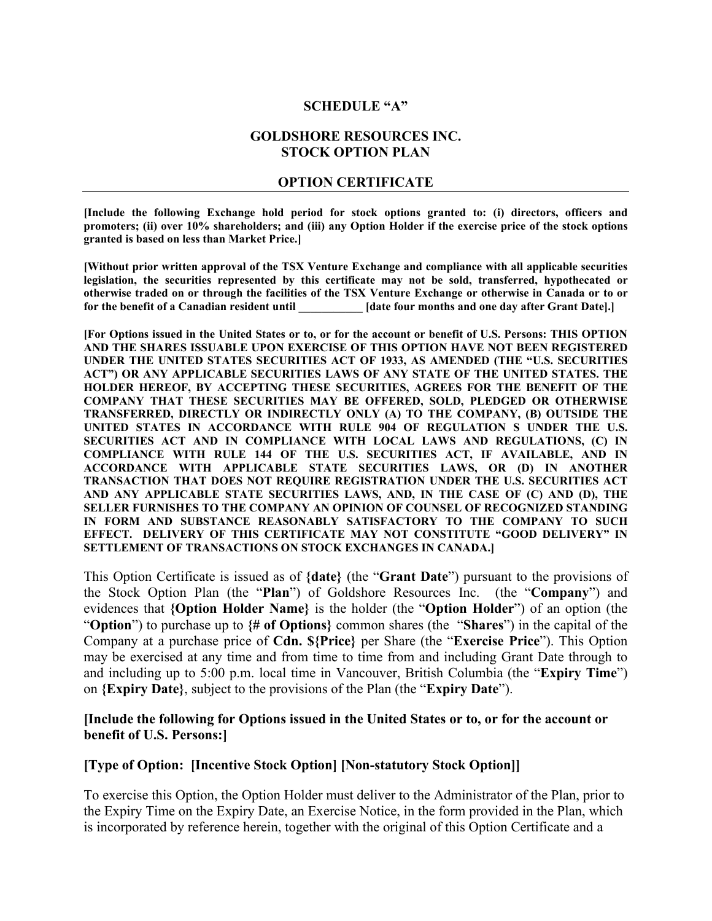**SCHEDULE "A"**

**GOLDSHORE RESOURCES INC.**
**STOCK OPTION PLAN**

**OPTION CERTIFICATE**

**[Include the following Exchange hold period for stock options granted to: (i) directors, officers and promoters; (ii) over 10% shareholders; and (iii) any Option Holder if the exercise price of the stock options granted is based on less than Market Price.]**

**[Without prior written approval of the TSX Venture Exchange and compliance with all applicable securities legislation, the securities represented by this certificate may not be sold, transferred, hypothecated or otherwise traded on or through the facilities of the TSX Venture Exchange or otherwise in Canada or to or for the benefit of a Canadian resident until ___________ [date four months and one day after Grant Date].]**

**[For Options issued in the United States or to, or for the account or benefit of U.S. Persons: THIS OPTION AND THE SHARES ISSUABLE UPON EXERCISE OF THIS OPTION HAVE NOT BEEN REGISTERED UNDER THE UNITED STATES SECURITIES ACT OF 1933, AS AMENDED (THE "U.S. SECURITIES ACT") OR ANY APPLICABLE SECURITIES LAWS OF ANY STATE OF THE UNITED STATES. THE HOLDER HEREOF, BY ACCEPTING THESE SECURITIES, AGREES FOR THE BENEFIT OF THE COMPANY THAT THESE SECURITIES MAY BE OFFERED, SOLD, PLEDGED OR OTHERWISE TRANSFERRED, DIRECTLY OR INDIRECTLY ONLY (A) TO THE COMPANY, (B) OUTSIDE THE UNITED STATES IN ACCORDANCE WITH RULE 904 OF REGULATION S UNDER THE U.S. SECURITIES ACT AND IN COMPLIANCE WITH LOCAL LAWS AND REGULATIONS, (C) IN COMPLIANCE WITH RULE 144 OF THE U.S. SECURITIES ACT, IF AVAILABLE, AND IN ACCORDANCE WITH APPLICABLE STATE SECURITIES LAWS, OR (D) IN ANOTHER TRANSACTION THAT DOES NOT REQUIRE REGISTRATION UNDER THE U.S. SECURITIES ACT AND ANY APPLICABLE STATE SECURITIES LAWS, AND, IN THE CASE OF (C) AND (D), THE SELLER FURNISHES TO THE COMPANY AN OPINION OF COUNSEL OF RECOGNIZED STANDING IN FORM AND SUBSTANCE REASONABLY SATISFACTORY TO THE COMPANY TO SUCH EFFECT. DELIVERY OF THIS CERTIFICATE MAY NOT CONSTITUTE "GOOD DELIVERY" IN SETTLEMENT OF TRANSACTIONS ON STOCK EXCHANGES IN CANADA.]**

This Option Certificate is issued as of **{date}** (the "**Grant Date**") pursuant to the provisions of the Stock Option Plan (the "**Plan**") of Goldshore Resources Inc. (the "**Company**") and evidences that **{Option Holder Name}** is the holder (the "**Option Holder**") of an option (the "**Option**") to purchase up to **{# of Options}** common shares (the "**Shares**") in the capital of the Company at a purchase price of **Cdn. ${Price}** per Share (the "**Exercise Price**"). This Option may be exercised at any time and from time to time from and including Grant Date through to and including up to 5:00 p.m. local time in Vancouver, British Columbia (the "**Expiry Time**") on **{Expiry Date}**, subject to the provisions of the Plan (the "**Expiry Date**").

**[Include the following for Options issued in the United States or to, or for the account or benefit of U.S. Persons:]**

**[Type of Option: [Incentive Stock Option] [Non-statutory Stock Option]]**

To exercise this Option, the Option Holder must deliver to the Administrator of the Plan, prior to the Expiry Time on the Expiry Date, an Exercise Notice, in the form provided in the Plan, which is incorporated by reference herein, together with the original of this Option Certificate and a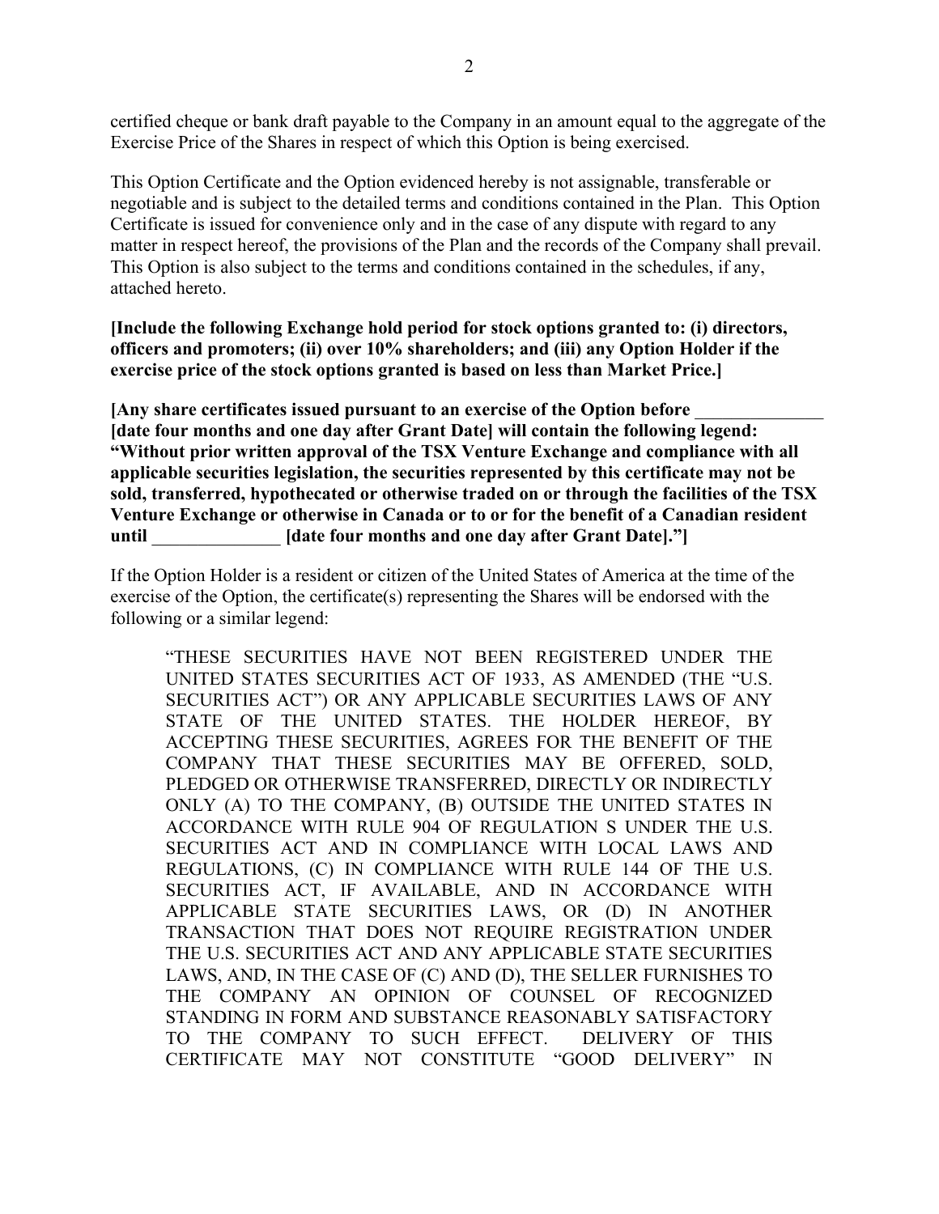certified cheque or bank draft payable to the Company in an amount equal to the aggregate of the Exercise Price of the Shares in respect of which this Option is being exercised.

This Option Certificate and the Option evidenced hereby is not assignable, transferable or negotiable and is subject to the detailed terms and conditions contained in the Plan. This Option Certificate is issued for convenience only and in the case of any dispute with regard to any matter in respect hereof, the provisions of the Plan and the records of the Company shall prevail. This Option is also subject to the terms and conditions contained in the schedules, if any, attached hereto.

**[Include the following Exchange hold period for stock options granted to: (i) directors, officers and promoters; (ii) over 10% shareholders; and (iii) any Option Holder if the exercise price of the stock options granted is based on less than Market Price.]**

**[Any share certificates issued pursuant to an exercise of the Option before \_\_\_\_\_\_\_\_\_\_\_\_\_\_ [date four months and one day after Grant Date] will contain the following legend: "Without prior written approval of the TSX Venture Exchange and compliance with all applicable securities legislation, the securities represented by this certificate may not be sold, transferred, hypothecated or otherwise traded on or through the facilities of the TSX Venture Exchange or otherwise in Canada or to or for the benefit of a Canadian resident until \_\_\_\_\_\_\_\_\_\_\_\_\_\_ [date four months and one day after Grant Date]."]**

If the Option Holder is a resident or citizen of the United States of America at the time of the exercise of the Option, the certificate(s) representing the Shares will be endorsed with the following or a similar legend:

> "THESE SECURITIES HAVE NOT BEEN REGISTERED UNDER THE UNITED STATES SECURITIES ACT OF 1933, AS AMENDED (THE "U.S. SECURITIES ACT") OR ANY APPLICABLE SECURITIES LAWS OF ANY STATE OF THE UNITED STATES. THE HOLDER HEREOF, BY ACCEPTING THESE SECURITIES, AGREES FOR THE BENEFIT OF THE COMPANY THAT THESE SECURITIES MAY BE OFFERED, SOLD, PLEDGED OR OTHERWISE TRANSFERRED, DIRECTLY OR INDIRECTLY ONLY (A) TO THE COMPANY, (B) OUTSIDE THE UNITED STATES IN ACCORDANCE WITH RULE 904 OF REGULATION S UNDER THE U.S. SECURITIES ACT AND IN COMPLIANCE WITH LOCAL LAWS AND REGULATIONS, (C) IN COMPLIANCE WITH RULE 144 OF THE U.S. SECURITIES ACT, IF AVAILABLE, AND IN ACCORDANCE WITH APPLICABLE STATE SECURITIES LAWS, OR (D) IN ANOTHER TRANSACTION THAT DOES NOT REQUIRE REGISTRATION UNDER THE U.S. SECURITIES ACT AND ANY APPLICABLE STATE SECURITIES LAWS, AND, IN THE CASE OF (C) AND (D), THE SELLER FURNISHES TO THE COMPANY AN OPINION OF COUNSEL OF RECOGNIZED STANDING IN FORM AND SUBSTANCE REASONABLY SATISFACTORY TO THE COMPANY TO SUCH EFFECT. DELIVERY OF THIS CERTIFICATE MAY NOT CONSTITUTE "GOOD DELIVERY" IN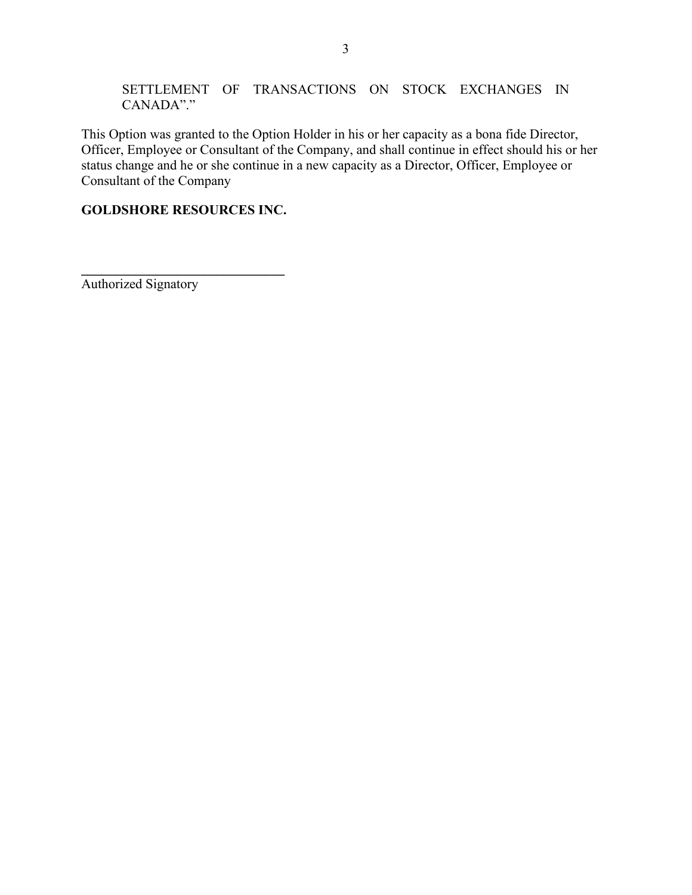SETTLEMENT OF TRANSACTIONS ON STOCK EXCHANGES IN CANADA"."

This Option was granted to the Option Holder in his or her capacity as a bona fide Director, Officer, Employee or Consultant of the Company, and shall continue in effect should his or her status change and he or she continue in a new capacity as a Director, Officer, Employee or Consultant of the Company

**GOLDSHORE RESOURCES INC.**

______________________________

Authorized Signatory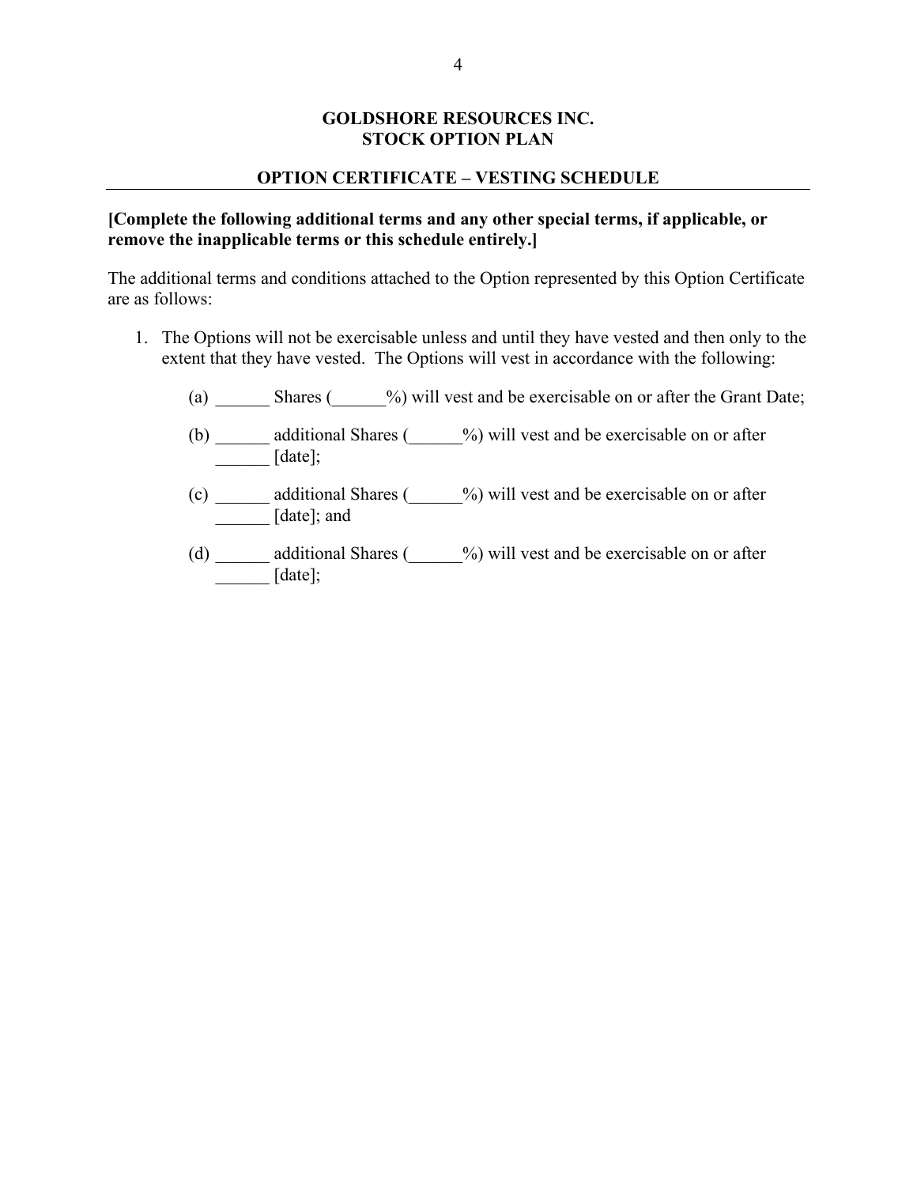# GOLDSHORE RESOURCES INC.
# STOCK OPTION PLAN

## OPTION CERTIFICATE – VESTING SCHEDULE

**[Complete the following additional terms and any other special terms, if applicable, or remove the inapplicable terms or this schedule entirely.]**

The additional terms and conditions attached to the Option represented by this Option Certificate are as follows:

1. The Options will not be exercisable unless and until they have vested and then only to the extent that they have vested. The Options will vest in accordance with the following:

   (a) ______ Shares (______%) will vest and be exercisable on or after the Grant Date;

   (b) ______ additional Shares (______%) will vest and be exercisable on or after ______ [date];

   (c) ______ additional Shares (______%) will vest and be exercisable on or after ______ [date]; and

   (d) ______ additional Shares (______%) will vest and be exercisable on or after ______ [date];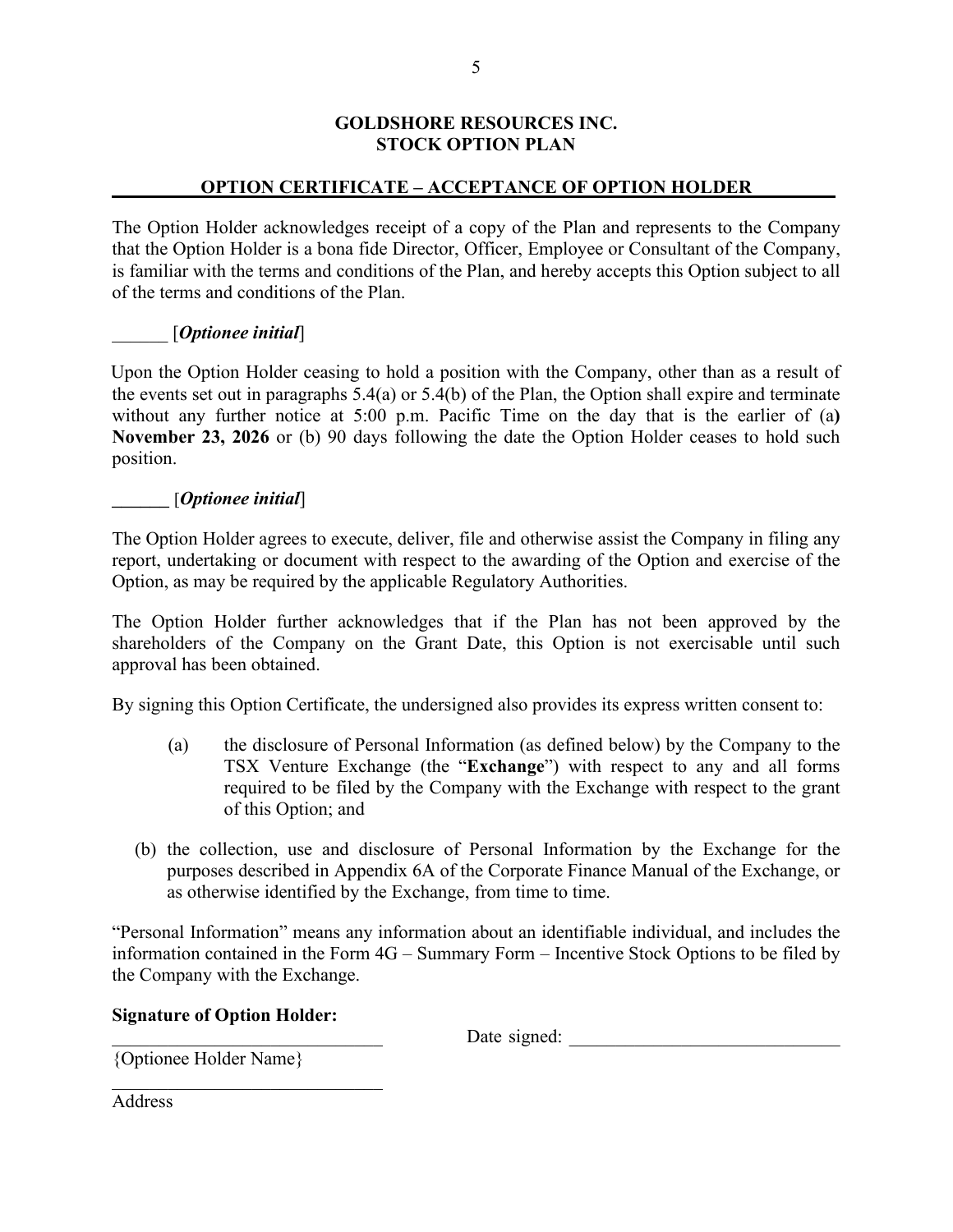**GOLDSHORE RESOURCES INC.**
**STOCK OPTION PLAN**

**OPTION CERTIFICATE – ACCEPTANCE OF OPTION HOLDER**

The Option Holder acknowledges receipt of a copy of the Plan and represents to the Company that the Option Holder is a bona fide Director, Officer, Employee or Consultant of the Company, is familiar with the terms and conditions of the Plan, and hereby accepts this Option subject to all of the terms and conditions of the Plan.

______ [*Optionee initial*]

Upon the Option Holder ceasing to hold a position with the Company, other than as a result of the events set out in paragraphs 5.4(a) or 5.4(b) of the Plan, the Option shall expire and terminate without any further notice at 5:00 p.m. Pacific Time on the day that is the earlier of (a**) November 23, 2026** or (b) 90 days following the date the Option Holder ceases to hold such position.

**______** [*Optionee initial*]

The Option Holder agrees to execute, deliver, file and otherwise assist the Company in filing any report, undertaking or document with respect to the awarding of the Option and exercise of the Option, as may be required by the applicable Regulatory Authorities.

The Option Holder further acknowledges that if the Plan has not been approved by the shareholders of the Company on the Grant Date, this Option is not exercisable until such approval has been obtained.

By signing this Option Certificate, the undersigned also provides its express written consent to:

(a) the disclosure of Personal Information (as defined below) by the Company to the TSX Venture Exchange (the "**Exchange**") with respect to any and all forms required to be filed by the Company with the Exchange with respect to the grant of this Option; and

(b) the collection, use and disclosure of Personal Information by the Exchange for the purposes described in Appendix 6A of the Corporate Finance Manual of the Exchange, or as otherwise identified by the Exchange, from time to time.

"Personal Information" means any information about an identifiable individual, and includes the information contained in the Form 4G – Summary Form – Incentive Stock Options to be filed by the Company with the Exchange.

**Signature of Option Holder:**

______________________________ Date signed: ______________________________

{Optionee Holder Name}

______________________________

Address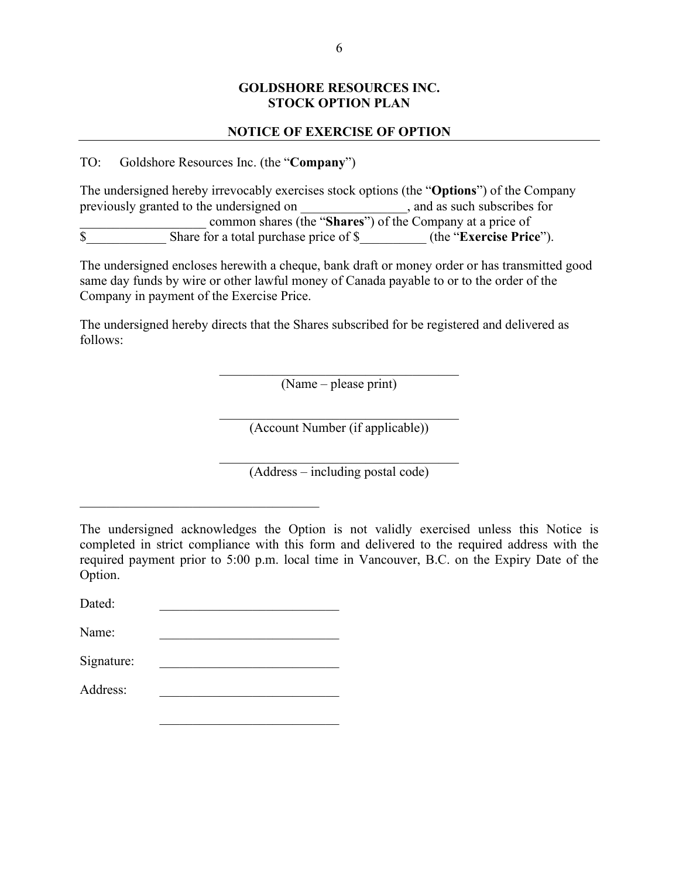**GOLDSHORE RESOURCES INC.**
**STOCK OPTION PLAN**

**NOTICE OF EXERCISE OF OPTION**

---

TO: Goldshore Resources Inc. (the "**Company**")

The undersigned hereby irrevocably exercises stock options (the "**Options**") of the Company previously granted to the undersigned on ________________, and as such subscribes for ___________________ common shares (the "**Shares**") of the Company at a price of $____________ Share for a total purchase price of $__________ (the "**Exercise Price**").

The undersigned encloses herewith a cheque, bank draft or money order or has transmitted good same day funds by wire or other lawful money of Canada payable to or to the order of the Company in payment of the Exercise Price.

The undersigned hereby directs that the Shares subscribed for be registered and delivered as follows:

_____________________________________
(Name – please print)

_____________________________________
(Account Number (if applicable))

_____________________________________
(Address – including postal code)

_____________________________________

The undersigned acknowledges the Option is not validly exercised unless this Notice is completed in strict compliance with this form and delivered to the required address with the required payment prior to 5:00 p.m. local time in Vancouver, B.C. on the Expiry Date of the Option.

Dated: ___________________________

Name: ___________________________

Signature: ___________________________

Address: ___________________________

___________________________